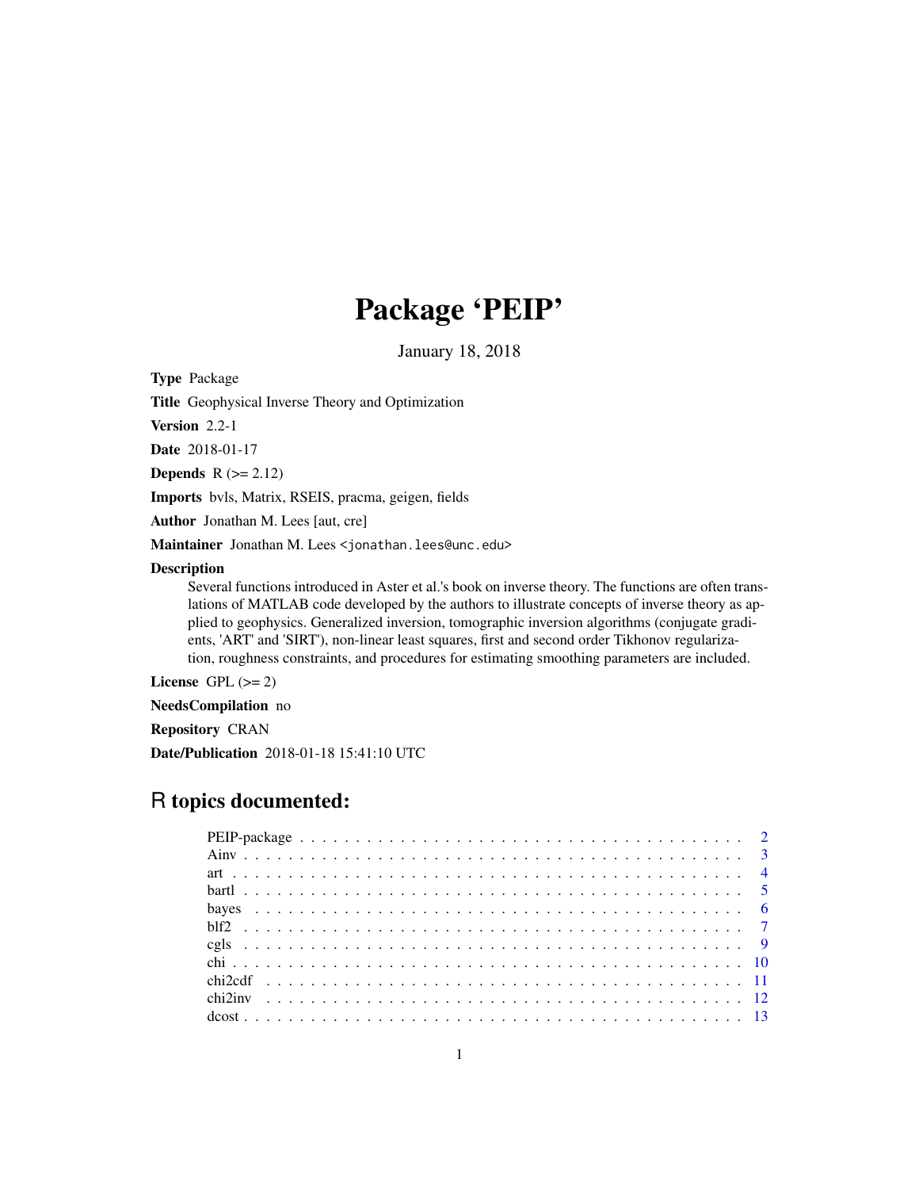# Package 'PEIP'

January 18, 2018

**Type** Package

**Title** Geophysical Inverse Theory and Optimization

**Version** 2.2-1

**Date** 2018-01-17

**Depends** R (>= 2.12)

**Imports** bvls, Matrix, RSEIS, pracma, geigen, fields

**Author** Jonathan M. Lees [aut, cre]

**Maintainer** Jonathan M. Lees <jonathan.lees@unc.edu>

**Description**
Several functions introduced in Aster et al.'s book on inverse theory. The functions are often translations of MATLAB code developed by the authors to illustrate concepts of inverse theory as applied to geophysics. Generalized inversion, tomographic inversion algorithms (conjugate gradients, 'ART' and 'SIRT'), non-linear least squares, first and second order Tikhonov regularization, roughness constraints, and procedures for estimating smoothing parameters are included.

**License** GPL (>= 2)

**NeedsCompilation** no

**Repository** CRAN

**Date/Publication** 2018-01-18 15:41:10 UTC

## R topics documented:

PEIP-package . . . . . . . . . . . . . . . . . . . . . . . . . . . . . . . . . . . . . . . . 2
Ainv . . . . . . . . . . . . . . . . . . . . . . . . . . . . . . . . . . . . . . . . . . . . 3
art . . . . . . . . . . . . . . . . . . . . . . . . . . . . . . . . . . . . . . . . . . . . . 4
bartl . . . . . . . . . . . . . . . . . . . . . . . . . . . . . . . . . . . . . . . . . . . . 5
bayes . . . . . . . . . . . . . . . . . . . . . . . . . . . . . . . . . . . . . . . . . . . 6
blf2 . . . . . . . . . . . . . . . . . . . . . . . . . . . . . . . . . . . . . . . . . . . . 7
cgls . . . . . . . . . . . . . . . . . . . . . . . . . . . . . . . . . . . . . . . . . . . . 9
chi . . . . . . . . . . . . . . . . . . . . . . . . . . . . . . . . . . . . . . . . . . . . . 10
chi2cdf . . . . . . . . . . . . . . . . . . . . . . . . . . . . . . . . . . . . . . . . . . 11
chi2inv . . . . . . . . . . . . . . . . . . . . . . . . . . . . . . . . . . . . . . . . . . 12
dcost . . . . . . . . . . . . . . . . . . . . . . . . . . . . . . . . . . . . . . . . . . . 13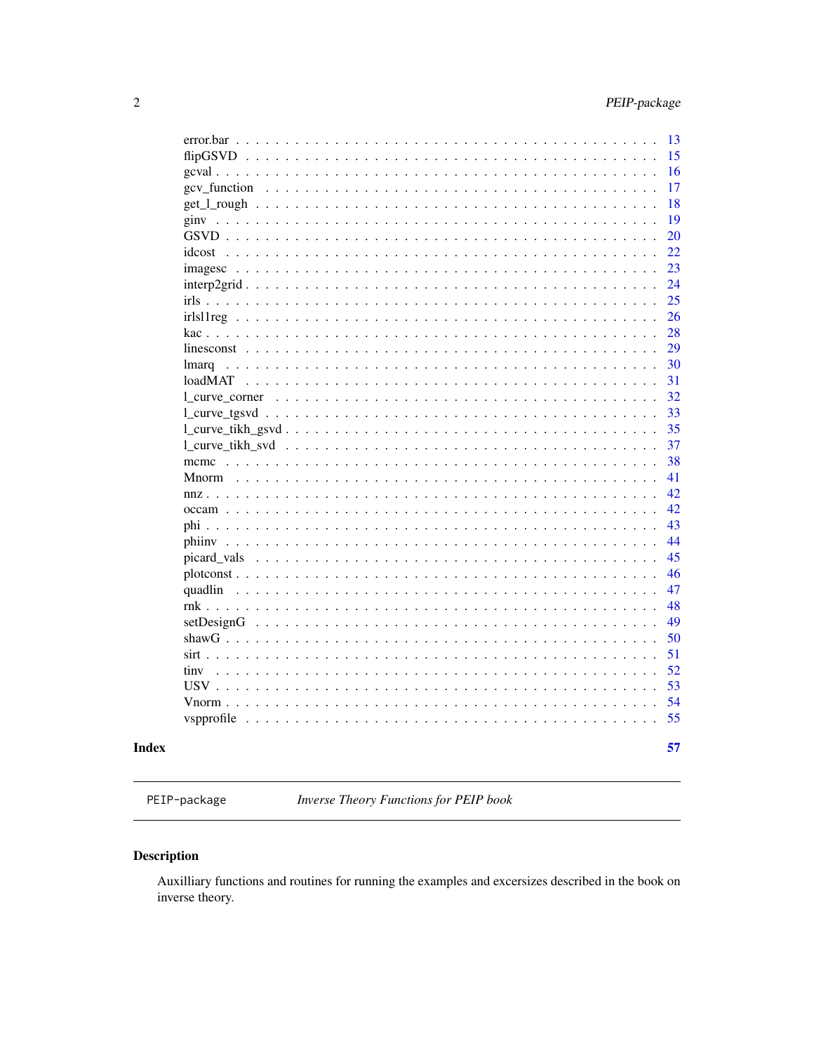error.bar . . . . . . . . . . . . . . . . . . . . . . . . . . . . . . . . . . . . . . 13
flipGSVD . . . . . . . . . . . . . . . . . . . . . . . . . . . . . . . . . . . . . . 15
gcval . . . . . . . . . . . . . . . . . . . . . . . . . . . . . . . . . . . . . . . . 16
gcv_function . . . . . . . . . . . . . . . . . . . . . . . . . . . . . . . . . . . . 17
get_l_rough . . . . . . . . . . . . . . . . . . . . . . . . . . . . . . . . . . . . . 18
ginv . . . . . . . . . . . . . . . . . . . . . . . . . . . . . . . . . . . . . . . . . 19
GSVD . . . . . . . . . . . . . . . . . . . . . . . . . . . . . . . . . . . . . . . . 20
idcost . . . . . . . . . . . . . . . . . . . . . . . . . . . . . . . . . . . . . . . . 22
imagesc . . . . . . . . . . . . . . . . . . . . . . . . . . . . . . . . . . . . . . . 23
interp2grid . . . . . . . . . . . . . . . . . . . . . . . . . . . . . . . . . . . . . 24
irls . . . . . . . . . . . . . . . . . . . . . . . . . . . . . . . . . . . . . . . . . 25
irlsl1reg . . . . . . . . . . . . . . . . . . . . . . . . . . . . . . . . . . . . . . 26
kac . . . . . . . . . . . . . . . . . . . . . . . . . . . . . . . . . . . . . . . . . 28
linesconst . . . . . . . . . . . . . . . . . . . . . . . . . . . . . . . . . . . . . 29
lmarq . . . . . . . . . . . . . . . . . . . . . . . . . . . . . . . . . . . . . . . . 30
loadMAT . . . . . . . . . . . . . . . . . . . . . . . . . . . . . . . . . . . . . . 31
l_curve_corner . . . . . . . . . . . . . . . . . . . . . . . . . . . . . . . . . . . 32
l_curve_tgsvd . . . . . . . . . . . . . . . . . . . . . . . . . . . . . . . . . . . 33
l_curve_tikh_gsvd . . . . . . . . . . . . . . . . . . . . . . . . . . . . . . . . . 35
l_curve_tikh_svd . . . . . . . . . . . . . . . . . . . . . . . . . . . . . . . . . . 37
mcmc . . . . . . . . . . . . . . . . . . . . . . . . . . . . . . . . . . . . . . . . 38
Mnorm . . . . . . . . . . . . . . . . . . . . . . . . . . . . . . . . . . . . . . . 41
nnz . . . . . . . . . . . . . . . . . . . . . . . . . . . . . . . . . . . . . . . . . 42
occam . . . . . . . . . . . . . . . . . . . . . . . . . . . . . . . . . . . . . . . . 42
phi . . . . . . . . . . . . . . . . . . . . . . . . . . . . . . . . . . . . . . . . . 43
phiinv . . . . . . . . . . . . . . . . . . . . . . . . . . . . . . . . . . . . . . . . 44
picard_vals . . . . . . . . . . . . . . . . . . . . . . . . . . . . . . . . . . . . . 45
plotconst . . . . . . . . . . . . . . . . . . . . . . . . . . . . . . . . . . . . . . 46
quadlin . . . . . . . . . . . . . . . . . . . . . . . . . . . . . . . . . . . . . . . 47
rnk . . . . . . . . . . . . . . . . . . . . . . . . . . . . . . . . . . . . . . . . . 48
setDesignG . . . . . . . . . . . . . . . . . . . . . . . . . . . . . . . . . . . . . 49
shawG . . . . . . . . . . . . . . . . . . . . . . . . . . . . . . . . . . . . . . . . 50
sirt . . . . . . . . . . . . . . . . . . . . . . . . . . . . . . . . . . . . . . . . . 51
tinv . . . . . . . . . . . . . . . . . . . . . . . . . . . . . . . . . . . . . . . . . 52
USV . . . . . . . . . . . . . . . . . . . . . . . . . . . . . . . . . . . . . . . . . 53
Vnorm . . . . . . . . . . . . . . . . . . . . . . . . . . . . . . . . . . . . . . . . 54
vspprofile . . . . . . . . . . . . . . . . . . . . . . . . . . . . . . . . . . . . . . 55

**Index** **57**

---

PEIP-package *Inverse Theory Functions for PEIP book*

---

## Description

Auxilliary functions and routines for running the examples and excersizes described in the book on inverse theory.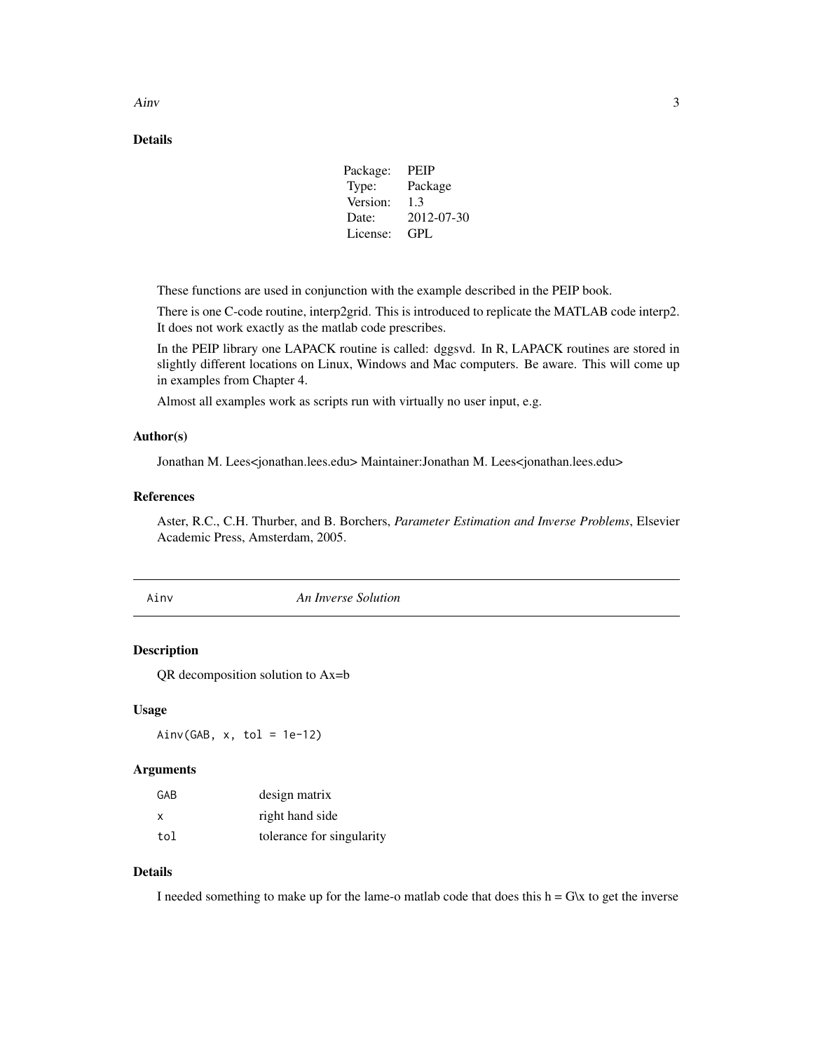## Details

| Package: | PEIP |
|---|---|
| Type: | Package |
| Version: | 1.3 |
| Date: | 2012-07-30 |
| License: | GPL |

These functions are used in conjunction with the example described in the PEIP book.

There is one C-code routine, interp2grid. This is introduced to replicate the MATLAB code interp2. It does not work exactly as the matlab code prescribes.

In the PEIP library one LAPACK routine is called: dggsvd. In R, LAPACK routines are stored in slightly different locations on Linux, Windows and Mac computers. Be aware. This will come up in examples from Chapter 4.

Almost all examples work as scripts run with virtually no user input, e.g.

## Author(s)

Jonathan M. Lees<jonathan.lees.edu> Maintainer:Jonathan M. Lees<jonathan.lees.edu>

## References

Aster, R.C., C.H. Thurber, and B. Borchers, *Parameter Estimation and Inverse Problems*, Elsevier Academic Press, Amsterdam, 2005.

---

# Ainv — *An Inverse Solution*

## Description

QR decomposition solution to Ax=b

## Usage

```
Ainv(GAB, x, tol = 1e-12)
```

## Arguments

| | |
|---|---|
| GAB | design matrix |
| x | right hand side |
| tol | tolerance for singularity |

## Details

I needed something to make up for the lame-o matlab code that does this h = G\x to get the inverse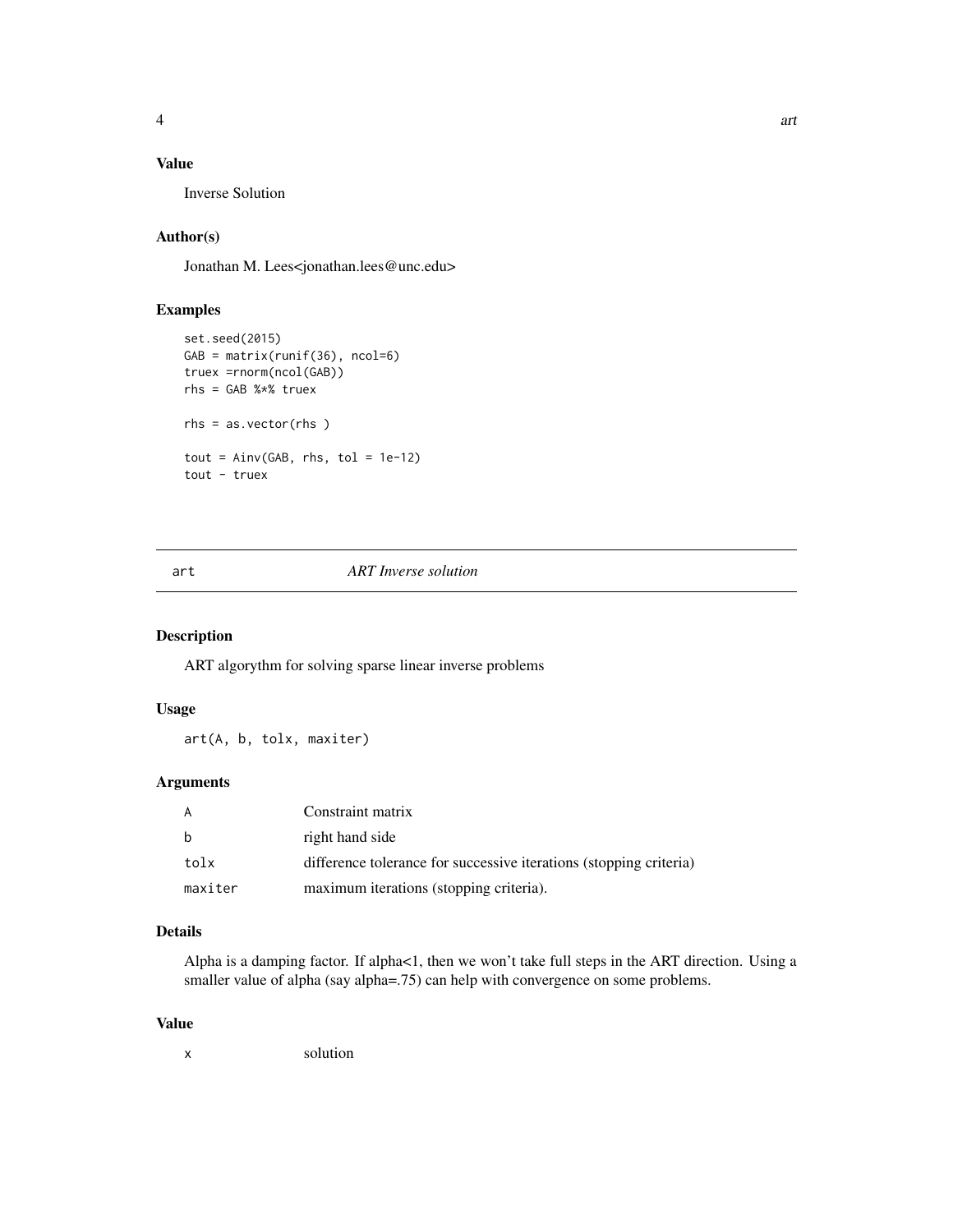## Value

Inverse Solution

## Author(s)

Jonathan M. Lees<jonathan.lees@unc.edu>

## Examples

```
set.seed(2015)
GAB = matrix(runif(36), ncol=6)
truex =rnorm(ncol(GAB))
rhs = GAB %*% truex

rhs = as.vector(rhs )

tout = Ainv(GAB, rhs, tol = 1e-12)
tout - truex
```

---

# art — *ART Inverse solution*

---

## Description

ART algorythm for solving sparse linear inverse problems

## Usage

```
art(A, b, tolx, maxiter)
```

## Arguments

| | |
|---|---|
| A | Constraint matrix |
| b | right hand side |
| tolx | difference tolerance for successive iterations (stopping criteria) |
| maxiter | maximum iterations (stopping criteria). |

## Details

Alpha is a damping factor. If alpha<1, then we won't take full steps in the ART direction. Using a smaller value of alpha (say alpha=.75) can help with convergence on some problems.

## Value

| | |
|---|---|
| x | solution |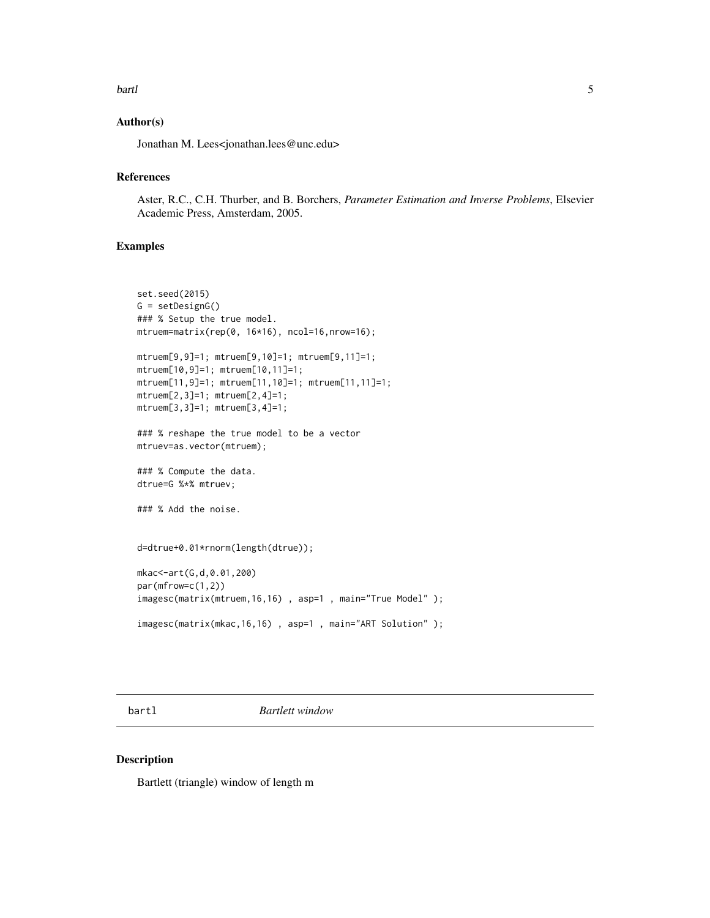## Author(s)

Jonathan M. Lees<jonathan.lees@unc.edu>

## References

Aster, R.C., C.H. Thurber, and B. Borchers, *Parameter Estimation and Inverse Problems*, Elsevier Academic Press, Amsterdam, 2005.

## Examples

```
set.seed(2015)
G = setDesignG()
### % Setup the true model.
mtruem=matrix(rep(0, 16*16), ncol=16,nrow=16);

mtruem[9,9]=1; mtruem[9,10]=1; mtruem[9,11]=1;
mtruem[10,9]=1; mtruem[10,11]=1;
mtruem[11,9]=1; mtruem[11,10]=1; mtruem[11,11]=1;
mtruem[2,3]=1; mtruem[2,4]=1;
mtruem[3,3]=1; mtruem[3,4]=1;

### % reshape the true model to be a vector
mtruev=as.vector(mtruem);

### % Compute the data.
dtrue=G %*% mtruev;

### % Add the noise.


d=dtrue+0.01*rnorm(length(dtrue));

mkac<-art(G,d,0.01,200)
par(mfrow=c(1,2))
imagesc(matrix(mtruem,16,16) , asp=1 , main="True Model" );

imagesc(matrix(mkac,16,16) , asp=1 , main="ART Solution" );
```

# bartl *Bartlett window*

## Description

Bartlett (triangle) window of length m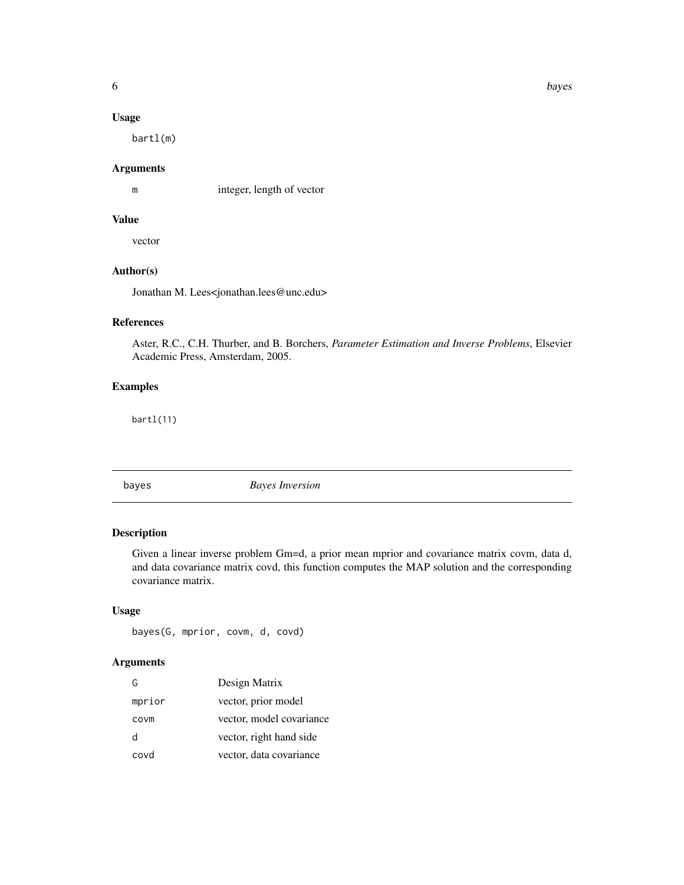### Usage

```
bartl(m)
```

### Arguments

| | |
|---|---|
| m | integer, length of vector |

### Value

vector

### Author(s)

Jonathan M. Lees<jonathan.lees@unc.edu>

### References

Aster, R.C., C.H. Thurber, and B. Borchers, *Parameter Estimation and Inverse Problems*, Elsevier Academic Press, Amsterdam, 2005.

### Examples

```
bartl(11)
```

---

## bayes *Bayes Inversion*

---

### Description

Given a linear inverse problem Gm=d, a prior mean mprior and covariance matrix covm, data d, and data covariance matrix covd, this function computes the MAP solution and the corresponding covariance matrix.

### Usage

```
bayes(G, mprior, covm, d, covd)
```

### Arguments

| | |
|---|---|
| G | Design Matrix |
| mprior | vector, prior model |
| covm | vector, model covariance |
| d | vector, right hand side |
| covd | vector, data covariance |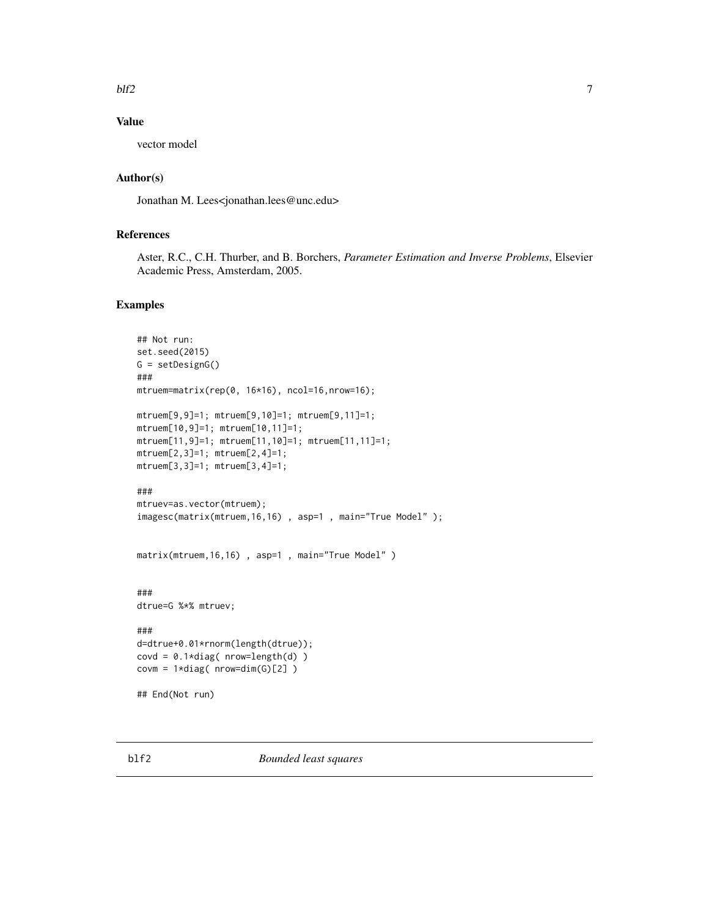## Value

vector model

## Author(s)

Jonathan M. Lees<jonathan.lees@unc.edu>

## References

Aster, R.C., C.H. Thurber, and B. Borchers, *Parameter Estimation and Inverse Problems*, Elsevier Academic Press, Amsterdam, 2005.

## Examples

```
## Not run:
set.seed(2015)
G = setDesignG()
###
mtruem=matrix(rep(0, 16*16), ncol=16,nrow=16);

mtruem[9,9]=1; mtruem[9,10]=1; mtruem[9,11]=1;
mtruem[10,9]=1; mtruem[10,11]=1;
mtruem[11,9]=1; mtruem[11,10]=1; mtruem[11,11]=1;
mtruem[2,3]=1; mtruem[2,4]=1;
mtruem[3,3]=1; mtruem[3,4]=1;

###
mtruev=as.vector(mtruem);
imagesc(matrix(mtruem,16,16) , asp=1 , main="True Model" );


matrix(mtruem,16,16) , asp=1 , main="True Model" )


###
dtrue=G %*% mtruev;

###
d=dtrue+0.01*rnorm(length(dtrue));
covd = 0.1*diag( nrow=length(d) )
covm = 1*diag( nrow=dim(G)[2] )

## End(Not run)
```

---

blf2 &nbsp;&nbsp;&nbsp;&nbsp;&nbsp;&nbsp;&nbsp;&nbsp; *Bounded least squares*

---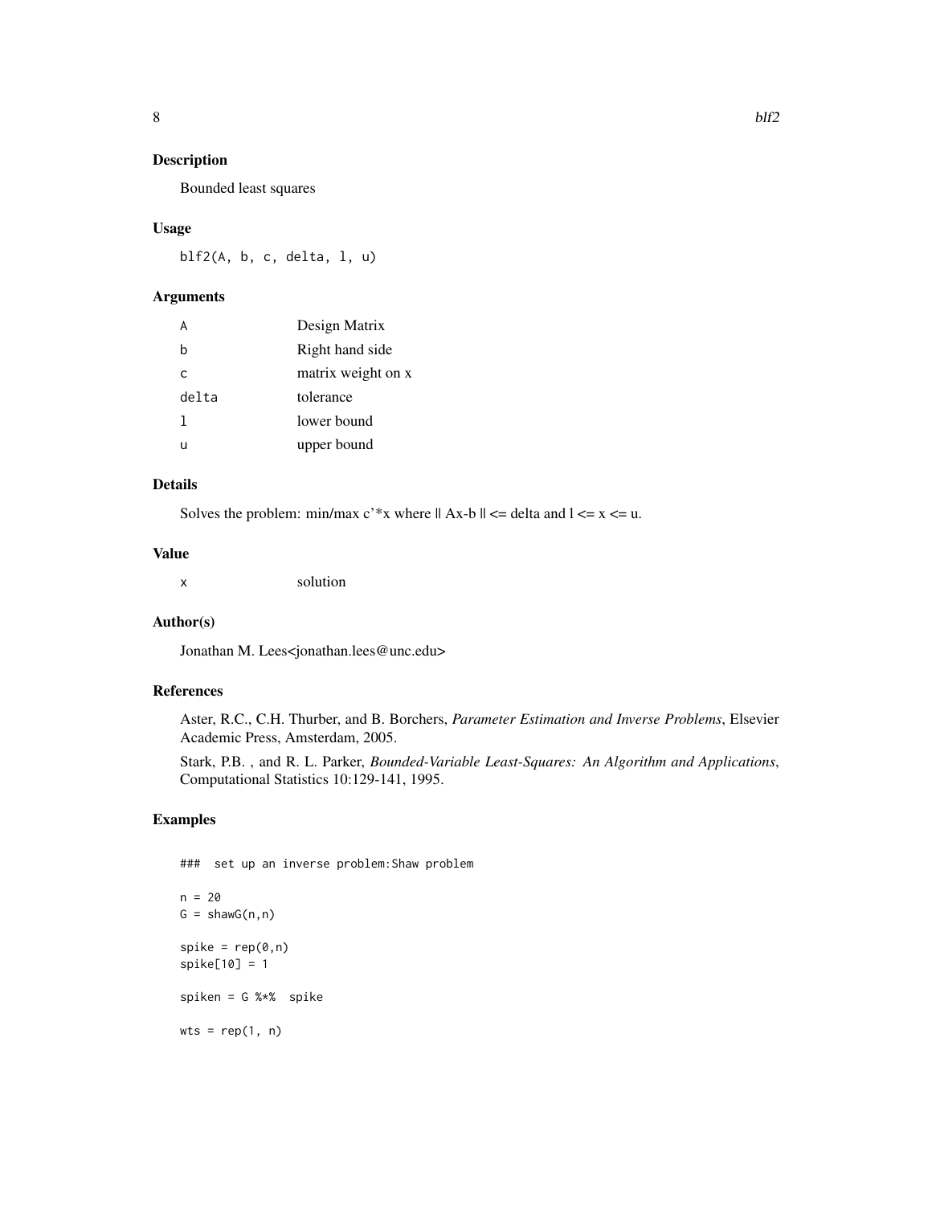## Description

Bounded least squares

## Usage

```
blf2(A, b, c, delta, l, u)
```

## Arguments

| | |
|---|---|
| A | Design Matrix |
| b | Right hand side |
| c | matrix weight on x |
| delta | tolerance |
| l | lower bound |
| u | upper bound |

## Details

Solves the problem: min/max c'*x where || Ax-b || <= delta and l <= x <= u.

## Value

| | |
|---|---|
| x | solution |

## Author(s)

Jonathan M. Lees<jonathan.lees@unc.edu>

## References

Aster, R.C., C.H. Thurber, and B. Borchers, *Parameter Estimation and Inverse Problems*, Elsevier Academic Press, Amsterdam, 2005.

Stark, P.B. , and R. L. Parker, *Bounded-Variable Least-Squares: An Algorithm and Applications*, Computational Statistics 10:129-141, 1995.

## Examples

```
###  set up an inverse problem:Shaw problem

n = 20
G = shawG(n,n)

spike = rep(0,n)
spike[10] = 1

spiken = G %*%  spike

wts = rep(1, n)
```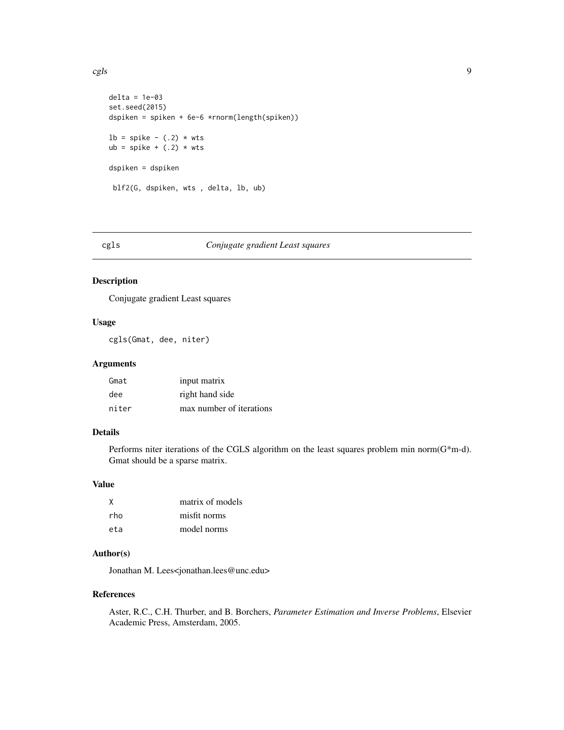```
delta = 1e-03
set.seed(2015)
dspiken = spiken + 6e-6 *rnorm(length(spiken))

lb = spike - (.2) * wts
ub = spike + (.2) * wts

dspiken = dspiken

 blf2(G, dspiken, wts , delta, lb, ub)
```

## cgls *Conjugate gradient Least squares*

### Description

Conjugate gradient Least squares

### Usage

```
cgls(Gmat, dee, niter)
```

### Arguments

| | |
|---|---|
| Gmat | input matrix |
| dee | right hand side |
| niter | max number of iterations |

### Details

Performs niter iterations of the CGLS algorithm on the least squares problem min norm(G*m-d). Gmat should be a sparse matrix.

### Value

| | |
|---|---|
| X | matrix of models |
| rho | misfit norms |
| eta | model norms |

### Author(s)

Jonathan M. Lees<jonathan.lees@unc.edu>

### References

Aster, R.C., C.H. Thurber, and B. Borchers, *Parameter Estimation and Inverse Problems*, Elsevier Academic Press, Amsterdam, 2005.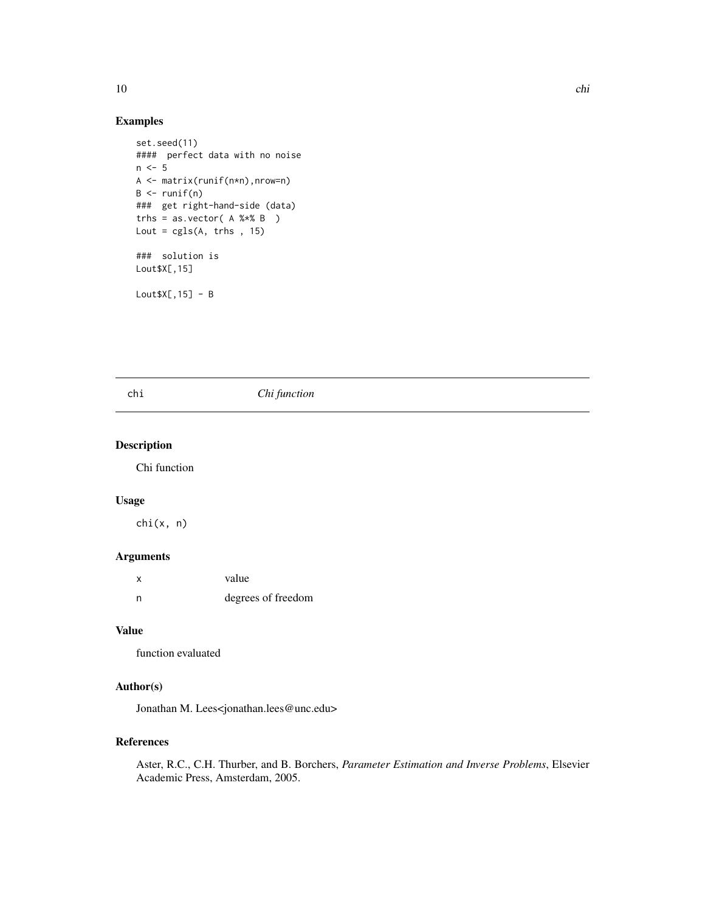## Examples

```
set.seed(11)
####  perfect data with no noise
n <- 5
A <- matrix(runif(n*n),nrow=n)
B <- runif(n)
###  get right-hand-side (data)
trhs = as.vector( A %*% B  )
Lout = cgls(A, trhs , 15)

###  solution is
Lout$X[,15]

Lout$X[,15] - B
```

---

# chi *Chi function*

## Description

Chi function

## Usage

```
chi(x, n)
```

## Arguments

| | |
|---|---|
| x | value |
| n | degrees of freedom |

## Value

function evaluated

## Author(s)

Jonathan M. Lees<jonathan.lees@unc.edu>

## References

Aster, R.C., C.H. Thurber, and B. Borchers, *Parameter Estimation and Inverse Problems*, Elsevier Academic Press, Amsterdam, 2005.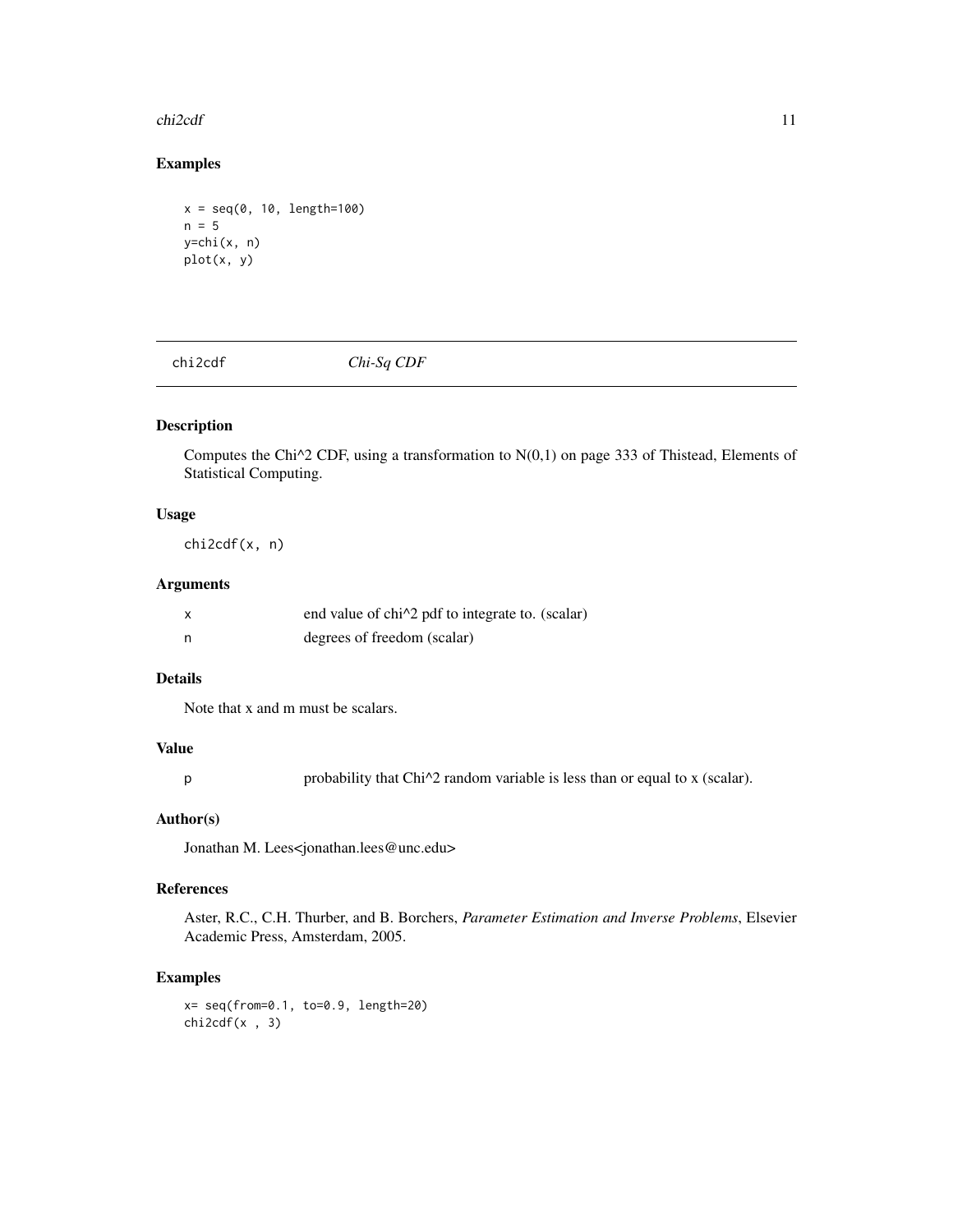## Examples

```
x = seq(0, 10, length=100)
n = 5
y=chi(x, n)
plot(x, y)
```

---

# chi2cdf *Chi-Sq CDF*

## Description

Computes the Chi^2 CDF, using a transformation to N(0,1) on page 333 of Thistead, Elements of Statistical Computing.

## Usage

```
chi2cdf(x, n)
```

## Arguments

| | |
|---|---|
| x | end value of chi^2 pdf to integrate to. (scalar) |
| n | degrees of freedom (scalar) |

## Details

Note that x and m must be scalars.

## Value

| | |
|---|---|
| p | probability that Chi^2 random variable is less than or equal to x (scalar). |

## Author(s)

Jonathan M. Lees<jonathan.lees@unc.edu>

## References

Aster, R.C., C.H. Thurber, and B. Borchers, *Parameter Estimation and Inverse Problems*, Elsevier Academic Press, Amsterdam, 2005.

## Examples

```
x= seq(from=0.1, to=0.9, length=20)
chi2cdf(x , 3)
```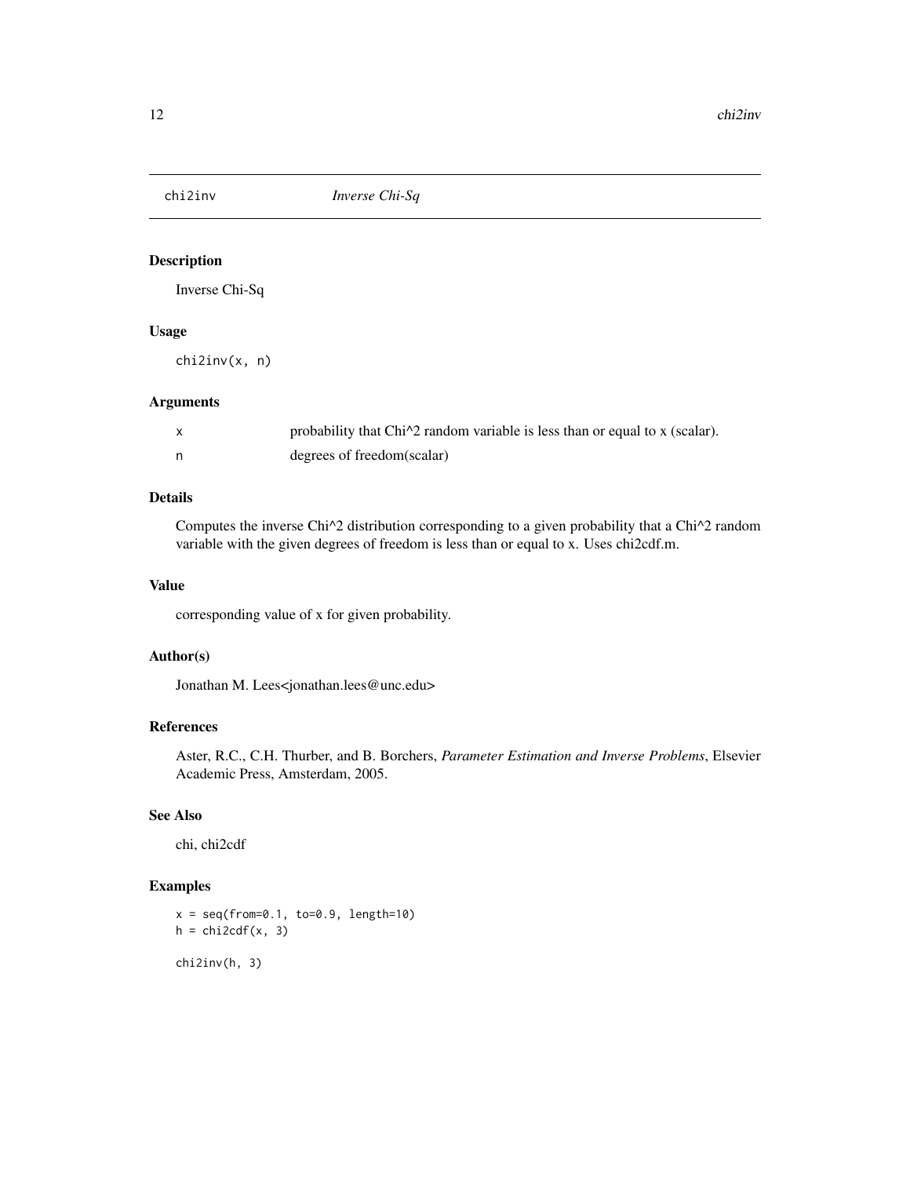# chi2inv *Inverse Chi-Sq*

## Description

Inverse Chi-Sq

## Usage

```
chi2inv(x, n)
```

## Arguments

| | |
|---|---|
| x | probability that Chi^2 random variable is less than or equal to x (scalar). |
| n | degrees of freedom(scalar) |

## Details

Computes the inverse Chi^2 distribution corresponding to a given probability that a Chi^2 random variable with the given degrees of freedom is less than or equal to x. Uses chi2cdf.m.

## Value

corresponding value of x for given probability.

## Author(s)

Jonathan M. Lees<jonathan.lees@unc.edu>

## References

Aster, R.C., C.H. Thurber, and B. Borchers, *Parameter Estimation and Inverse Problems*, Elsevier Academic Press, Amsterdam, 2005.

## See Also

chi, chi2cdf

## Examples

```
x = seq(from=0.1, to=0.9, length=10)
h = chi2cdf(x, 3)

chi2inv(h, 3)
```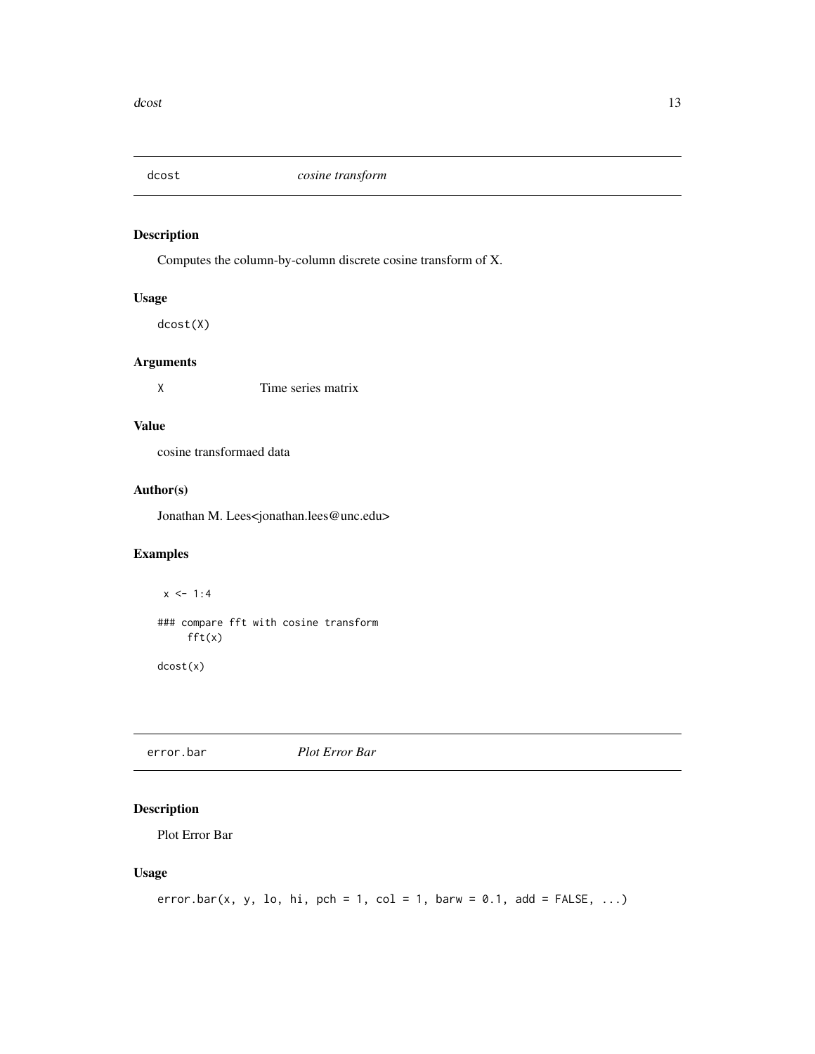## dcost *cosine transform*

### Description

Computes the column-by-column discrete cosine transform of X.

### Usage

```
dcost(X)
```

### Arguments

| | |
|---|---|
| X | Time series matrix |

### Value

cosine transformaed data

### Author(s)

Jonathan M. Lees<jonathan.lees@unc.edu>

### Examples

```
 x <- 1:4

### compare fft with cosine transform
     fft(x)

dcost(x)
```

## error.bar *Plot Error Bar*

### Description

Plot Error Bar

### Usage

```
error.bar(x, y, lo, hi, pch = 1, col = 1, barw = 0.1, add = FALSE, ...)
```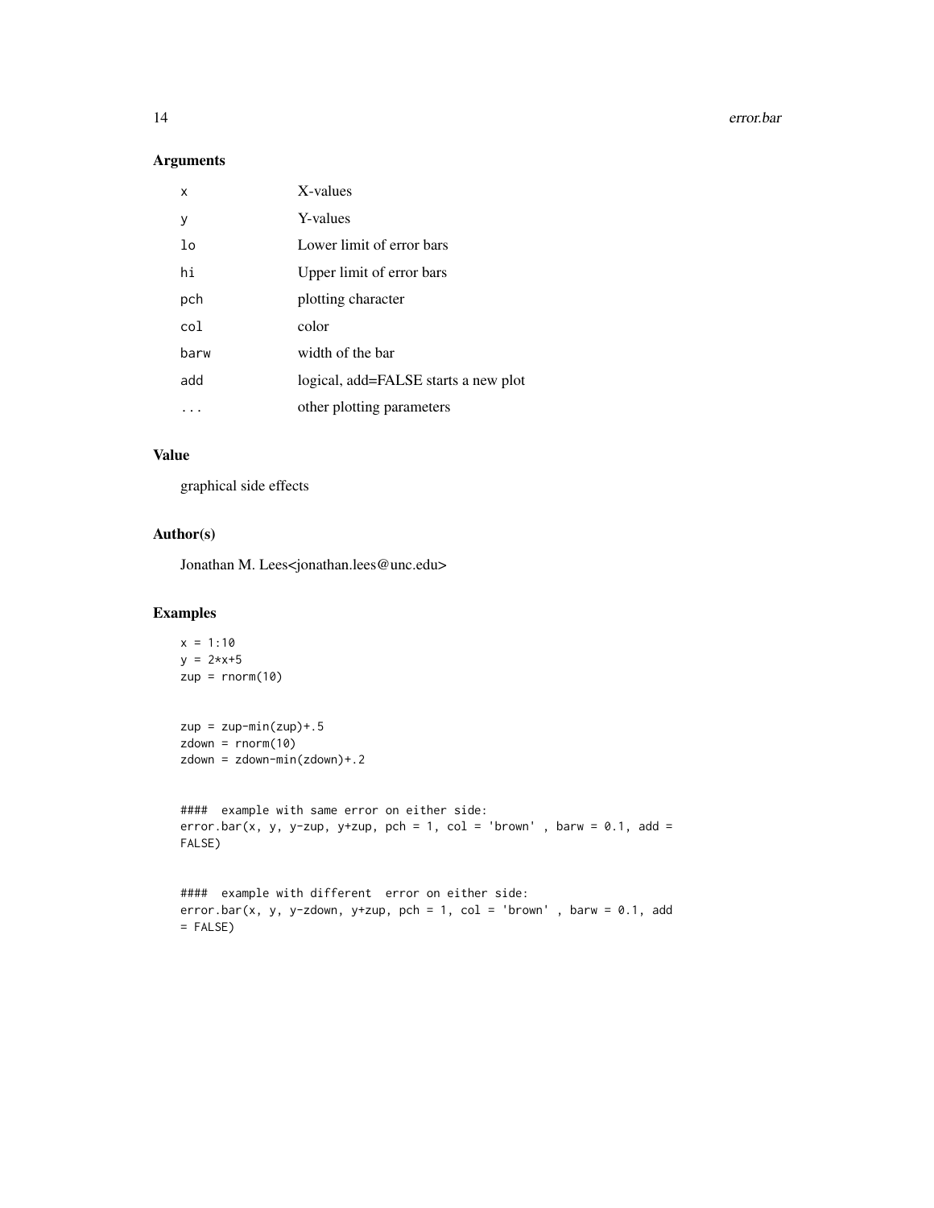## Arguments

| | |
|---|---|
| x | X-values |
| y | Y-values |
| lo | Lower limit of error bars |
| hi | Upper limit of error bars |
| pch | plotting character |
| col | color |
| barw | width of the bar |
| add | logical, add=FALSE starts a new plot |
| ... | other plotting parameters |

## Value

graphical side effects

## Author(s)

Jonathan M. Lees<jonathan.lees@unc.edu>

## Examples

```
x = 1:10
y = 2*x+5
zup = rnorm(10)


zup = zup-min(zup)+.5
zdown = rnorm(10)
zdown = zdown-min(zdown)+.2


####  example with same error on either side:
error.bar(x, y, y-zup, y+zup, pch = 1, col = 'brown' , barw = 0.1, add =
FALSE)


####  example with different  error on either side:
error.bar(x, y, y-zdown, y+zup, pch = 1, col = 'brown' , barw = 0.1, add
= FALSE)
```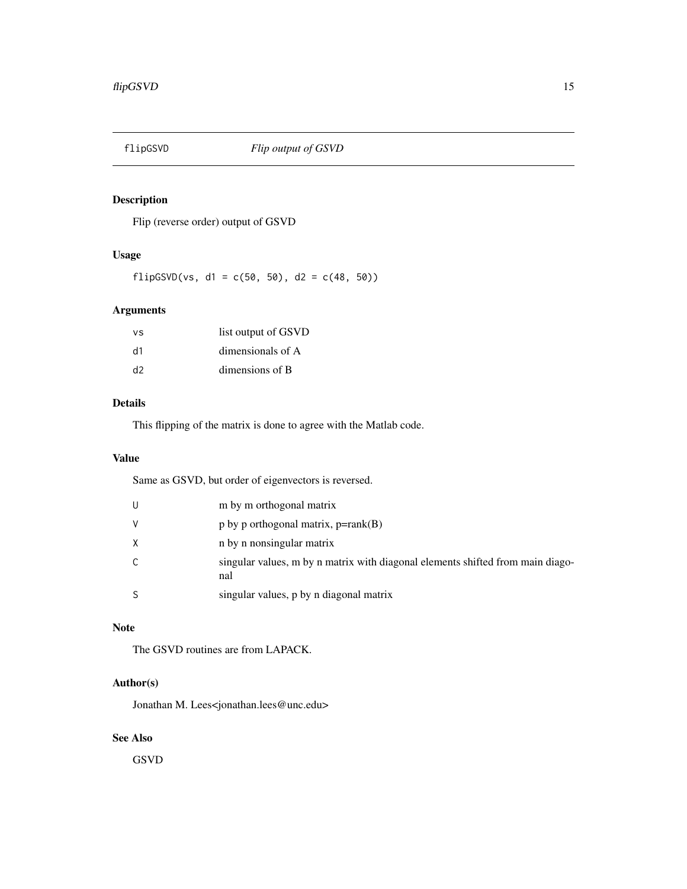## flipGSVD *Flip output of GSVD*

### Description

Flip (reverse order) output of GSVD

### Usage

```
flipGSVD(vs, d1 = c(50, 50), d2 = c(48, 50))
```

### Arguments

| | |
|---|---|
| vs | list output of GSVD |
| d1 | dimensionals of A |
| d2 | dimensions of B |

### Details

This flipping of the matrix is done to agree with the Matlab code.

### Value

Same as GSVD, but order of eigenvectors is reversed.

| | |
|---|---|
| U | m by m orthogonal matrix |
| V | p by p orthogonal matrix, p=rank(B) |
| X | n by n nonsingular matrix |
| C | singular values, m by n matrix with diagonal elements shifted from main diagonal |
| S | singular values, p by n diagonal matrix |

### Note

The GSVD routines are from LAPACK.

### Author(s)

Jonathan M. Lees<jonathan.lees@unc.edu>

### See Also

GSVD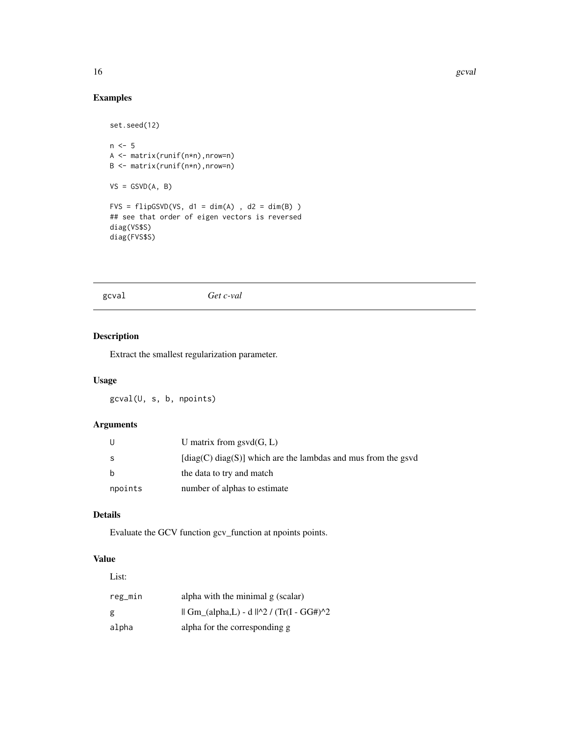## Examples

```
set.seed(12)

n <- 5
A <- matrix(runif(n*n),nrow=n)
B <- matrix(runif(n*n),nrow=n)

VS = GSVD(A, B)

FVS = flipGSVD(VS, d1 = dim(A) , d2 = dim(B) )
## see that order of eigen vectors is reversed
diag(VS$S)
diag(FVS$S)
```

---

gcval *Get c-val*

---

## Description

Extract the smallest regularization parameter.

## Usage

```
gcval(U, s, b, npoints)
```

## Arguments

| | |
|---|---|
| U | U matrix from gsvd(G, L) |
| s | [diag(C) diag(S)] which are the lambdas and mus from the gsvd |
| b | the data to try and match |
| npoints | number of alphas to estimate |

## Details

Evaluate the GCV function gcv_function at npoints points.

## Value

List:

| | |
|---|---|
| reg_min | alpha with the minimal g (scalar) |
| g | \|\| Gm_(alpha,L) - d \|\|^2 / (Tr(I - GG#)^2 |
| alpha | alpha for the corresponding g |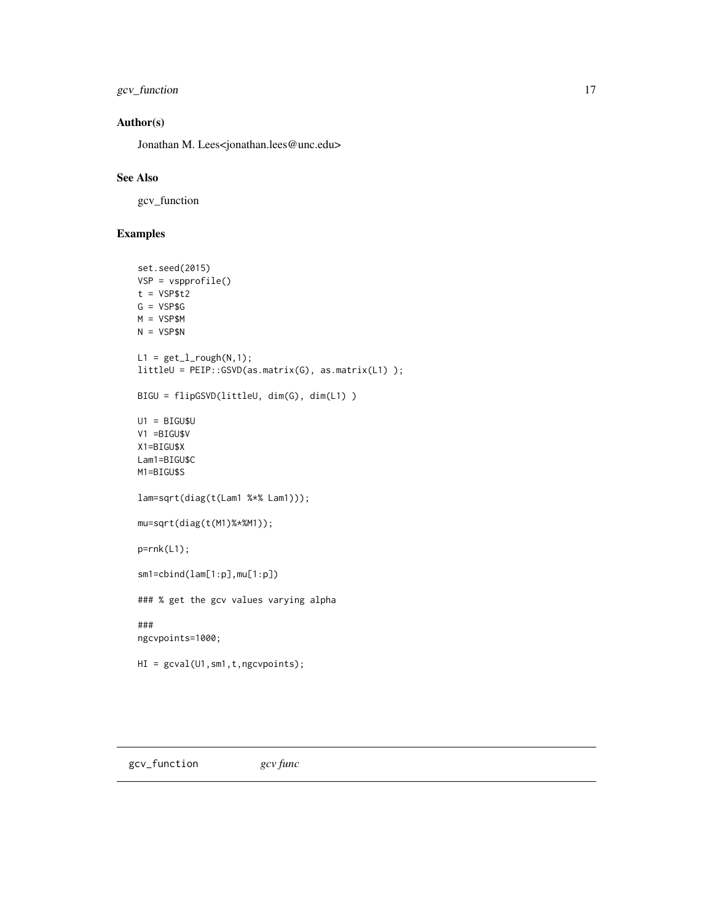## Author(s)

Jonathan M. Lees<jonathan.lees@unc.edu>

## See Also

gcv_function

## Examples

```
set.seed(2015)
VSP = vspprofile()
t = VSP$t2
G = VSP$G
M = VSP$M
N = VSP$N

L1 = get_l_rough(N,1);
littleU = PEIP::GSVD(as.matrix(G), as.matrix(L1) );

BIGU = flipGSVD(littleU, dim(G), dim(L1) )

U1 = BIGU$U
V1 =BIGU$V
X1=BIGU$X
Lam1=BIGU$C
M1=BIGU$S

lam=sqrt(diag(t(Lam1 %*% Lam1)));

mu=sqrt(diag(t(M1)%*%M1));

p=rnk(L1);

sm1=cbind(lam[1:p],mu[1:p])

### % get the gcv values varying alpha

###
ngcvpoints=1000;

HI = gcval(U1,sm1,t,ngcvpoints);
```

---

# gcv_function    *gcv func*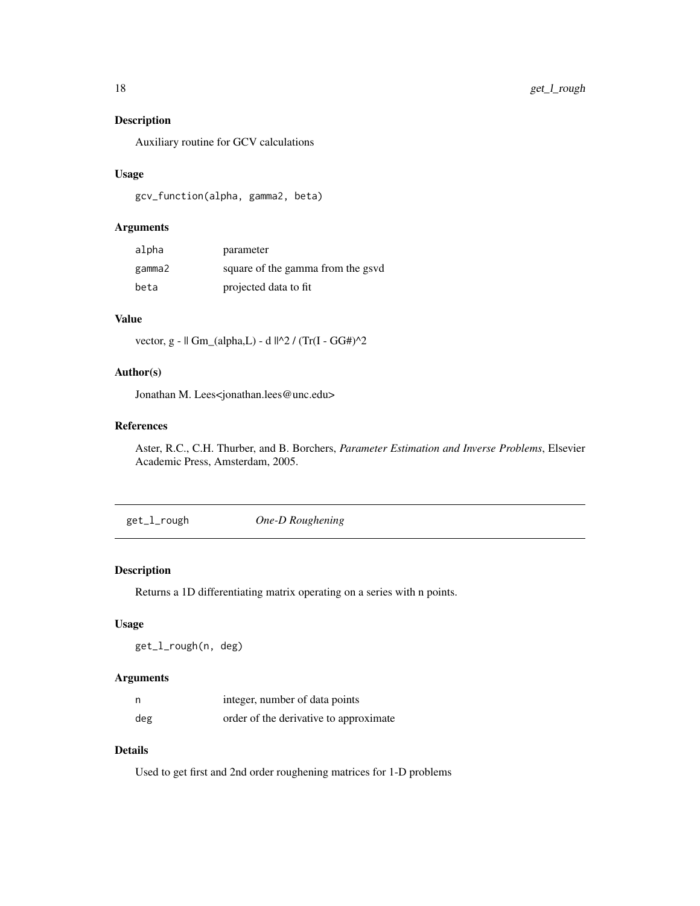## Description

Auxiliary routine for GCV calculations

## Usage

```
gcv_function(alpha, gamma2, beta)
```

## Arguments

| | |
|---|---|
| alpha | parameter |
| gamma2 | square of the gamma from the gsvd |
| beta | projected data to fit |

## Value

vector, g - || Gm_(alpha,L) - d ||^2 / (Tr(I - GG#)^2

## Author(s)

Jonathan M. Lees<jonathan.lees@unc.edu>

## References

Aster, R.C., C.H. Thurber, and B. Borchers, *Parameter Estimation and Inverse Problems*, Elsevier Academic Press, Amsterdam, 2005.

---

# get_l_rough — *One-D Roughening*

## Description

Returns a 1D differentiating matrix operating on a series with n points.

## Usage

```
get_l_rough(n, deg)
```

## Arguments

| | |
|---|---|
| n | integer, number of data points |
| deg | order of the derivative to approximate |

## Details

Used to get first and 2nd order roughening matrices for 1-D problems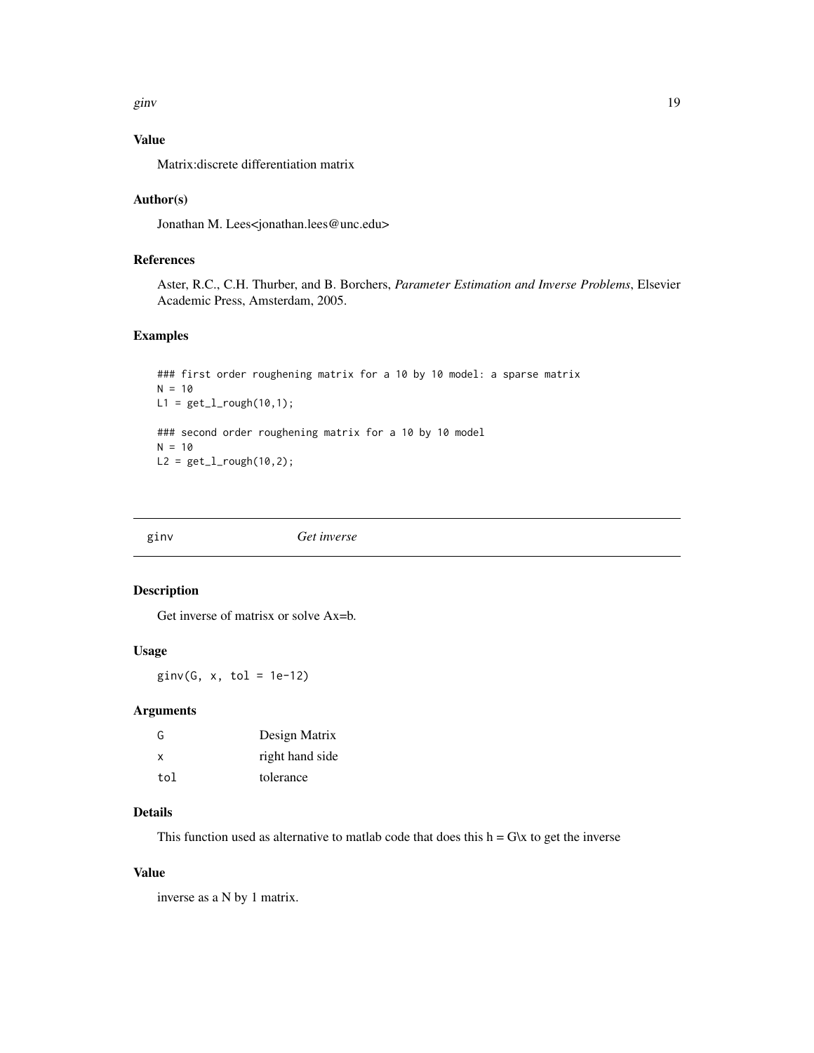## Value

Matrix:discrete differentiation matrix

## Author(s)

Jonathan M. Lees<jonathan.lees@unc.edu>

## References

Aster, R.C., C.H. Thurber, and B. Borchers, *Parameter Estimation and Inverse Problems*, Elsevier Academic Press, Amsterdam, 2005.

## Examples

```
### first order roughening matrix for a 10 by 10 model: a sparse matrix
N = 10
L1 = get_l_rough(10,1);

### second order roughening matrix for a 10 by 10 model
N = 10
L2 = get_l_rough(10,2);
```

---

# ginv *Get inverse*

## Description

Get inverse of matrisx or solve Ax=b.

## Usage

```
ginv(G, x, tol = 1e-12)
```

## Arguments

| | |
|---|---|
| G | Design Matrix |
| x | right hand side |
| tol | tolerance |

## Details

This function used as alternative to matlab code that does this h = G\x to get the inverse

## Value

inverse as a N by 1 matrix.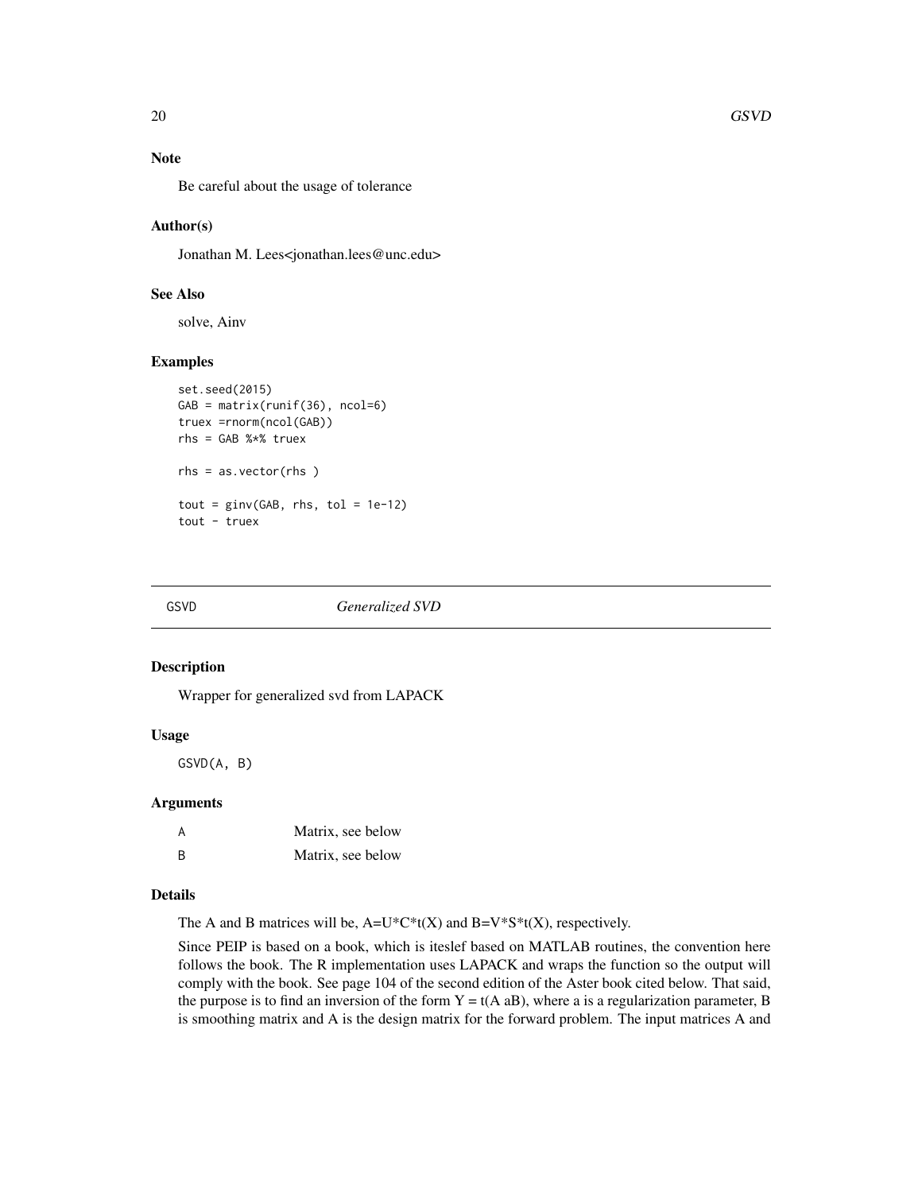## Note

Be careful about the usage of tolerance

## Author(s)

Jonathan M. Lees<jonathan.lees@unc.edu>

## See Also

solve, Ainv

## Examples

```
set.seed(2015)
GAB = matrix(runif(36), ncol=6)
truex =rnorm(ncol(GAB))
rhs = GAB %*% truex

rhs = as.vector(rhs )

tout = ginv(GAB, rhs, tol = 1e-12)
tout - truex
```

---

# GSVD *Generalized SVD*

## Description

Wrapper for generalized svd from LAPACK

## Usage

```
GSVD(A, B)
```

## Arguments

| | |
|---|---|
| A | Matrix, see below |
| B | Matrix, see below |

## Details

The A and B matrices will be, A=U*C*t(X) and B=V*S*t(X), respectively.

Since PEIP is based on a book, which is iteslef based on MATLAB routines, the convention here follows the book. The R implementation uses LAPACK and wraps the function so the output will comply with the book. See page 104 of the second edition of the Aster book cited below. That said, the purpose is to find an inversion of the form Y = t(A aB), where a is a regularization parameter, B is smoothing matrix and A is the design matrix for the forward problem. The input matrices A and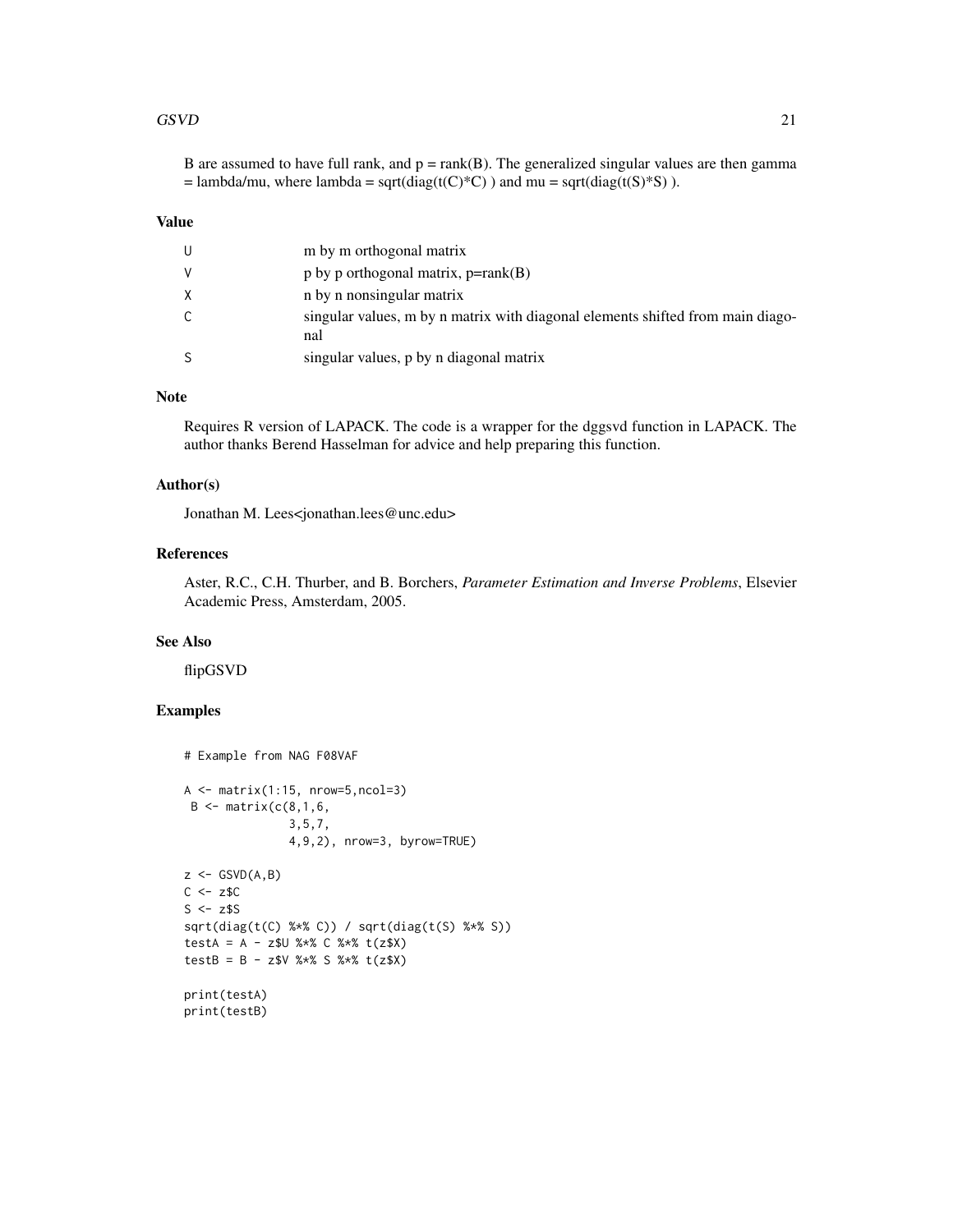B are assumed to have full rank, and p = rank(B). The generalized singular values are then gamma = lambda/mu, where lambda = sqrt(diag(t(C)*C) ) and mu = sqrt(diag(t(S)*S) ).

### Value

| | |
|---|---|
| U | m by m orthogonal matrix |
| V | p by p orthogonal matrix, p=rank(B) |
| X | n by n nonsingular matrix |
| C | singular values, m by n matrix with diagonal elements shifted from main diagonal |
| S | singular values, p by n diagonal matrix |

### Note

Requires R version of LAPACK. The code is a wrapper for the dggsvd function in LAPACK. The author thanks Berend Hasselman for advice and help preparing this function.

### Author(s)

Jonathan M. Lees<jonathan.lees@unc.edu>

### References

Aster, R.C., C.H. Thurber, and B. Borchers, *Parameter Estimation and Inverse Problems*, Elsevier Academic Press, Amsterdam, 2005.

### See Also

flipGSVD

### Examples

```
# Example from NAG F08VAF

A <- matrix(1:15, nrow=5,ncol=3)
 B <- matrix(c(8,1,6,
               3,5,7,
               4,9,2), nrow=3, byrow=TRUE)

z <- GSVD(A,B)
C <- z$C
S <- z$S
sqrt(diag(t(C) %*% C)) / sqrt(diag(t(S) %*% S))
testA = A - z$U %*% C %*% t(z$X)
testB = B - z$V %*% S %*% t(z$X)

print(testA)
print(testB)
```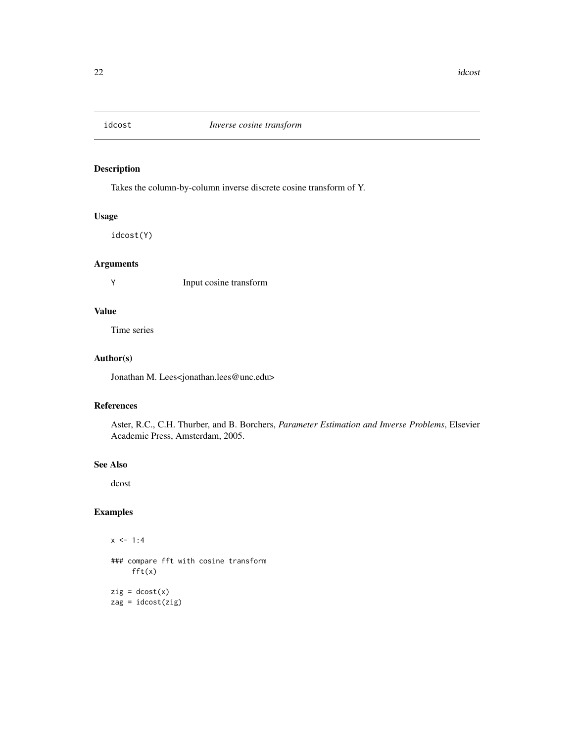# idcost *Inverse cosine transform*

## Description

Takes the column-by-column inverse discrete cosine transform of Y.

## Usage

```
idcost(Y)
```

## Arguments

| | |
|---|---|
| Y | Input cosine transform |

## Value

Time series

## Author(s)

Jonathan M. Lees<jonathan.lees@unc.edu>

## References

Aster, R.C., C.H. Thurber, and B. Borchers, *Parameter Estimation and Inverse Problems*, Elsevier Academic Press, Amsterdam, 2005.

## See Also

dcost

## Examples

```
x <- 1:4

### compare fft with cosine transform
     fft(x)

zig = dcost(x)
zag = idcost(zig)
```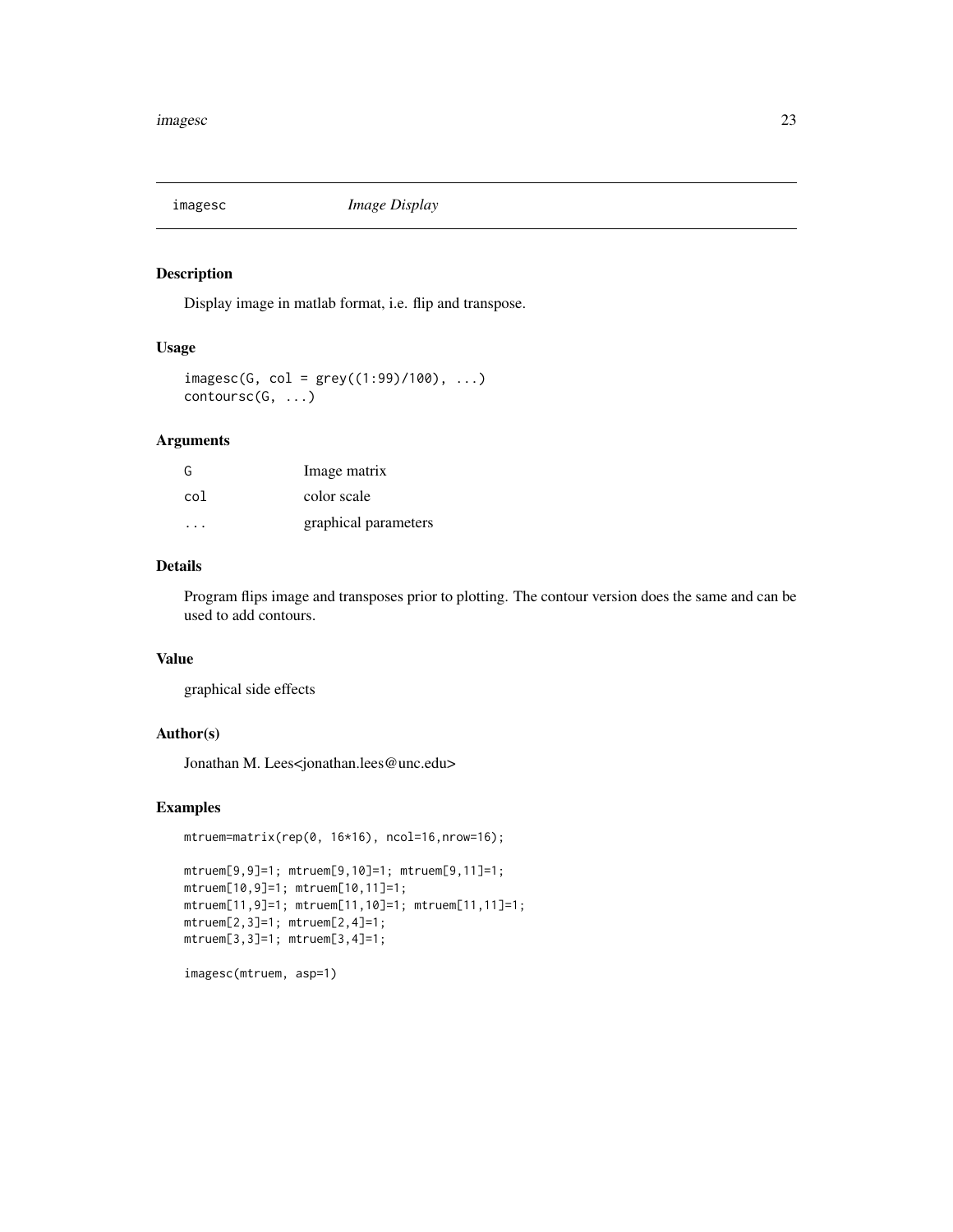## imagesc — *Image Display*

### Description

Display image in matlab format, i.e. flip and transpose.

### Usage

```
imagesc(G, col = grey((1:99)/100), ...)
contoursc(G, ...)
```

### Arguments

| | |
|---|---|
| G | Image matrix |
| col | color scale |
| ... | graphical parameters |

### Details

Program flips image and transposes prior to plotting. The contour version does the same and can be used to add contours.

### Value

graphical side effects

### Author(s)

Jonathan M. Lees<jonathan.lees@unc.edu>

### Examples

```
mtruem=matrix(rep(0, 16*16), ncol=16,nrow=16);

mtruem[9,9]=1; mtruem[9,10]=1; mtruem[9,11]=1;
mtruem[10,9]=1; mtruem[10,11]=1;
mtruem[11,9]=1; mtruem[11,10]=1; mtruem[11,11]=1;
mtruem[2,3]=1; mtruem[2,4]=1;
mtruem[3,3]=1; mtruem[3,4]=1;

imagesc(mtruem, asp=1)
```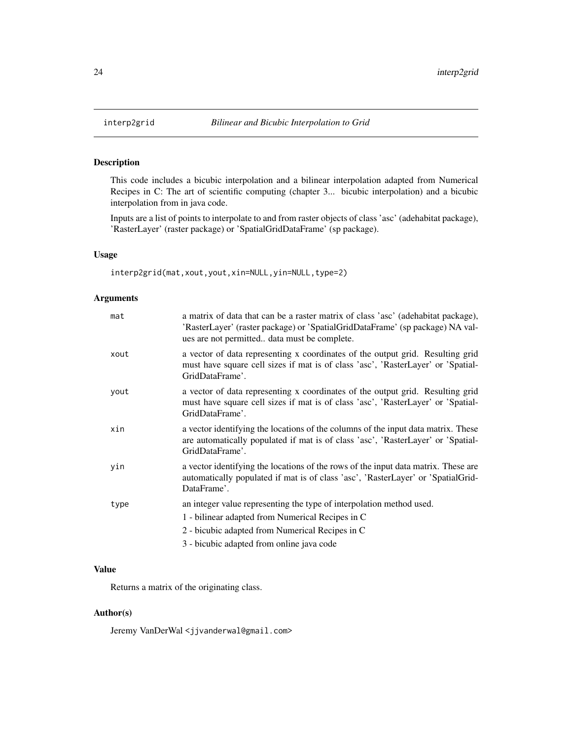# interp2grid — *Bilinear and Bicubic Interpolation to Grid*

## Description

This code includes a bicubic interpolation and a bilinear interpolation adapted from Numerical Recipes in C: The art of scientific computing (chapter 3... bicubic interpolation) and a bicubic interpolation from in java code.

Inputs are a list of points to interpolate to and from raster objects of class 'asc' (adehabitat package), 'RasterLayer' (raster package) or 'SpatialGridDataFrame' (sp package).

## Usage

```
interp2grid(mat,xout,yout,xin=NULL,yin=NULL,type=2)
```

## Arguments

| | |
|---|---|
| `mat` | a matrix of data that can be a raster matrix of class 'asc' (adehabitat package), 'RasterLayer' (raster package) or 'SpatialGridDataFrame' (sp package) NA values are not permitted.. data must be complete. |
| `xout` | a vector of data representing x coordinates of the output grid. Resulting grid must have square cell sizes if mat is of class 'asc', 'RasterLayer' or 'SpatialGridDataFrame'. |
| `yout` | a vector of data representing x coordinates of the output grid. Resulting grid must have square cell sizes if mat is of class 'asc', 'RasterLayer' or 'SpatialGridDataFrame'. |
| `xin` | a vector identifying the locations of the columns of the input data matrix. These are automatically populated if mat is of class 'asc', 'RasterLayer' or 'SpatialGridDataFrame'. |
| `yin` | a vector identifying the locations of the rows of the input data matrix. These are automatically populated if mat is of class 'asc', 'RasterLayer' or 'SpatialGridDataFrame'. |
| `type` | an integer value representing the type of interpolation method used.<br>1 - bilinear adapted from Numerical Recipes in C<br>2 - bicubic adapted from Numerical Recipes in C<br>3 - bicubic adapted from online java code |

## Value

Returns a matrix of the originating class.

## Author(s)

Jeremy VanDerWal <jjvanderwal@gmail.com>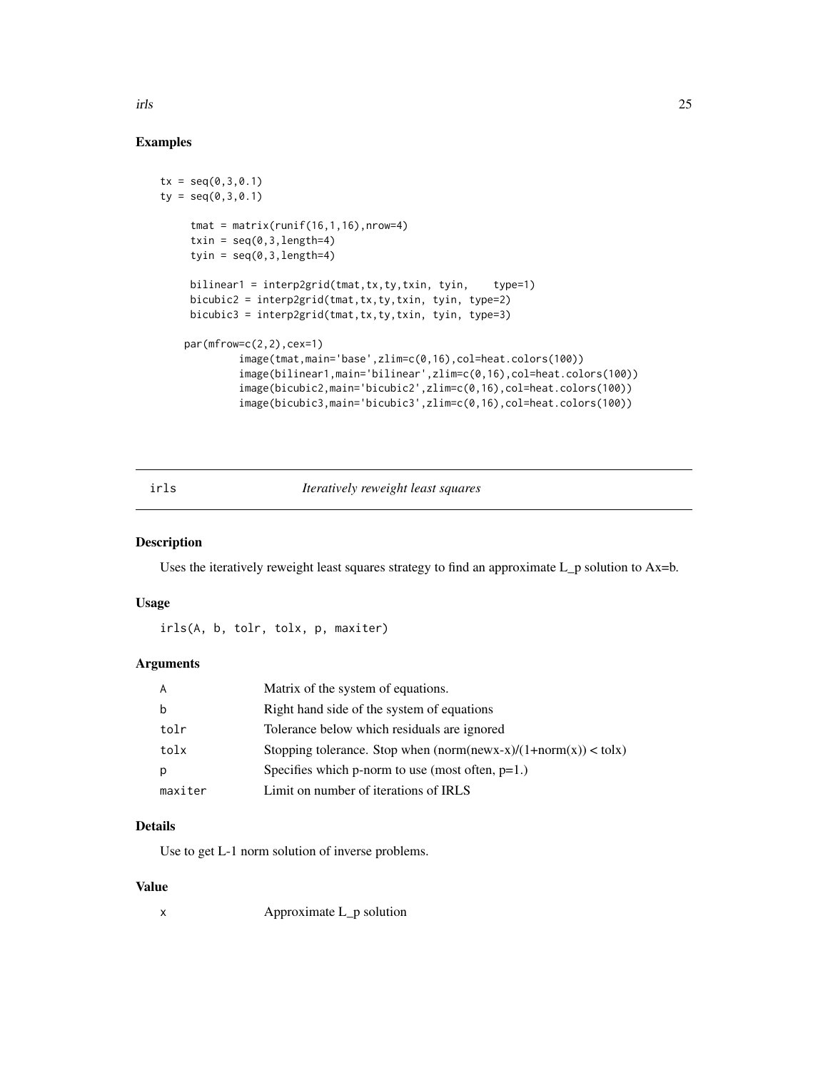## Examples

```
tx = seq(0,3,0.1)
ty = seq(0,3,0.1)

     tmat = matrix(runif(16,1,16),nrow=4)
     txin = seq(0,3,length=4)
     tyin = seq(0,3,length=4)

     bilinear1 = interp2grid(tmat,tx,ty,txin, tyin,    type=1)
     bicubic2 = interp2grid(tmat,tx,ty,txin, tyin, type=2)
     bicubic3 = interp2grid(tmat,tx,ty,txin, tyin, type=3)

    par(mfrow=c(2,2),cex=1)
             image(tmat,main='base',zlim=c(0,16),col=heat.colors(100))
             image(bilinear1,main='bilinear',zlim=c(0,16),col=heat.colors(100))
             image(bicubic2,main='bicubic2',zlim=c(0,16),col=heat.colors(100))
             image(bicubic3,main='bicubic3',zlim=c(0,16),col=heat.colors(100))
```

---

# irls — *Iteratively reweight least squares*

## Description

Uses the iteratively reweight least squares strategy to find an approximate L_p solution to Ax=b.

## Usage

```
irls(A, b, tolr, tolx, p, maxiter)
```

## Arguments

| | |
|---|---|
| A | Matrix of the system of equations. |
| b | Right hand side of the system of equations |
| tolr | Tolerance below which residuals are ignored |
| tolx | Stopping tolerance. Stop when (norm(newx-x)/(1+norm(x)) < tolx) |
| p | Specifies which p-norm to use (most often, p=1.) |
| maxiter | Limit on number of iterations of IRLS |

## Details

Use to get L-1 norm solution of inverse problems.

## Value

| | |
|---|---|
| x | Approximate L_p solution |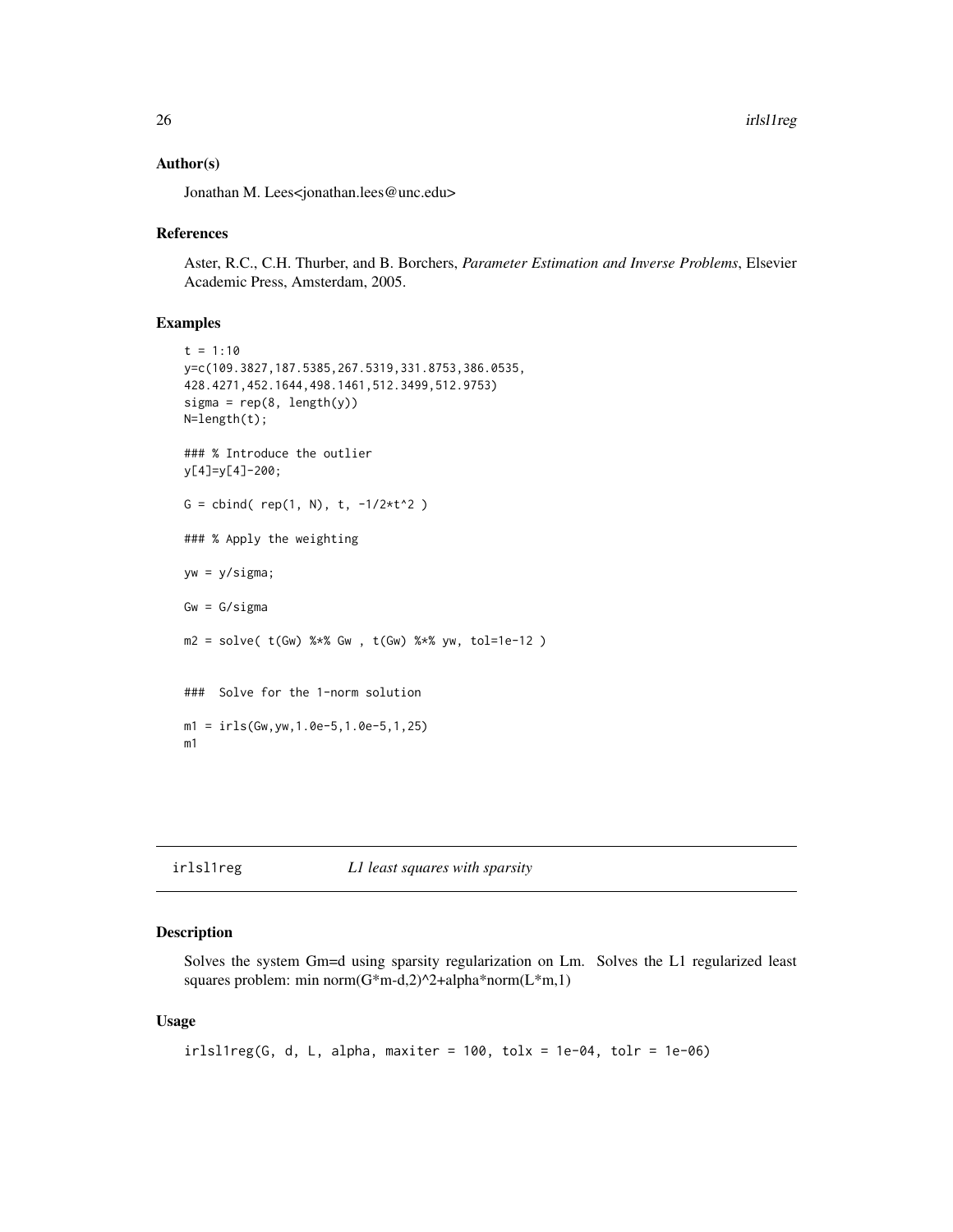## Author(s)

Jonathan M. Lees<jonathan.lees@unc.edu>

## References

Aster, R.C., C.H. Thurber, and B. Borchers, *Parameter Estimation and Inverse Problems*, Elsevier Academic Press, Amsterdam, 2005.

## Examples

```
t = 1:10
y=c(109.3827,187.5385,267.5319,331.8753,386.0535,
428.4271,452.1644,498.1461,512.3499,512.9753)
sigma = rep(8, length(y))
N=length(t);

### % Introduce the outlier
y[4]=y[4]-200;

G = cbind( rep(1, N), t, -1/2*t^2 )

### % Apply the weighting

yw = y/sigma;

Gw = G/sigma

m2 = solve( t(Gw) %*% Gw , t(Gw) %*% yw, tol=1e-12 )


###  Solve for the 1-norm solution

m1 = irls(Gw,yw,1.0e-5,1.0e-5,1,25)
m1
```

---

# irlsl1reg — *L1 least squares with sparsity*

## Description

Solves the system Gm=d using sparsity regularization on Lm. Solves the L1 regularized least squares problem: min norm(G*m-d,2)^2+alpha*norm(L*m,1)

## Usage

```
irlsl1reg(G, d, L, alpha, maxiter = 100, tolx = 1e-04, tolr = 1e-06)
```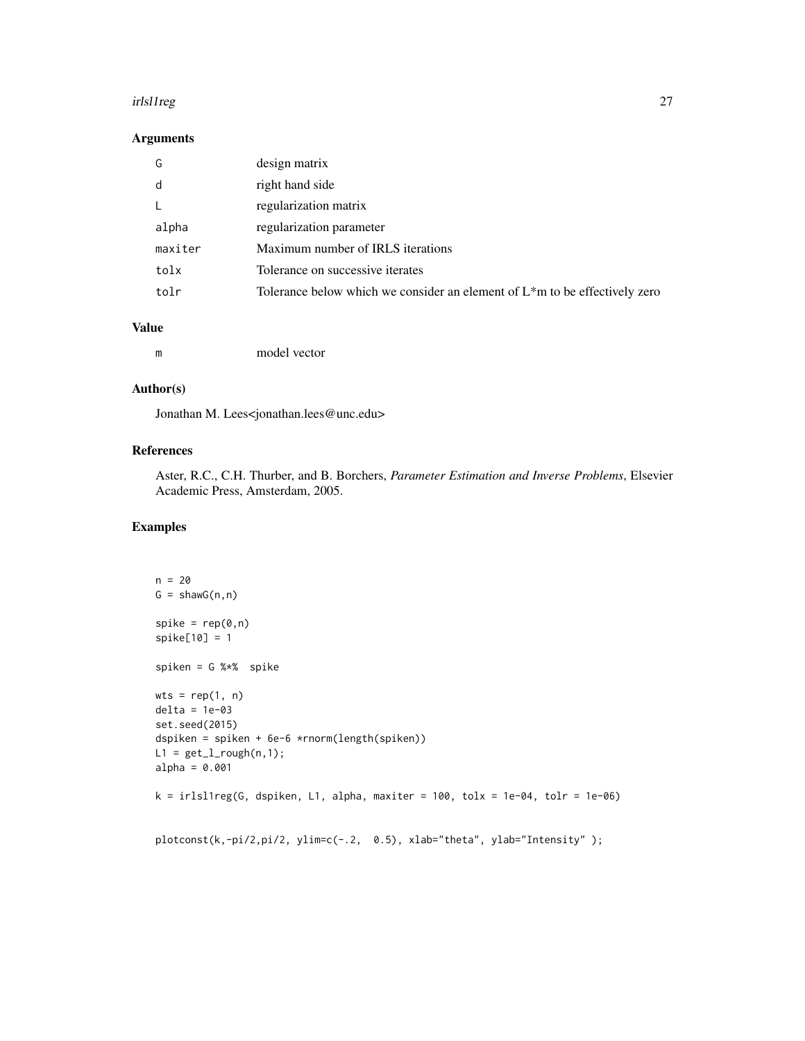## Arguments

| | |
|---|---|
| G | design matrix |
| d | right hand side |
| L | regularization matrix |
| alpha | regularization parameter |
| maxiter | Maximum number of IRLS iterations |
| tolx | Tolerance on successive iterates |
| tolr | Tolerance below which we consider an element of L*m to be effectively zero |

## Value

| | |
|---|---|
| m | model vector |

## Author(s)

Jonathan M. Lees<jonathan.lees@unc.edu>

## References

Aster, R.C., C.H. Thurber, and B. Borchers, *Parameter Estimation and Inverse Problems*, Elsevier Academic Press, Amsterdam, 2005.

## Examples

```
n = 20
G = shawG(n,n)

spike = rep(0,n)
spike[10] = 1

spiken = G %*%  spike

wts = rep(1, n)
delta = 1e-03
set.seed(2015)
dspiken = spiken + 6e-6 *rnorm(length(spiken))
L1 = get_l_rough(n,1);
alpha = 0.001

k = irlsl1reg(G, dspiken, L1, alpha, maxiter = 100, tolx = 1e-04, tolr = 1e-06)


plotconst(k,-pi/2,pi/2, ylim=c(-.2,  0.5), xlab="theta", ylab="Intensity" );
```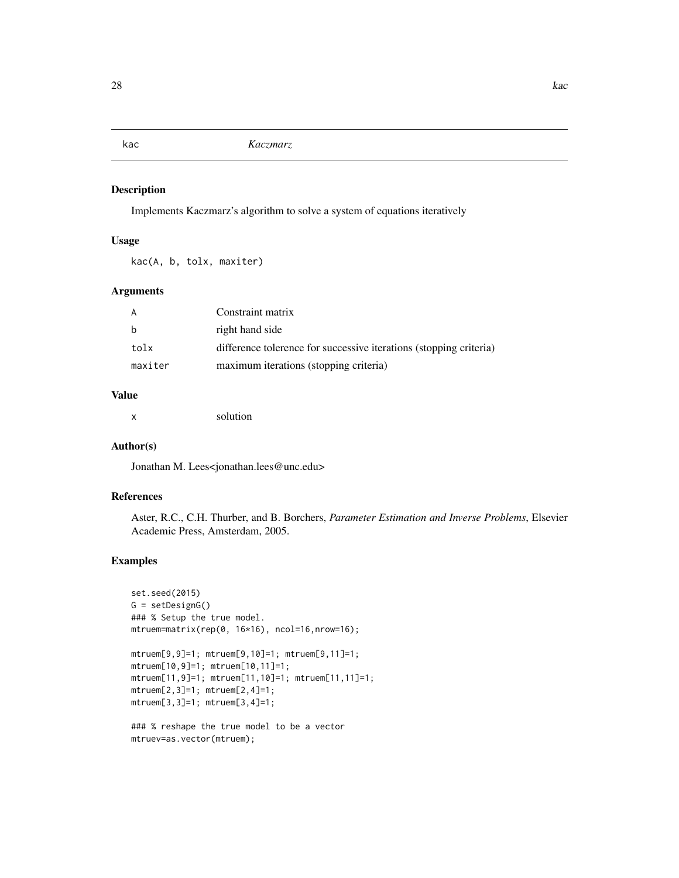# kac *Kaczmarz*

## Description

Implements Kaczmarz's algorithm to solve a system of equations iteratively

## Usage

```
kac(A, b, tolx, maxiter)
```

## Arguments

| | |
|---|---|
| A | Constraint matrix |
| b | right hand side |
| tolx | difference tolerence for successive iterations (stopping criteria) |
| maxiter | maximum iterations (stopping criteria) |

## Value

| | |
|---|---|
| x | solution |

## Author(s)

Jonathan M. Lees<jonathan.lees@unc.edu>

## References

Aster, R.C., C.H. Thurber, and B. Borchers, *Parameter Estimation and Inverse Problems*, Elsevier Academic Press, Amsterdam, 2005.

## Examples

```
set.seed(2015)
G = setDesignG()
### % Setup the true model.
mtruem=matrix(rep(0, 16*16), ncol=16,nrow=16);

mtruem[9,9]=1; mtruem[9,10]=1; mtruem[9,11]=1;
mtruem[10,9]=1; mtruem[10,11]=1;
mtruem[11,9]=1; mtruem[11,10]=1; mtruem[11,11]=1;
mtruem[2,3]=1; mtruem[2,4]=1;
mtruem[3,3]=1; mtruem[3,4]=1;

### % reshape the true model to be a vector
mtruev=as.vector(mtruem);
```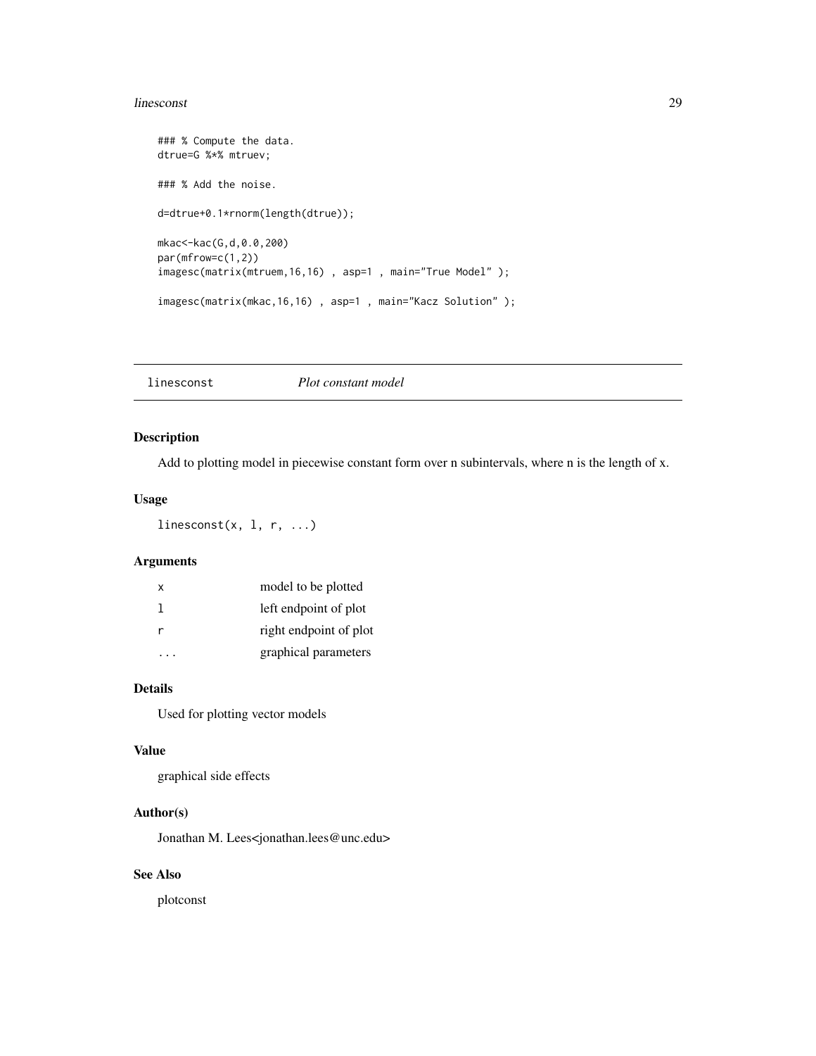```
### % Compute the data.
dtrue=G %*% mtruev;

### % Add the noise.

d=dtrue+0.1*rnorm(length(dtrue));

mkac<-kac(G,d,0.0,200)
par(mfrow=c(1,2))
imagesc(matrix(mtruem,16,16) , asp=1 , main="True Model" );

imagesc(matrix(mkac,16,16) , asp=1 , main="Kacz Solution" );
```

---

## linesconst — *Plot constant model*

---

### Description

Add to plotting model in piecewise constant form over n subintervals, where n is the length of x.

### Usage

```
linesconst(x, l, r, ...)
```

### Arguments

| | |
|---|---|
| x | model to be plotted |
| l | left endpoint of plot |
| r | right endpoint of plot |
| ... | graphical parameters |

### Details

Used for plotting vector models

### Value

graphical side effects

### Author(s)

Jonathan M. Lees<jonathan.lees@unc.edu>

### See Also

plotconst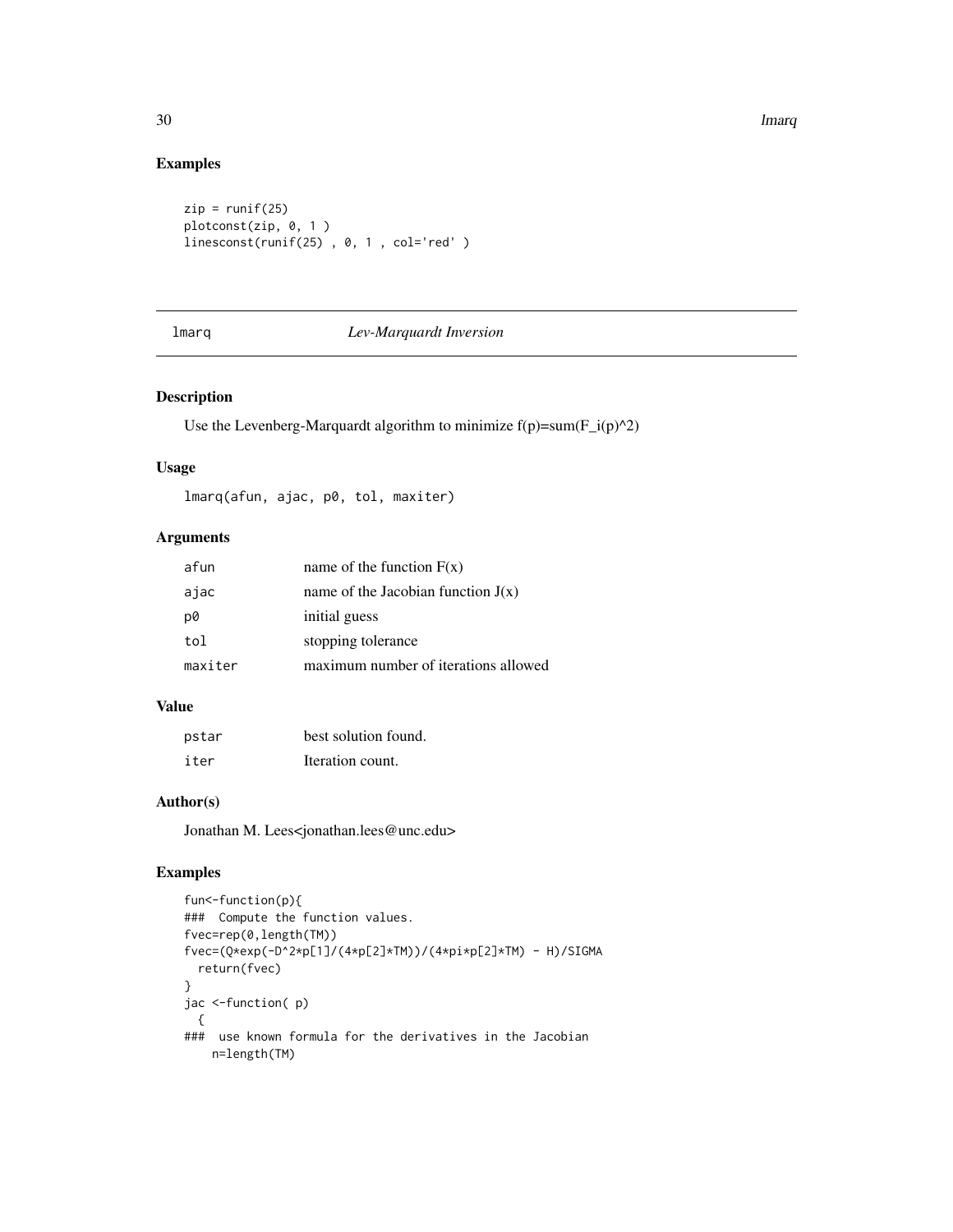## Examples

```
zip = runif(25)
plotconst(zip, 0, 1 )
linesconst(runif(25) , 0, 1 , col='red' )
```

---

# lmarq *Lev-Marquardt Inversion*

---

## Description

Use the Levenberg-Marquardt algorithm to minimize f(p)=sum(F_i(p)^2)

## Usage

```
lmarq(afun, ajac, p0, tol, maxiter)
```

## Arguments

| | |
|---|---|
| afun | name of the function F(x) |
| ajac | name of the Jacobian function J(x) |
| p0 | initial guess |
| tol | stopping tolerance |
| maxiter | maximum number of iterations allowed |

## Value

| | |
|---|---|
| pstar | best solution found. |
| iter | Iteration count. |

## Author(s)

Jonathan M. Lees<jonathan.lees@unc.edu>

## Examples

```
fun<-function(p){
### Compute the function values.
fvec=rep(0,length(TM))
fvec=(Q*exp(-D^2*p[1]/(4*p[2]*TM))/(4*pi*p[2]*TM) - H)/SIGMA
  return(fvec)
}
jac <-function( p)
  {
### use known formula for the derivatives in the Jacobian
    n=length(TM)
```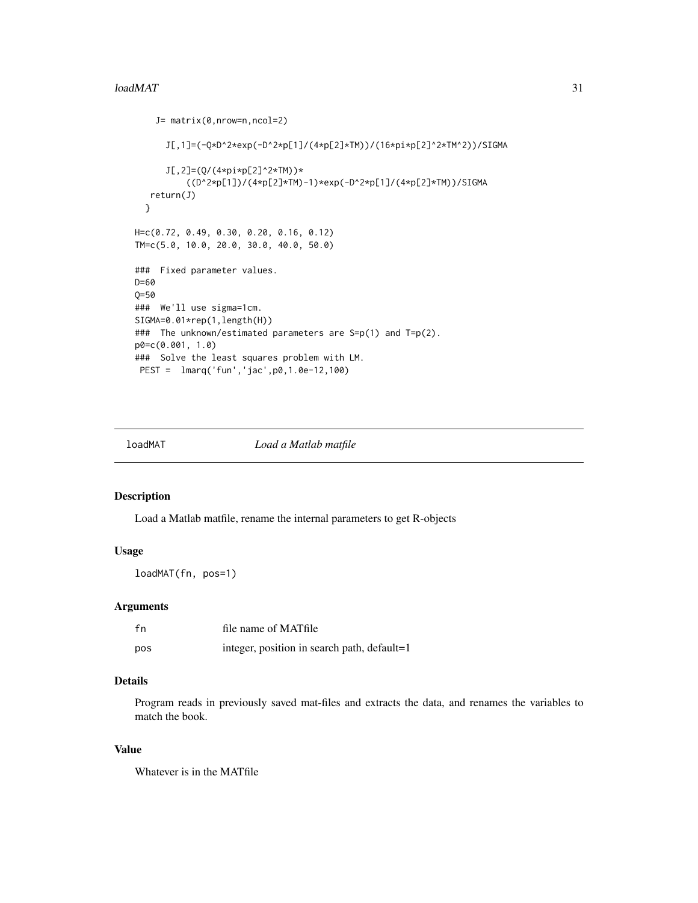```
    J= matrix(0,nrow=n,ncol=2)

      J[,1]=(-Q*D^2*exp(-D^2*p[1]/(4*p[2]*TM))/(16*pi*p[2]^2*TM^2))/SIGMA

      J[,2]=(Q/(4*pi*p[2]^2*TM))*
          ((D^2*p[1])/(4*p[2]*TM)-1)*exp(-D^2*p[1]/(4*p[2]*TM))/SIGMA
  return(J)
  }

H=c(0.72, 0.49, 0.30, 0.20, 0.16, 0.12)
TM=c(5.0, 10.0, 20.0, 30.0, 40.0, 50.0)

###  Fixed parameter values.
D=60
Q=50
###  We'll use sigma=1cm.
SIGMA=0.01*rep(1,length(H))
###  The unknown/estimated parameters are S=p(1) and T=p(2).
p0=c(0.001, 1.0)
###  Solve the least squares problem with LM.
 PEST =  lmarq('fun','jac',p0,1.0e-12,100)
```

## loadMAT *Load a Matlab matfile*

### Description

Load a Matlab matfile, rename the internal parameters to get R-objects

### Usage

```
loadMAT(fn, pos=1)
```

### Arguments

| | |
|---|---|
| fn | file name of MATfile |
| pos | integer, position in search path, default=1 |

### Details

Program reads in previously saved mat-files and extracts the data, and renames the variables to match the book.

### Value

Whatever is in the MATfile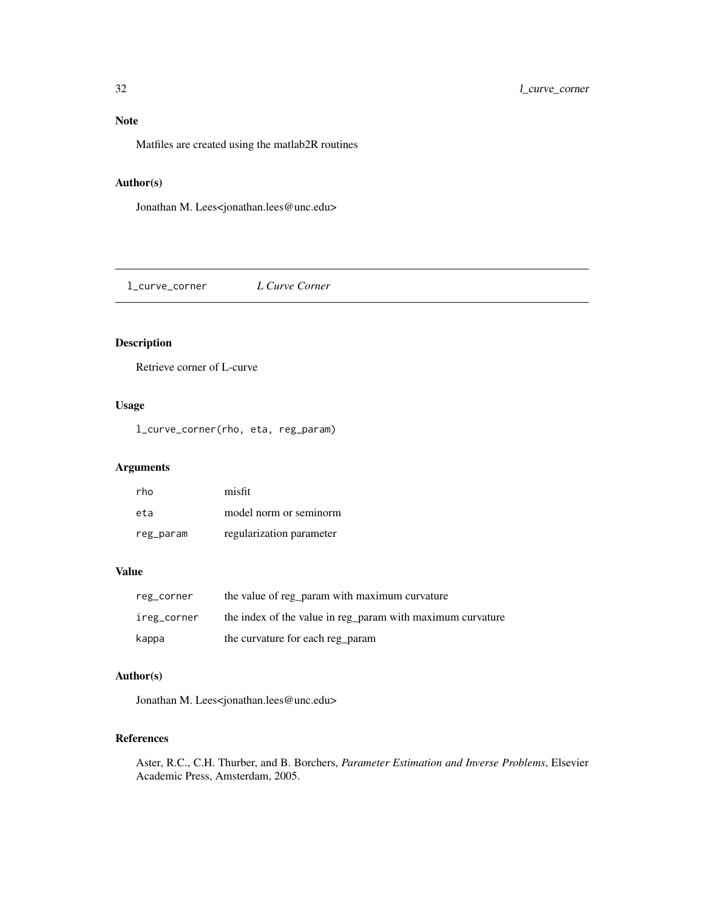## Note

Matfiles are created using the matlab2R routines

## Author(s)

Jonathan M. Lees<jonathan.lees@unc.edu>

---

# l_curve_corner *L Curve Corner*

---

## Description

Retrieve corner of L-curve

## Usage

```
l_curve_corner(rho, eta, reg_param)
```

## Arguments

| | |
|---|---|
| rho | misfit |
| eta | model norm or seminorm |
| reg_param | regularization parameter |

## Value

| | |
|---|---|
| reg_corner | the value of reg_param with maximum curvature |
| ireg_corner | the index of the value in reg_param with maximum curvature |
| kappa | the curvature for each reg_param |

## Author(s)

Jonathan M. Lees<jonathan.lees@unc.edu>

## References

Aster, R.C., C.H. Thurber, and B. Borchers, *Parameter Estimation and Inverse Problems*, Elsevier Academic Press, Amsterdam, 2005.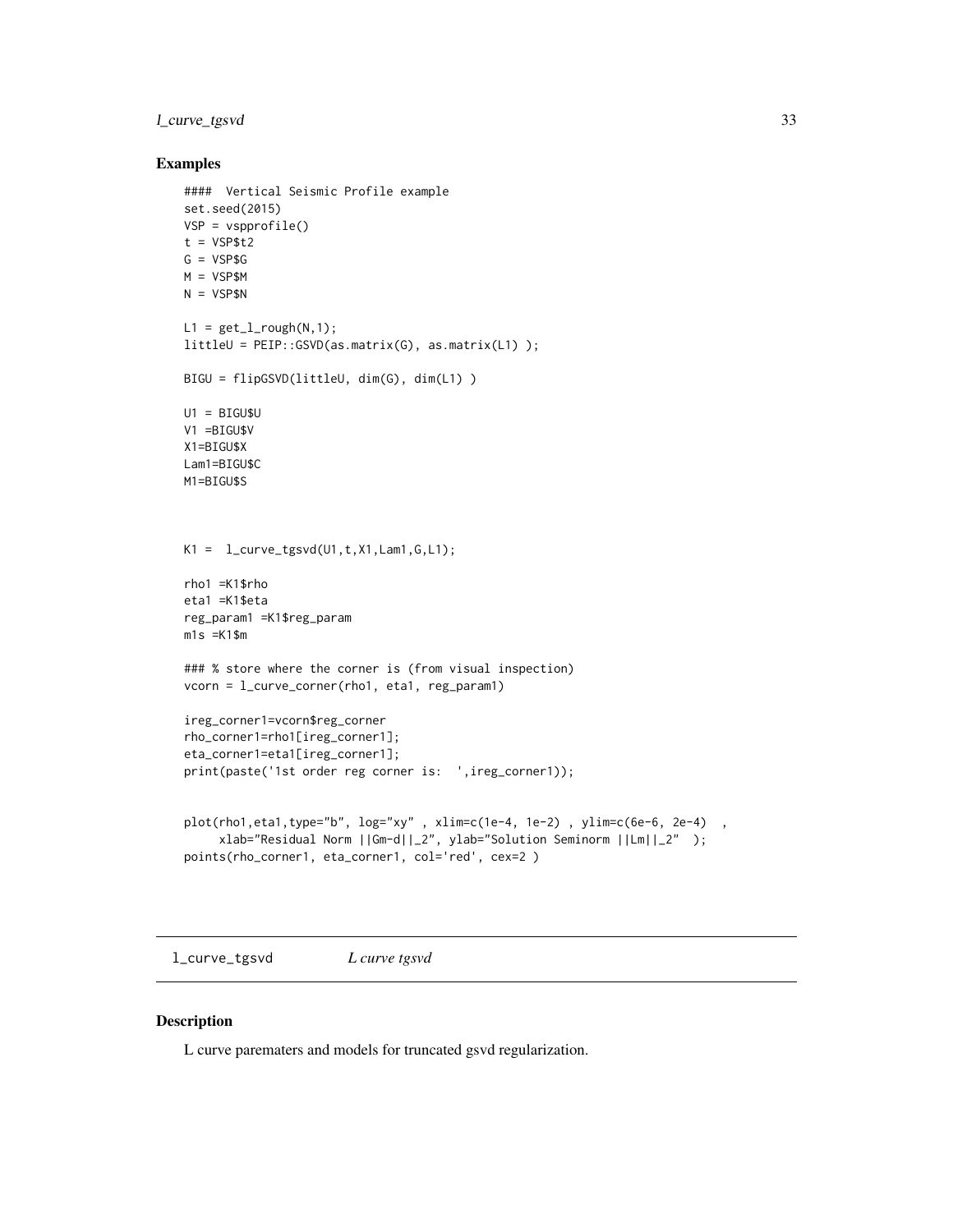## Examples

```
####  Vertical Seismic Profile example
set.seed(2015)
VSP = vspprofile()
t = VSP$t2
G = VSP$G
M = VSP$M
N = VSP$N

L1 = get_l_rough(N,1);
littleU = PEIP::GSVD(as.matrix(G), as.matrix(L1) );

BIGU = flipGSVD(littleU, dim(G), dim(L1) )

U1 = BIGU$U
V1 =BIGU$V
X1=BIGU$X
Lam1=BIGU$C
M1=BIGU$S



K1 =  l_curve_tgsvd(U1,t,X1,Lam1,G,L1);

rho1 =K1$rho
eta1 =K1$eta
reg_param1 =K1$reg_param
m1s =K1$m

### % store where the corner is (from visual inspection)
vcorn = l_curve_corner(rho1, eta1, reg_param1)

ireg_corner1=vcorn$reg_corner
rho_corner1=rho1[ireg_corner1];
eta_corner1=eta1[ireg_corner1];
print(paste('1st order reg corner is:  ',ireg_corner1));


plot(rho1,eta1,type="b", log="xy" , xlim=c(1e-4, 1e-2) , ylim=c(6e-6, 2e-4)  ,
     xlab="Residual Norm ||Gm-d||_2", ylab="Solution Seminorm ||Lm||_2"  );
points(rho_corner1, eta_corner1, col='red', cex=2 )
```

# l_curve_tgsvd    *L curve tgsvd*

## Description

L curve paremeters and models for truncated gsvd regularization.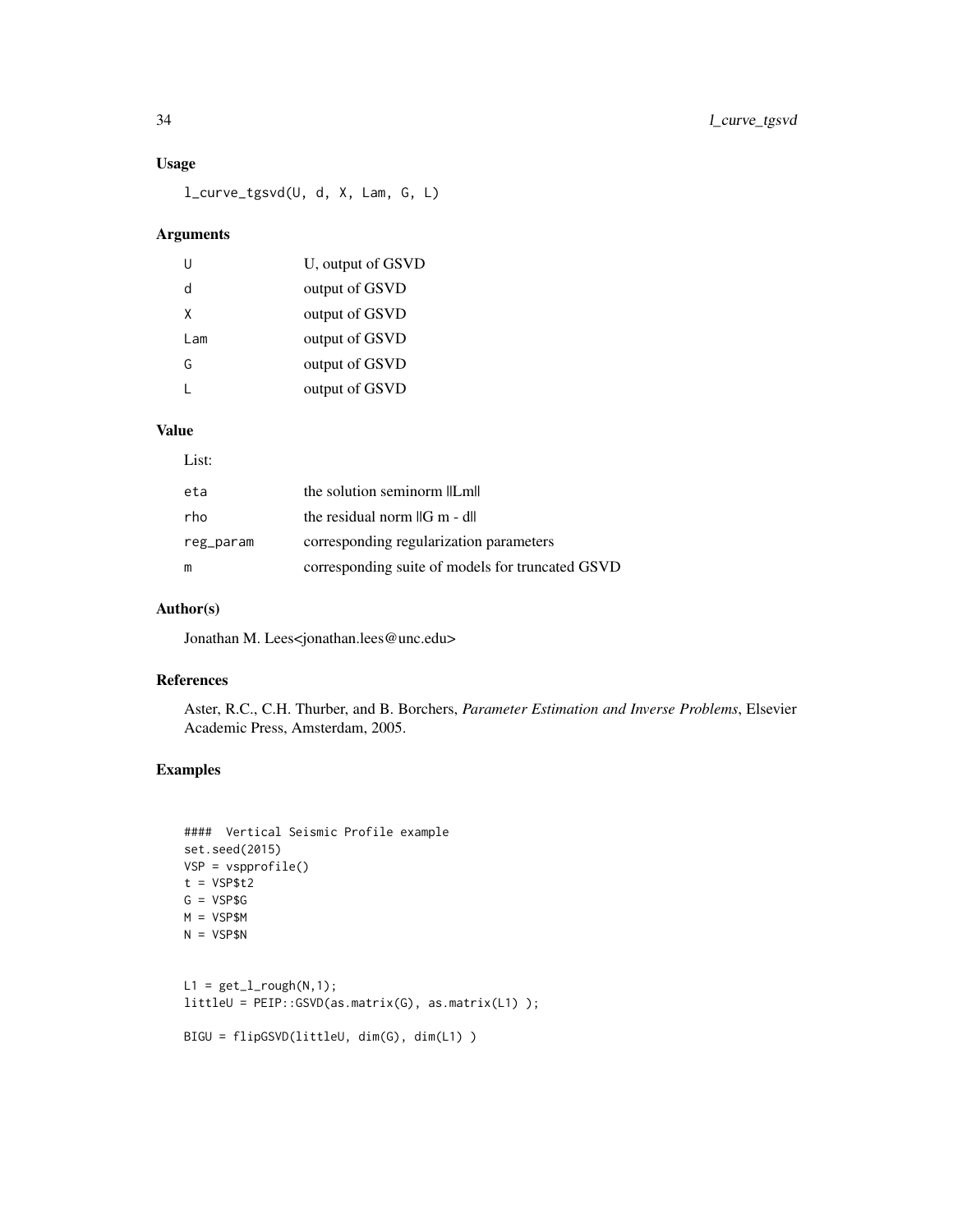### Usage

```
l_curve_tgsvd(U, d, X, Lam, G, L)
```

### Arguments

| | |
|---|---|
| U | U, output of GSVD |
| d | output of GSVD |
| X | output of GSVD |
| Lam | output of GSVD |
| G | output of GSVD |
| L | output of GSVD |

### Value

List:

| | |
|---|---|
| eta | the solution seminorm $\|\|Lm\|\|$ |
| rho | the residual norm $\|\|G\ m - d\|\|$ |
| reg_param | corresponding regularization parameters |
| m | corresponding suite of models for truncated GSVD |

### Author(s)

Jonathan M. Lees<jonathan.lees@unc.edu>

### References

Aster, R.C., C.H. Thurber, and B. Borchers, *Parameter Estimation and Inverse Problems*, Elsevier Academic Press, Amsterdam, 2005.

### Examples

```
####  Vertical Seismic Profile example
set.seed(2015)
VSP = vspprofile()
t = VSP$t2
G = VSP$G
M = VSP$M
N = VSP$N


L1 = get_l_rough(N,1);
littleU = PEIP::GSVD(as.matrix(G), as.matrix(L1) );

BIGU = flipGSVD(littleU, dim(G), dim(L1) )
```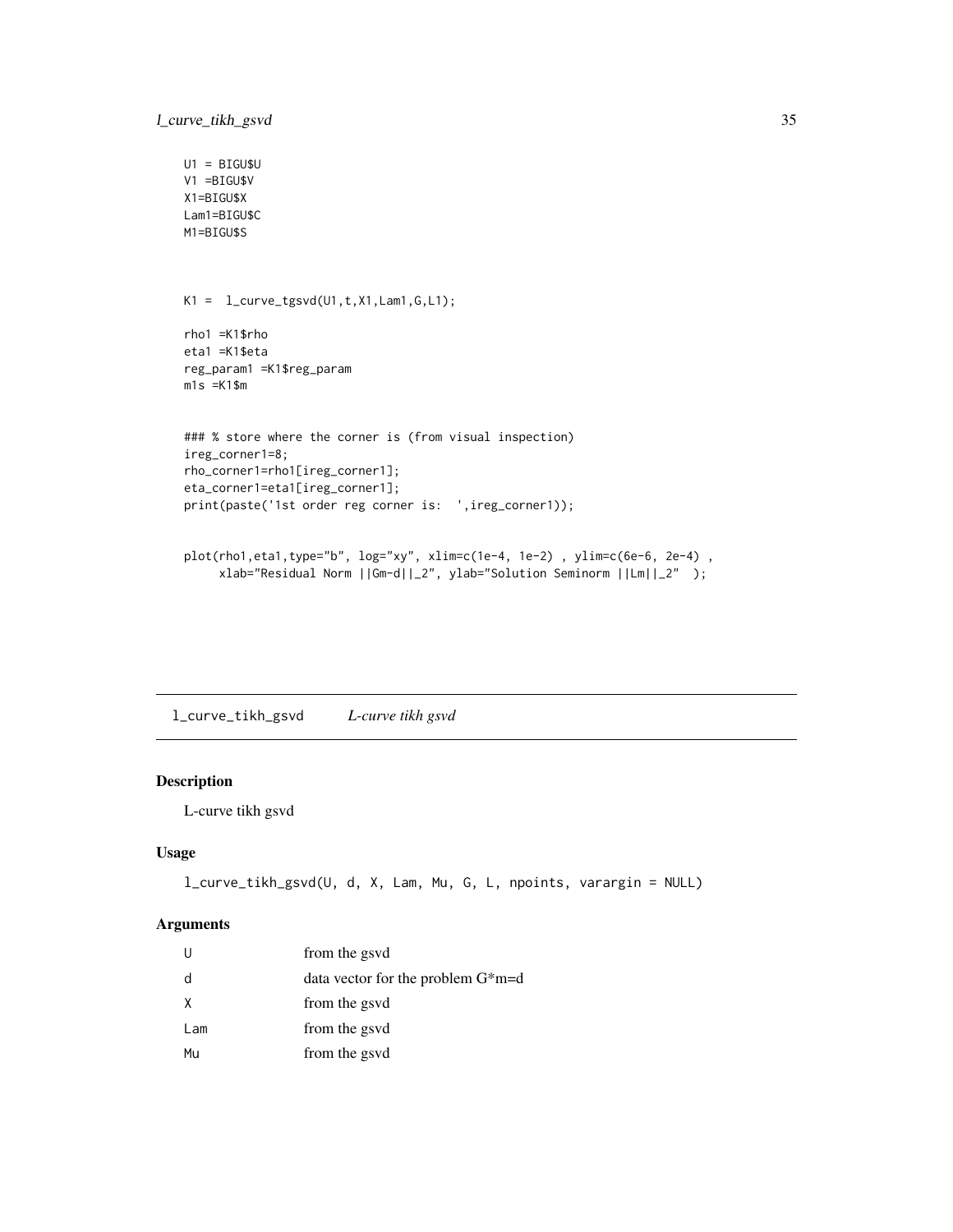```
U1 = BIGU$U
V1 =BIGU$V
X1=BIGU$X
Lam1=BIGU$C
M1=BIGU$S



K1 =  l_curve_tgsvd(U1,t,X1,Lam1,G,L1);

rho1 =K1$rho
eta1 =K1$eta
reg_param1 =K1$reg_param
m1s =K1$m


### % store where the corner is (from visual inspection)
ireg_corner1=8;
rho_corner1=rho1[ireg_corner1];
eta_corner1=eta1[ireg_corner1];
print(paste('1st order reg corner is:  ',ireg_corner1));


plot(rho1,eta1,type="b", log="xy", xlim=c(1e-4, 1e-2) , ylim=c(6e-6, 2e-4) ,
     xlab="Residual Norm ||Gm-d||_2", ylab="Solution Seminorm ||Lm||_2"  );
```

## l_curve_tikh_gsvd    *L-curve tikh gsvd*

### Description

L-curve tikh gsvd

### Usage

```
l_curve_tikh_gsvd(U, d, X, Lam, Mu, G, L, npoints, varargin = NULL)
```

### Arguments

| | |
|---|---|
| U | from the gsvd |
| d | data vector for the problem G*m=d |
| X | from the gsvd |
| Lam | from the gsvd |
| Mu | from the gsvd |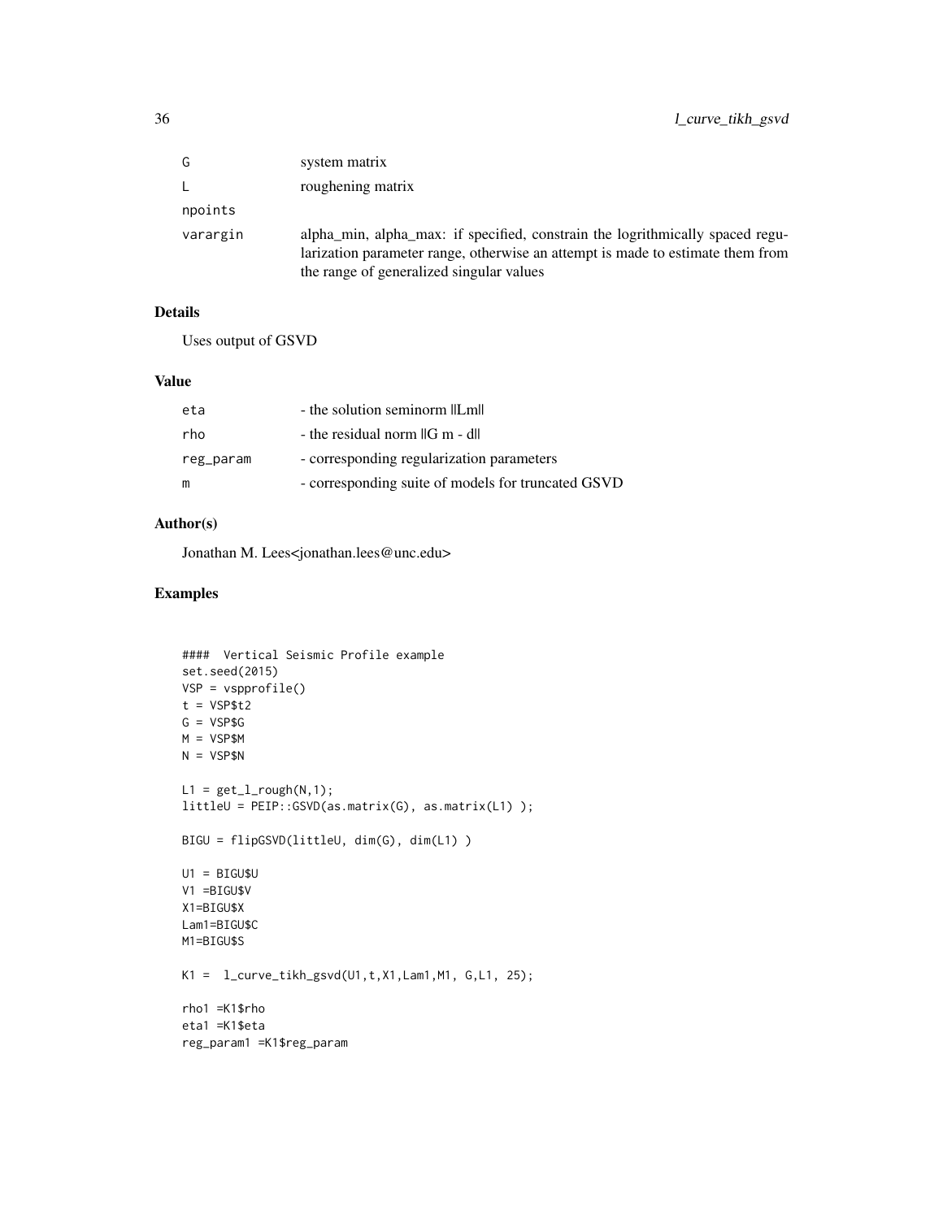| | |
|---|---|
| G | system matrix |
| L | roughening matrix |
| npoints | |
| varargin | alpha_min, alpha_max: if specified, constrain the logrithmically spaced regularization parameter range, otherwise an attempt is made to estimate them from the range of generalized singular values |

## Details

Uses output of GSVD

## Value

| | |
|---|---|
| eta | - the solution seminorm \|\|Lm\|\| |
| rho | - the residual norm \|\|G m - d\|\| |
| reg_param | - corresponding regularization parameters |
| m | - corresponding suite of models for truncated GSVD |

## Author(s)

Jonathan M. Lees<jonathan.lees@unc.edu>

## Examples

```
####  Vertical Seismic Profile example
set.seed(2015)
VSP = vspprofile()
t = VSP$t2
G = VSP$G
M = VSP$M
N = VSP$N

L1 = get_l_rough(N,1);
littleU = PEIP::GSVD(as.matrix(G), as.matrix(L1) );

BIGU = flipGSVD(littleU, dim(G), dim(L1) )

U1 = BIGU$U
V1 =BIGU$V
X1=BIGU$X
Lam1=BIGU$C
M1=BIGU$S

K1 =  l_curve_tikh_gsvd(U1,t,X1,Lam1,M1, G,L1, 25);

rho1 =K1$rho
eta1 =K1$eta
reg_param1 =K1$reg_param
```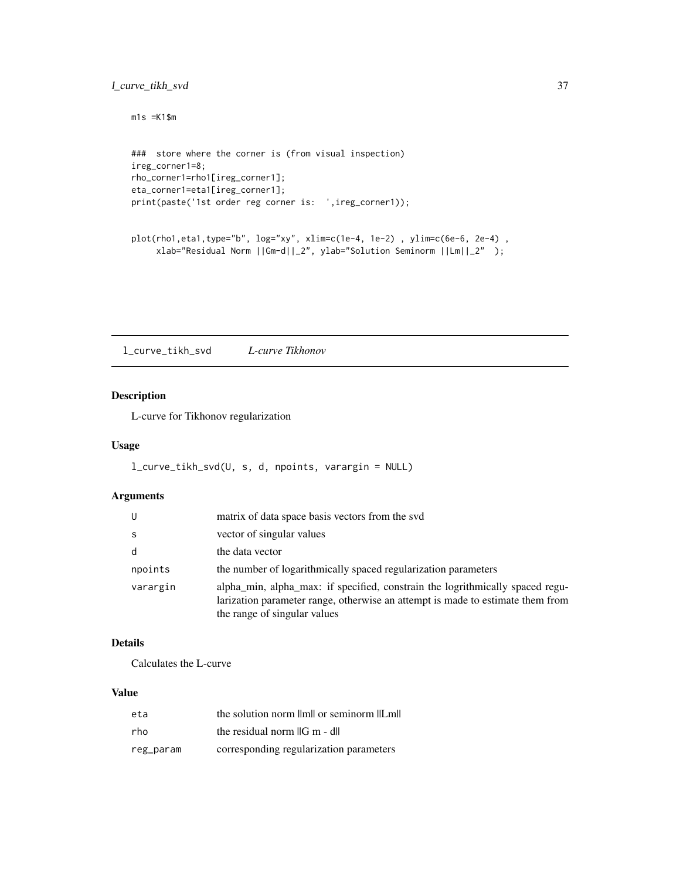```
m1s =K1$m


###  store where the corner is (from visual inspection)
ireg_corner1=8;
rho_corner1=rho1[ireg_corner1];
eta_corner1=eta1[ireg_corner1];
print(paste('1st order reg corner is:  ',ireg_corner1));


plot(rho1,eta1,type="b", log="xy", xlim=c(1e-4, 1e-2) , ylim=c(6e-6, 2e-4) ,
     xlab="Residual Norm ||Gm-d||_2", ylab="Solution Seminorm ||Lm||_2"  );
```

---

## l_curve_tikh_svd — *L-curve Tikhonov*

### Description

L-curve for Tikhonov regularization

### Usage

```
l_curve_tikh_svd(U, s, d, npoints, varargin = NULL)
```

### Arguments

| | |
|---|---|
| U | matrix of data space basis vectors from the svd |
| s | vector of singular values |
| d | the data vector |
| npoints | the number of logarithmically spaced regularization parameters |
| varargin | alpha_min, alpha_max: if specified, constrain the logrithmically spaced regularization parameter range, otherwise an attempt is made to estimate them from the range of singular values |

### Details

Calculates the L-curve

### Value

| | |
|---|---|
| eta | the solution norm \|\|m\|\| or seminorm \|\|Lm\|\| |
| rho | the residual norm \|\|G m - d\|\| |
| reg_param | corresponding regularization parameters |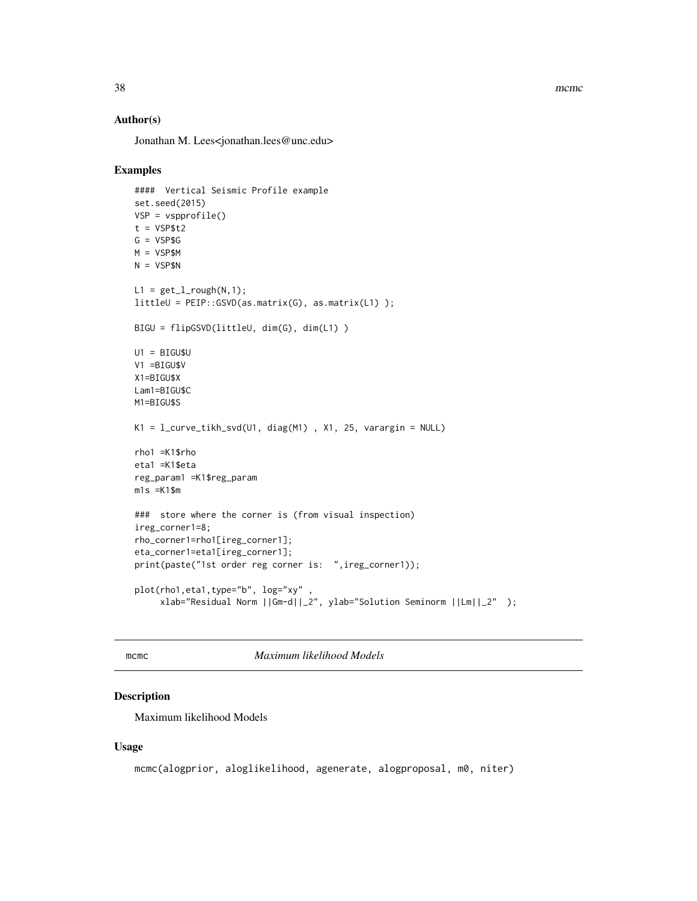## Author(s)

Jonathan M. Lees<jonathan.lees@unc.edu>

## Examples

```
####  Vertical Seismic Profile example
set.seed(2015)
VSP = vspprofile()
t = VSP$t2
G = VSP$G
M = VSP$M
N = VSP$N

L1 = get_l_rough(N,1);
littleU = PEIP::GSVD(as.matrix(G), as.matrix(L1) );

BIGU = flipGSVD(littleU, dim(G), dim(L1) )

U1 = BIGU$U
V1 =BIGU$V
X1=BIGU$X
Lam1=BIGU$C
M1=BIGU$S

K1 = l_curve_tikh_svd(U1, diag(M1) , X1, 25, varargin = NULL)

rho1 =K1$rho
eta1 =K1$eta
reg_param1 =K1$reg_param
m1s =K1$m

###  store where the corner is (from visual inspection)
ireg_corner1=8;
rho_corner1=rho1[ireg_corner1];
eta_corner1=eta1[ireg_corner1];
print(paste("1st order reg corner is:  ",ireg_corner1));

plot(rho1,eta1,type="b", log="xy" ,
     xlab="Residual Norm ||Gm-d||_2", ylab="Solution Seminorm ||Lm||_2"  );
```

---

# mcmc    *Maximum likelihood Models*

## Description

Maximum likelihood Models

## Usage

```
mcmc(alogprior, aloglikelihood, agenerate, alogproposal, m0, niter)
```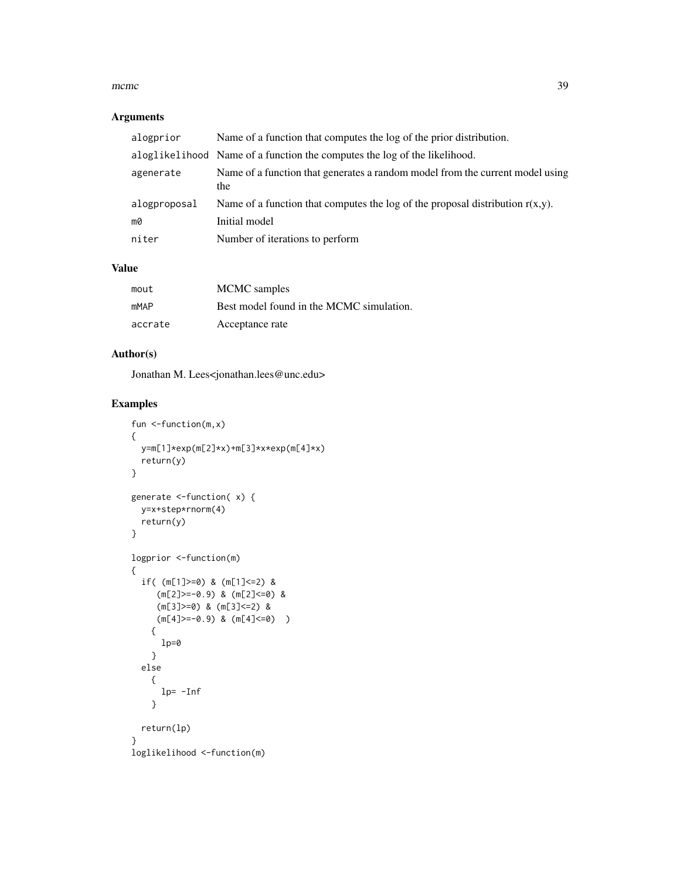## Arguments

| | |
|---|---|
| alogprior | Name of a function that computes the log of the prior distribution. |
| aloglikelihood | Name of a function the computes the log of the likelihood. |
| agenerate | Name of a function that generates a random model from the current model using the |
| alogproposal | Name of a function that computes the log of the proposal distribution r(x,y). |
| m0 | Initial model |
| niter | Number of iterations to perform |

## Value

| | |
|---|---|
| mout | MCMC samples |
| mMAP | Best model found in the MCMC simulation. |
| accrate | Acceptance rate |

## Author(s)

Jonathan M. Lees<jonathan.lees@unc.edu>

## Examples

```
fun <-function(m,x)
{
  y=m[1]*exp(m[2]*x)+m[3]*x*exp(m[4]*x)
  return(y)
}

generate <-function( x) {
  y=x+step*rnorm(4)
  return(y)
}

logprior <-function(m)
{
  if( (m[1]>=0) & (m[1]<=2) &
     (m[2]>=-0.9) & (m[2]<=0) &
     (m[3]>=0) & (m[3]<=2) &
     (m[4]>=-0.9) & (m[4]<=0)  )
    {
      lp=0
    }
  else
    {
      lp= -Inf
    }

  return(lp)
}
loglikelihood <-function(m)
```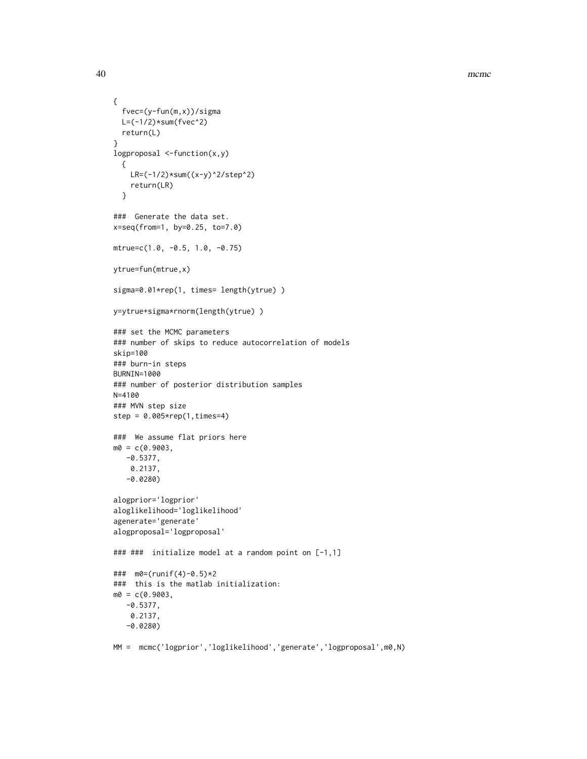```
{
  fvec=(y-fun(m,x))/sigma
  L=(-1/2)*sum(fvec^2)
  return(L)
}
logproposal <-function(x,y)
  {
    LR=(-1/2)*sum((x-y)^2/step^2)
    return(LR)
  }

###  Generate the data set.
x=seq(from=1, by=0.25, to=7.0)

mtrue=c(1.0, -0.5, 1.0, -0.75)

ytrue=fun(mtrue,x)

sigma=0.01*rep(1, times= length(ytrue) )

y=ytrue+sigma*rnorm(length(ytrue) )

### set the MCMC parameters
### number of skips to reduce autocorrelation of models
skip=100
### burn-in steps
BURNIN=1000
### number of posterior distribution samples
N=4100
### MVN step size
step = 0.005*rep(1,times=4)

###  We assume flat priors here
m0 = c(0.9003,
   -0.5377,
    0.2137,
   -0.0280)

alogprior='logprior'
aloglikelihood='loglikelihood'
agenerate='generate'
alogproposal='logproposal'

### ###  initialize model at a random point on [-1,1]

###  m0=(runif(4)-0.5)*2
###  this is the matlab initialization:
m0 = c(0.9003,
   -0.5377,
    0.2137,
   -0.0280)

MM =  mcmc('logprior','loglikelihood','generate','logproposal',m0,N)
```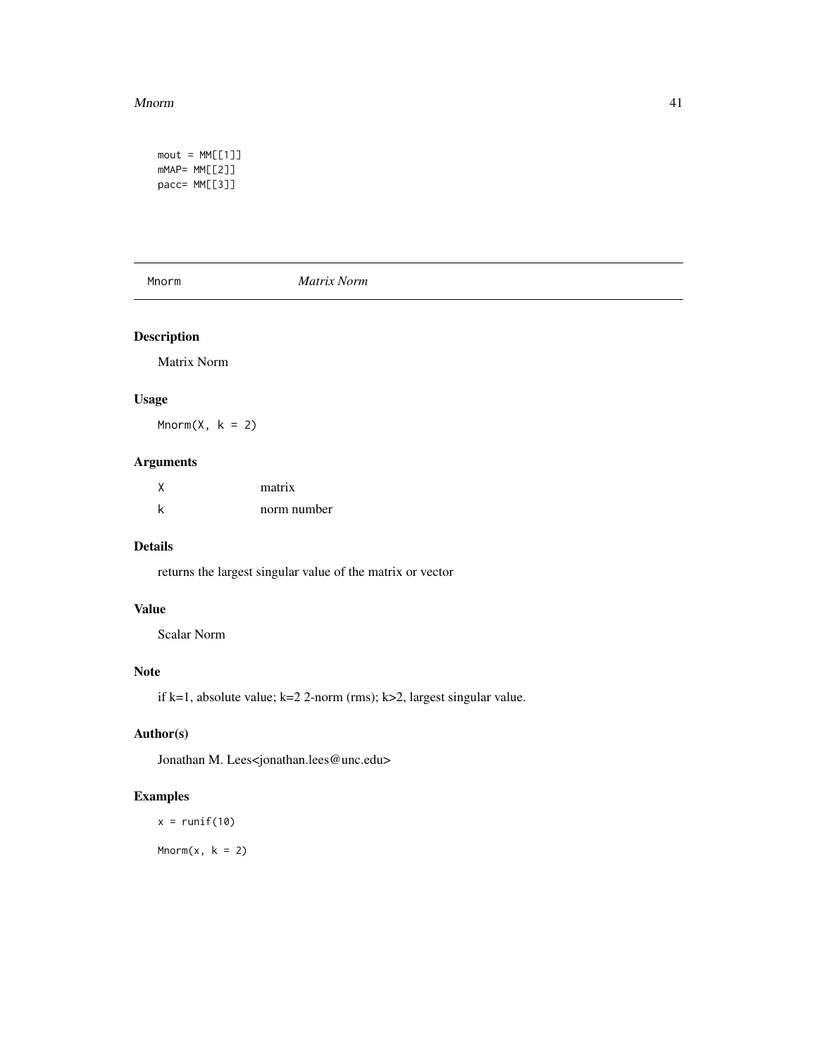```
mout = MM[[1]]
mMAP= MM[[2]]
pacc= MM[[3]]
```

## Mnorm *Matrix Norm*

### Description

Matrix Norm

### Usage

```
Mnorm(X, k = 2)
```

### Arguments

| | |
|---|---|
| X | matrix |
| k | norm number |

### Details

returns the largest singular value of the matrix or vector

### Value

Scalar Norm

### Note

if k=1, absolute value; k=2 2-norm (rms); k>2, largest singular value.

### Author(s)

Jonathan M. Lees<jonathan.lees@unc.edu>

### Examples

```
x = runif(10)

Mnorm(x, k = 2)
```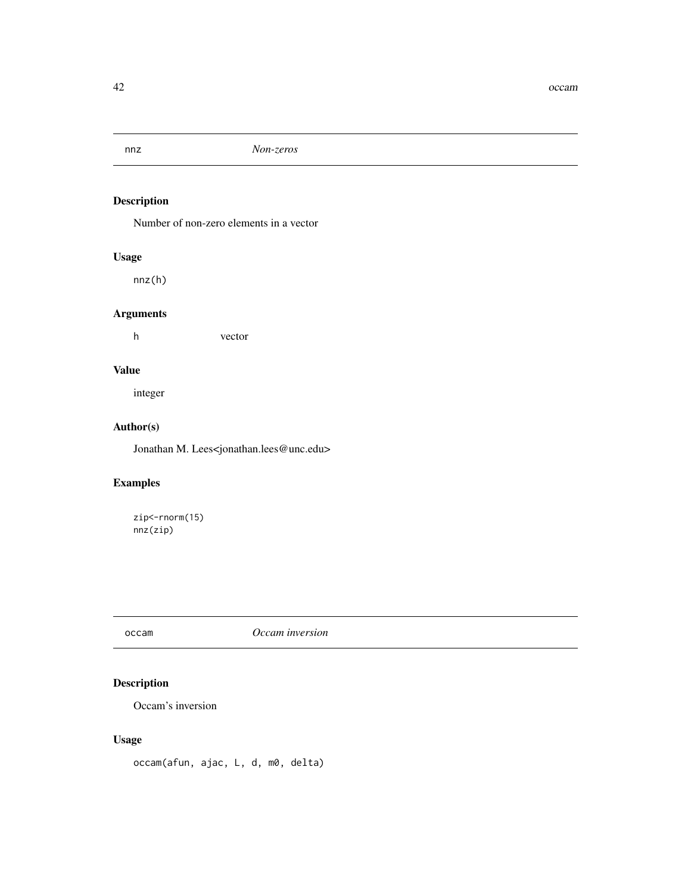## nnz *Non-zeros*

### Description

Number of non-zero elements in a vector

### Usage

```
nnz(h)
```

### Arguments

| | |
|---|---|
| h | vector |

### Value

integer

### Author(s)

Jonathan M. Lees<jonathan.lees@unc.edu>

### Examples

```
zip<-rnorm(15)
nnz(zip)
```

## occam *Occam inversion*

### Description

Occam's inversion

### Usage

```
occam(afun, ajac, L, d, m0, delta)
```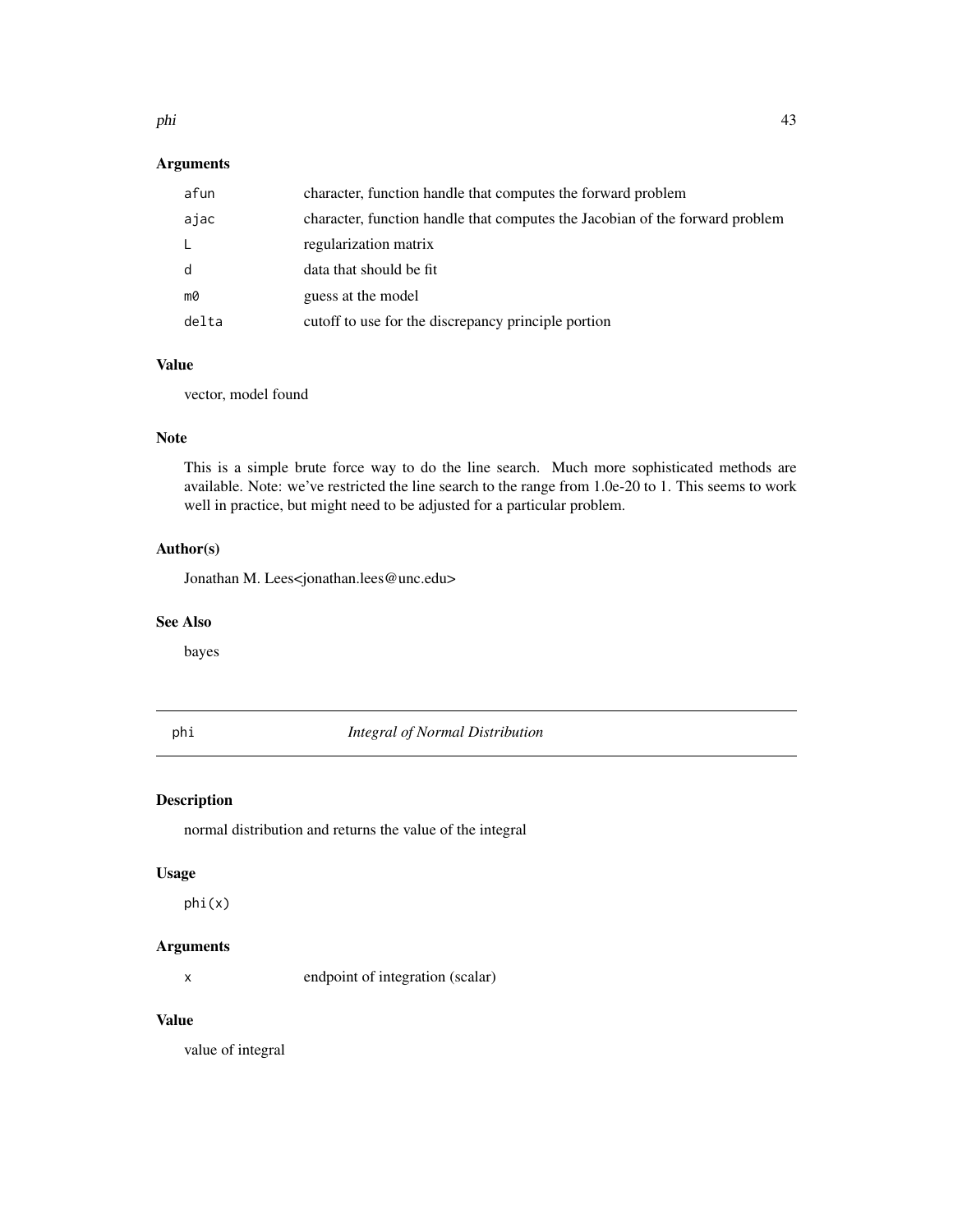### Arguments

| | |
|---|---|
| afun | character, function handle that computes the forward problem |
| ajac | character, function handle that computes the Jacobian of the forward problem |
| L | regularization matrix |
| d | data that should be fit |
| m0 | guess at the model |
| delta | cutoff to use for the discrepancy principle portion |

### Value

vector, model found

### Note

This is a simple brute force way to do the line search. Much more sophisticated methods are available. Note: we've restricted the line search to the range from 1.0e-20 to 1. This seems to work well in practice, but might need to be adjusted for a particular problem.

### Author(s)

Jonathan M. Lees<jonathan.lees@unc.edu>

### See Also

bayes

---

## phi *Integral of Normal Distribution*

---

### Description

normal distribution and returns the value of the integral

### Usage

```
phi(x)
```

### Arguments

| | |
|---|---|
| x | endpoint of integration (scalar) |

### Value

value of integral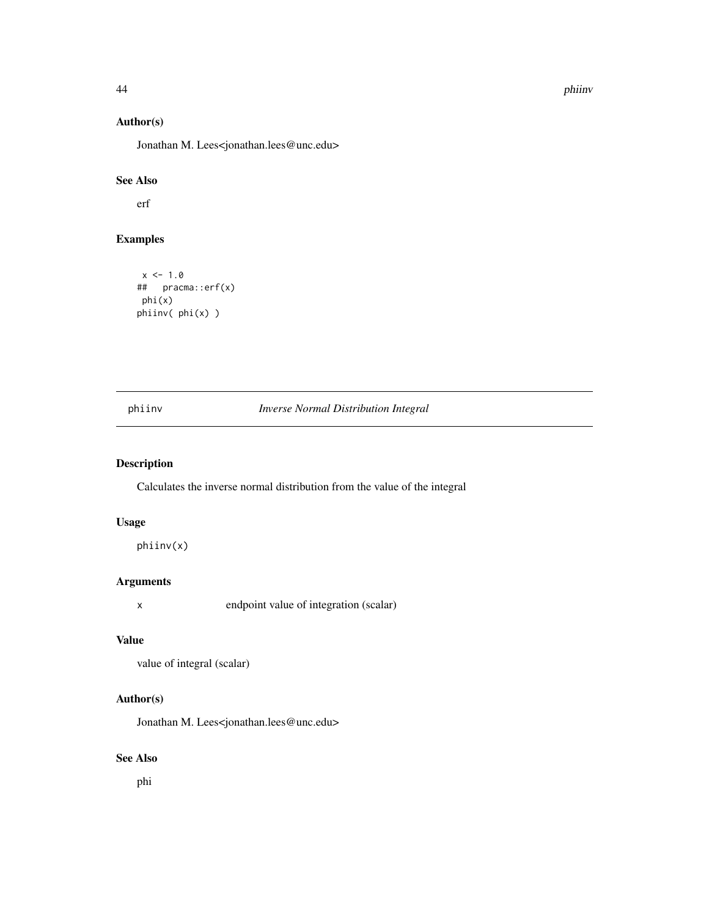## Author(s)

Jonathan M. Lees<jonathan.lees@unc.edu>

## See Also

erf

## Examples

```
 x <- 1.0
##   pracma::erf(x)
 phi(x)
phiinv( phi(x) )
```

---

# phiinv — *Inverse Normal Distribution Integral*

## Description

Calculates the inverse normal distribution from the value of the integral

## Usage

```
phiinv(x)
```

## Arguments

| | |
|---|---|
| x | endpoint value of integration (scalar) |

## Value

value of integral (scalar)

## Author(s)

Jonathan M. Lees<jonathan.lees@unc.edu>

## See Also

phi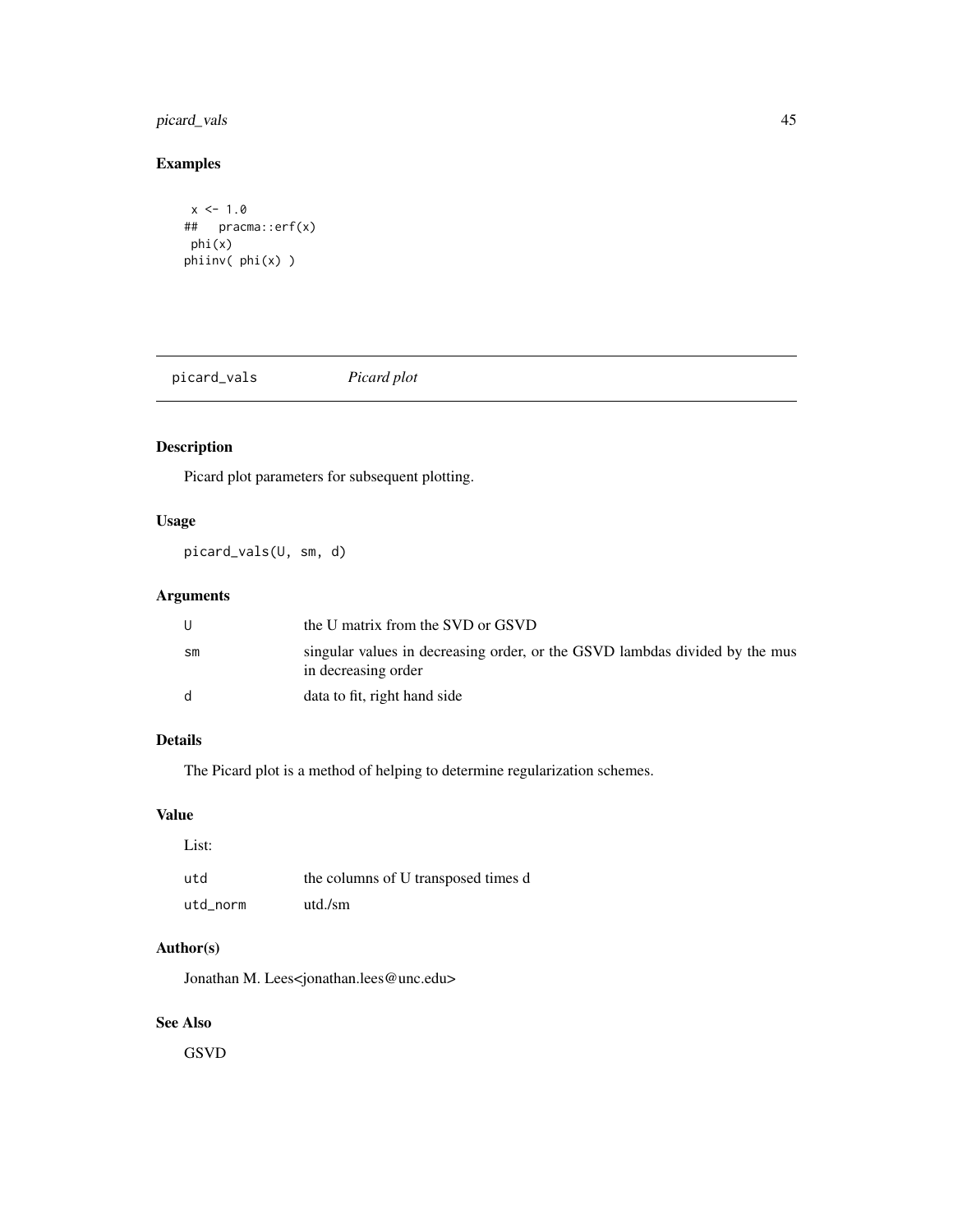## Examples

```
x <- 1.0
## pracma::erf(x)
phi(x)
phiinv( phi(x) )
```

---

# picard_vals    *Picard plot*

---

## Description

Picard plot parameters for subsequent plotting.

## Usage

```
picard_vals(U, sm, d)
```

## Arguments

| | |
|---|---|
| U | the U matrix from the SVD or GSVD |
| sm | singular values in decreasing order, or the GSVD lambdas divided by the mus in decreasing order |
| d | data to fit, right hand side |

## Details

The Picard plot is a method of helping to determine regularization schemes.

## Value

List:

| | |
|---|---|
| utd | the columns of U transposed times d |
| utd_norm | utd./sm |

## Author(s)

Jonathan M. Lees<jonathan.lees@unc.edu>

## See Also

GSVD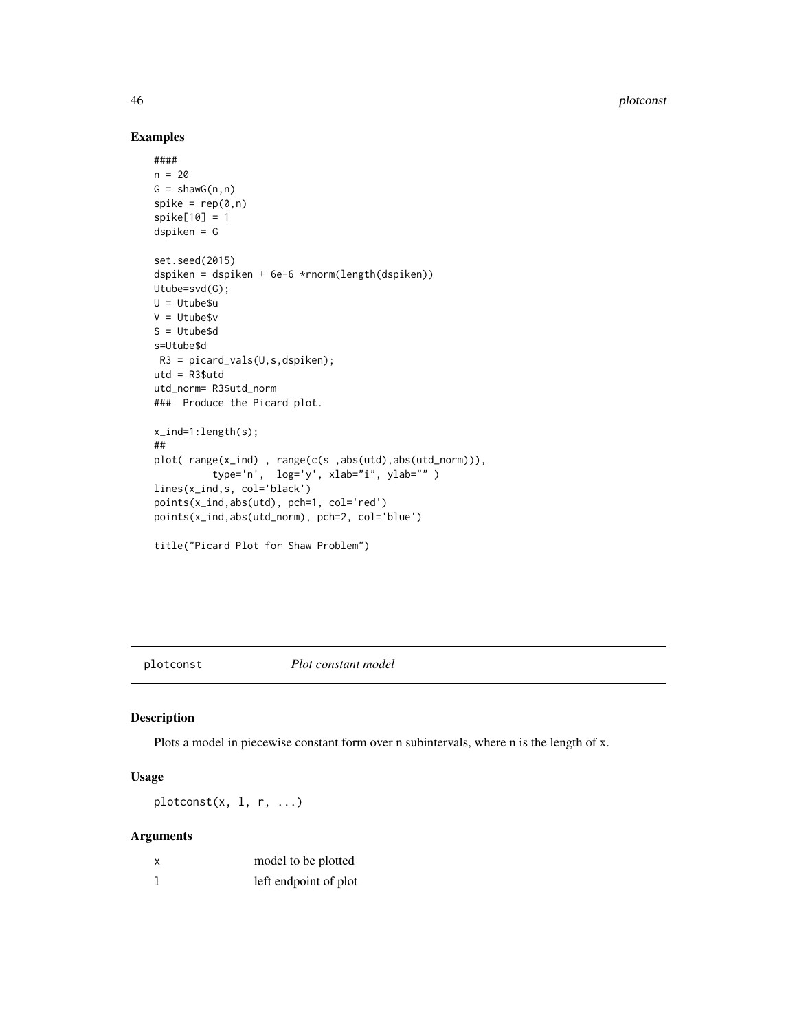## Examples

```
####
n = 20
G = shawG(n,n)
spike = rep(0,n)
spike[10] = 1
dspiken = G

set.seed(2015)
dspiken = dspiken + 6e-6 *rnorm(length(dspiken))
Utube=svd(G);
U = Utube$u
V = Utube$v
S = Utube$d
s=Utube$d
 R3 = picard_vals(U,s,dspiken);
utd = R3$utd
utd_norm= R3$utd_norm
###  Produce the Picard plot.

x_ind=1:length(s);
##
plot( range(x_ind) , range(c(s ,abs(utd),abs(utd_norm))),
          type='n',  log='y', xlab="i", ylab="" )
lines(x_ind,s, col='black')
points(x_ind,abs(utd), pch=1, col='red')
points(x_ind,abs(utd_norm), pch=2, col='blue')

title("Picard Plot for Shaw Problem")
```

---

# plotconst &nbsp;&nbsp;&nbsp;&nbsp; *Plot constant model*

## Description

Plots a model in piecewise constant form over n subintervals, where n is the length of x.

## Usage

```
plotconst(x, l, r, ...)
```

## Arguments

| | |
|---|---|
| x | model to be plotted |
| l | left endpoint of plot |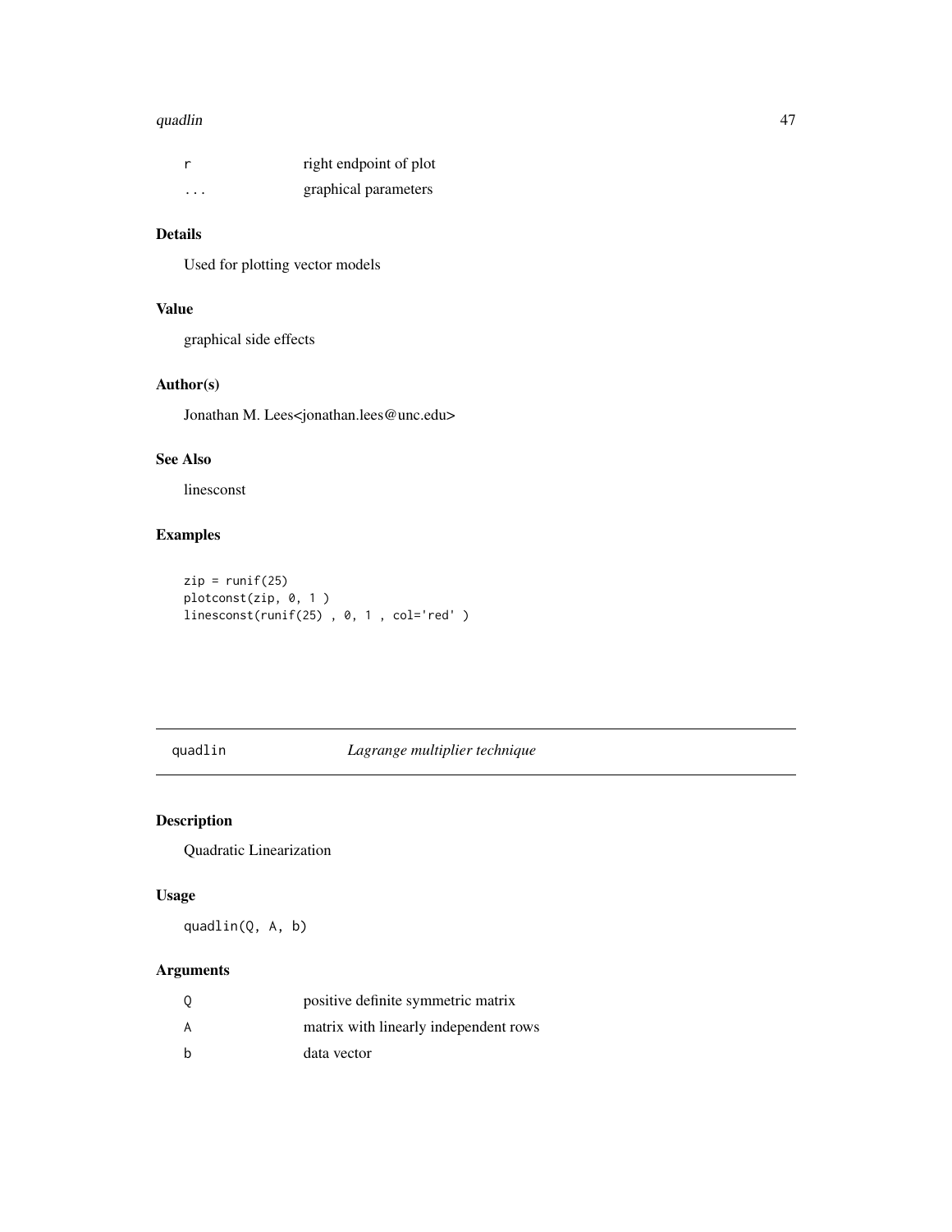| | |
|---|---|
| r | right endpoint of plot |
| ... | graphical parameters |

## Details

Used for plotting vector models

## Value

graphical side effects

## Author(s)

Jonathan M. Lees<jonathan.lees@unc.edu>

## See Also

linesconst

## Examples

```
zip = runif(25)
plotconst(zip, 0, 1 )
linesconst(runif(25) , 0, 1 , col='red' )
```

---

# quadlin *Lagrange multiplier technique*

---

## Description

Quadratic Linearization

## Usage

```
quadlin(Q, A, b)
```

## Arguments

| | |
|---|---|
| Q | positive definite symmetric matrix |
| A | matrix with linearly independent rows |
| b | data vector |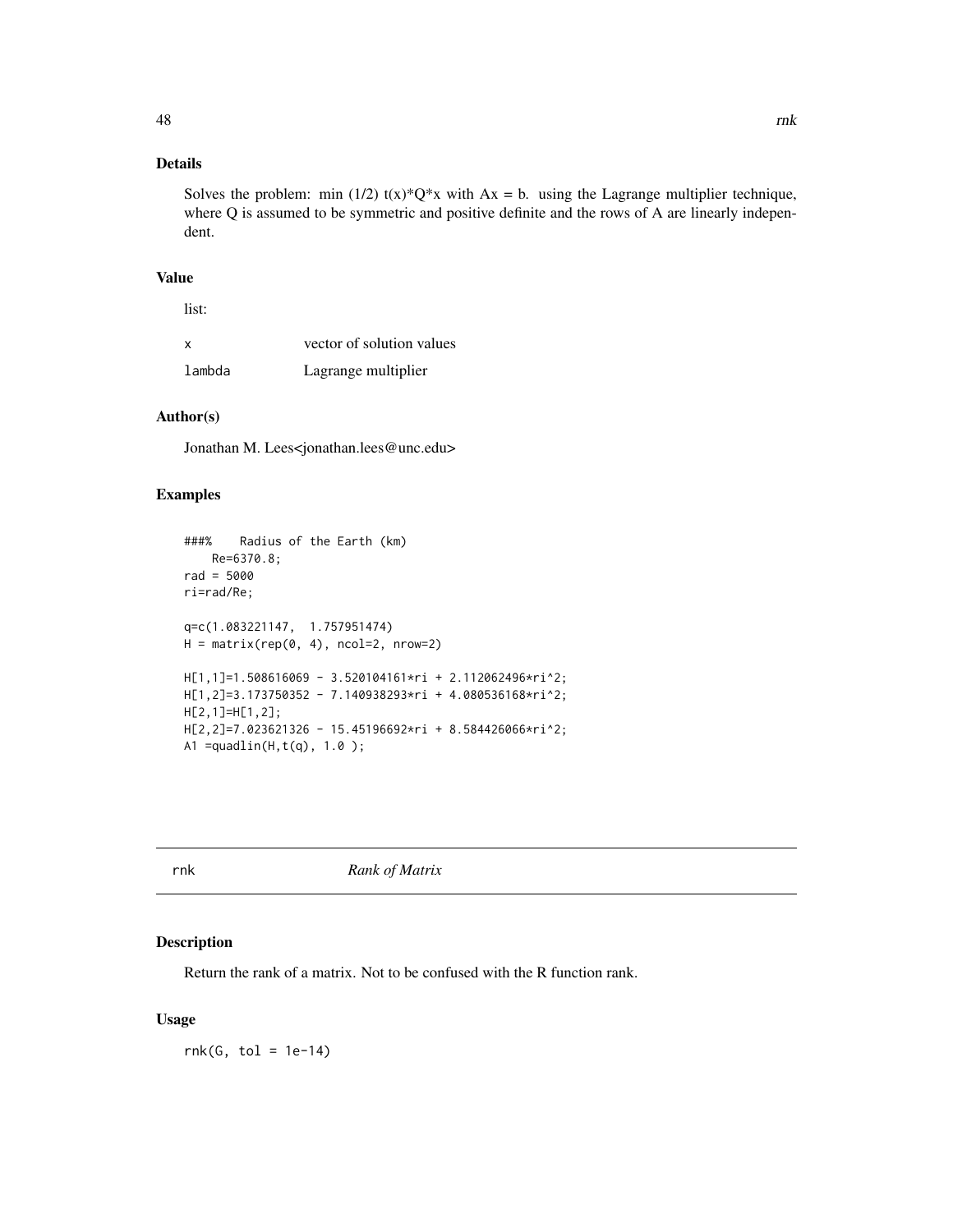## Details

Solves the problem: min (1/2) t(x)*Q*x with Ax = b. using the Lagrange multiplier technique, where Q is assumed to be symmetric and positive definite and the rows of A are linearly independent.

## Value

list:

| | |
|---|---|
| x | vector of solution values |
| lambda | Lagrange multiplier |

## Author(s)

Jonathan M. Lees<jonathan.lees@unc.edu>

## Examples

```
###%    Radius of the Earth (km)
    Re=6370.8;
rad = 5000
ri=rad/Re;

q=c(1.083221147,  1.757951474)
H = matrix(rep(0, 4), ncol=2, nrow=2)

H[1,1]=1.508616069 - 3.520104161*ri + 2.112062496*ri^2;
H[1,2]=3.173750352 - 7.140938293*ri + 4.080536168*ri^2;
H[2,1]=H[1,2];
H[2,2]=7.023621326 - 15.45196692*ri + 8.584426066*ri^2;
A1 =quadlin(H,t(q), 1.0 );
```

---

# rnk *Rank of Matrix*

## Description

Return the rank of a matrix. Not to be confused with the R function rank.

## Usage

```
rnk(G, tol = 1e-14)
```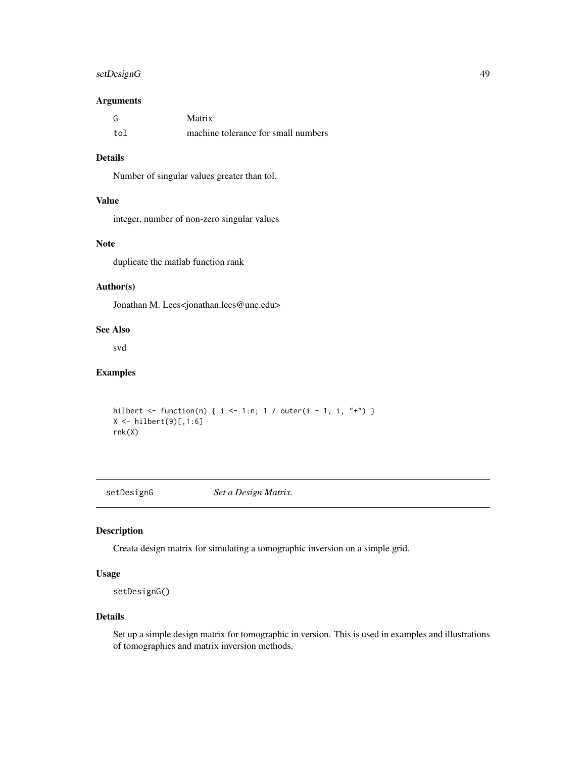### Arguments

| | |
|---|---|
| G | Matrix |
| tol | machine tolerance for small numbers |

### Details

Number of singular values greater than tol.

### Value

integer, number of non-zero singular values

### Note

duplicate the matlab function rank

### Author(s)

Jonathan M. Lees<jonathan.lees@unc.edu>

### See Also

svd

### Examples

```
hilbert <- function(n) { i <- 1:n; 1 / outer(i - 1, i, "+") }
X <- hilbert(9)[,1:6]
rnk(X)
```

---

## setDesignG *Set a Design Matrix.*

---

### Description

Creata design matrix for simulating a tomographic inversion on a simple grid.

### Usage

```
setDesignG()
```

### Details

Set up a simple design matrix for tomographic in version. This is used in examples and illustrations of tomographics and matrix inversion methods.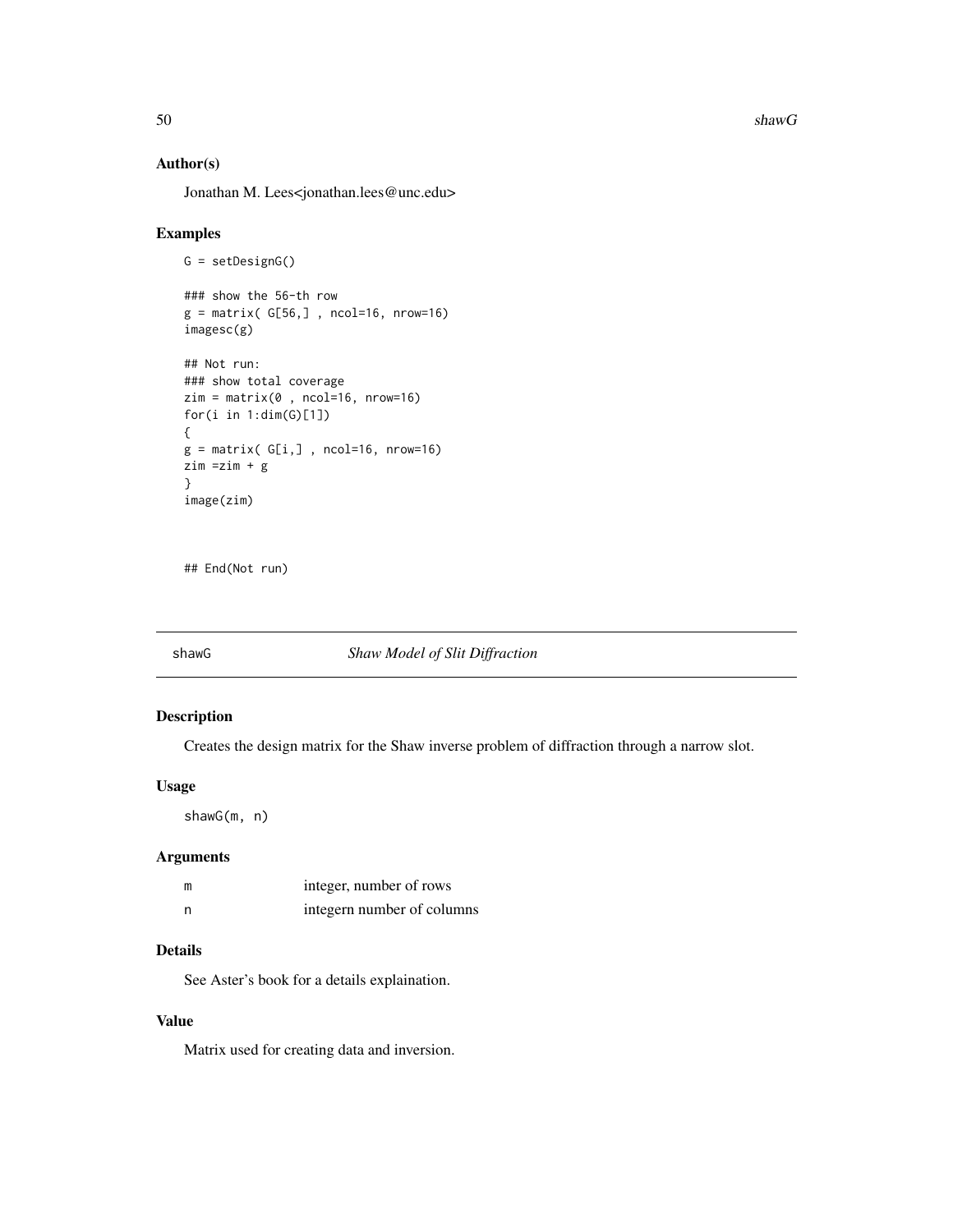### Author(s)

Jonathan M. Lees<jonathan.lees@unc.edu>

### Examples

```
G = setDesignG()

### show the 56-th row
g = matrix( G[56,] , ncol=16, nrow=16)
imagesc(g)

## Not run:
### show total coverage
zim = matrix(0 , ncol=16, nrow=16)
for(i in 1:dim(G)[1])
{
g = matrix( G[i,] , ncol=16, nrow=16)
zim =zim + g
}
image(zim)



## End(Not run)
```

---

## shawG — *Shaw Model of Slit Diffraction*

### Description

Creates the design matrix for the Shaw inverse problem of diffraction through a narrow slot.

### Usage

```
shawG(m, n)
```

### Arguments

| | |
|---|---|
| m | integer, number of rows |
| n | integern number of columns |

### Details

See Aster's book for a details explaination.

### Value

Matrix used for creating data and inversion.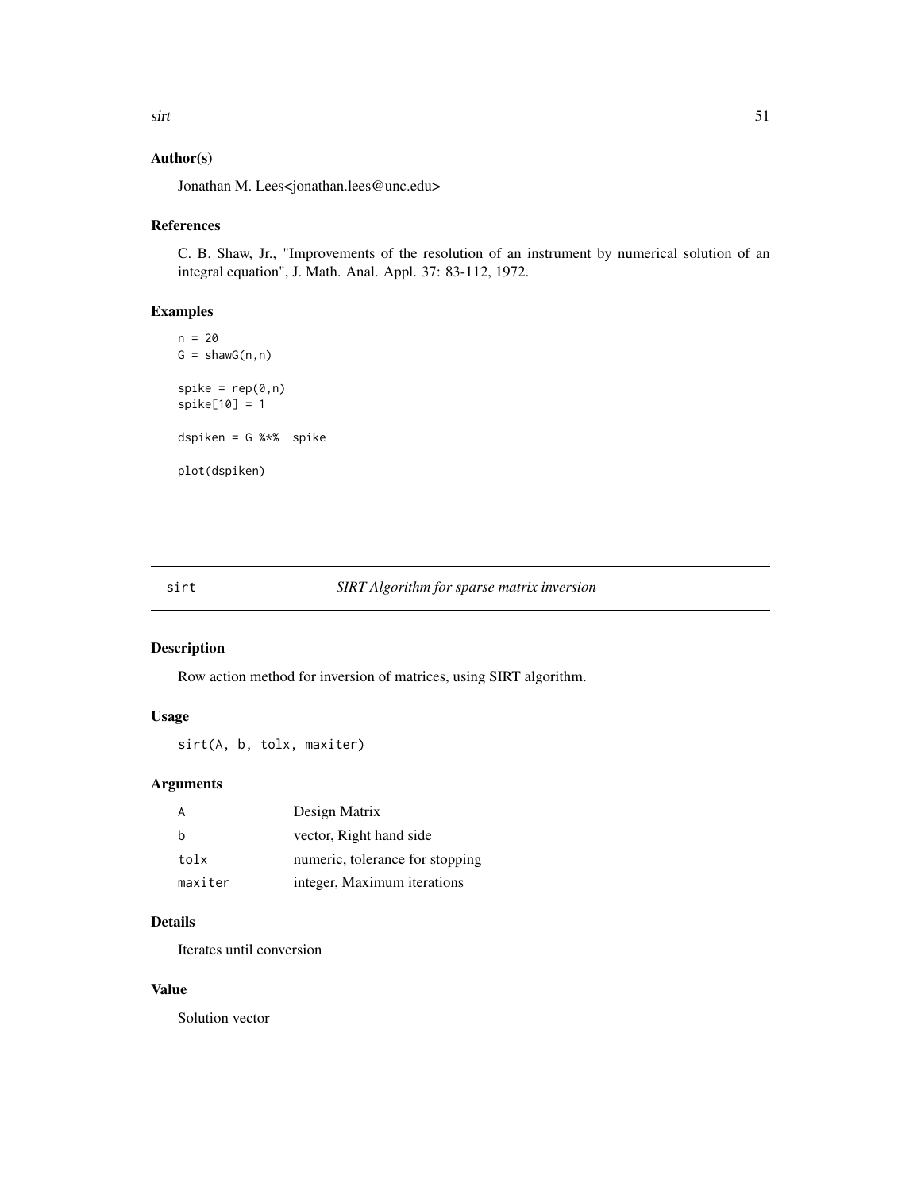## Author(s)

Jonathan M. Lees<jonathan.lees@unc.edu>

## References

C. B. Shaw, Jr., "Improvements of the resolution of an instrument by numerical solution of an integral equation", J. Math. Anal. Appl. 37: 83-112, 1972.

## Examples

```
n = 20
G = shawG(n,n)

spike = rep(0,n)
spike[10] = 1

dspiken = G %*%  spike

plot(dspiken)
```

---

# sirt — *SIRT Algorithm for sparse matrix inversion*

## Description

Row action method for inversion of matrices, using SIRT algorithm.

## Usage

```
sirt(A, b, tolx, maxiter)
```

## Arguments

| | |
|---|---|
| A | Design Matrix |
| b | vector, Right hand side |
| tolx | numeric, tolerance for stopping |
| maxiter | integer, Maximum iterations |

## Details

Iterates until conversion

## Value

Solution vector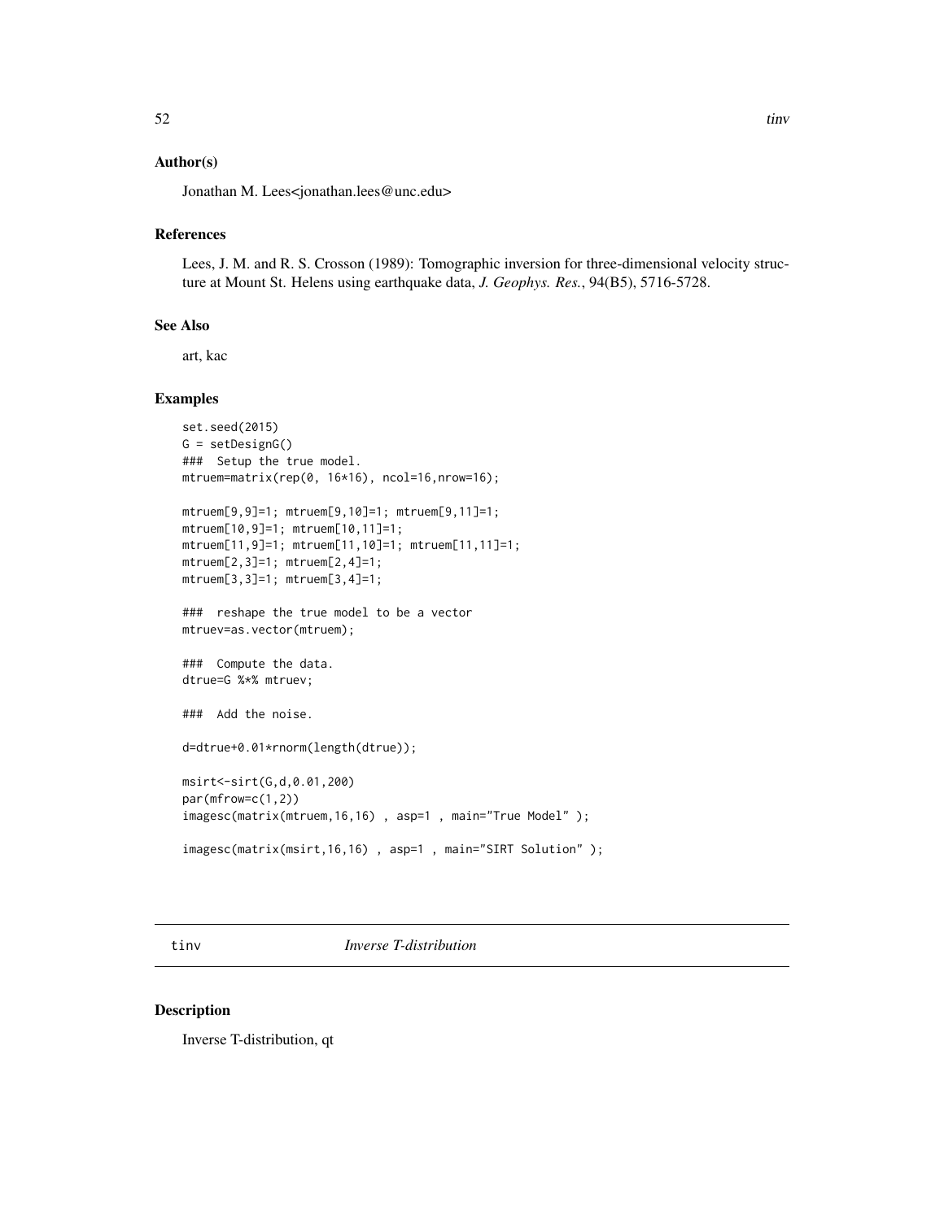## Author(s)

Jonathan M. Lees<jonathan.lees@unc.edu>

## References

Lees, J. M. and R. S. Crosson (1989): Tomographic inversion for three-dimensional velocity structure at Mount St. Helens using earthquake data, *J. Geophys. Res.*, 94(B5), 5716-5728.

## See Also

art, kac

## Examples

```
set.seed(2015)
G = setDesignG()
###  Setup the true model.
mtruem=matrix(rep(0, 16*16), ncol=16,nrow=16);

mtruem[9,9]=1; mtruem[9,10]=1; mtruem[9,11]=1;
mtruem[10,9]=1; mtruem[10,11]=1;
mtruem[11,9]=1; mtruem[11,10]=1; mtruem[11,11]=1;
mtruem[2,3]=1; mtruem[2,4]=1;
mtruem[3,3]=1; mtruem[3,4]=1;

###  reshape the true model to be a vector
mtruev=as.vector(mtruem);

###  Compute the data.
dtrue=G %*% mtruev;

###  Add the noise.

d=dtrue+0.01*rnorm(length(dtrue));

msirt<-sirt(G,d,0.01,200)
par(mfrow=c(1,2))
imagesc(matrix(mtruem,16,16) , asp=1 , main="True Model" );

imagesc(matrix(msirt,16,16) , asp=1 , main="SIRT Solution" );
```

---

# tinv *Inverse T-distribution*

## Description

Inverse T-distribution, qt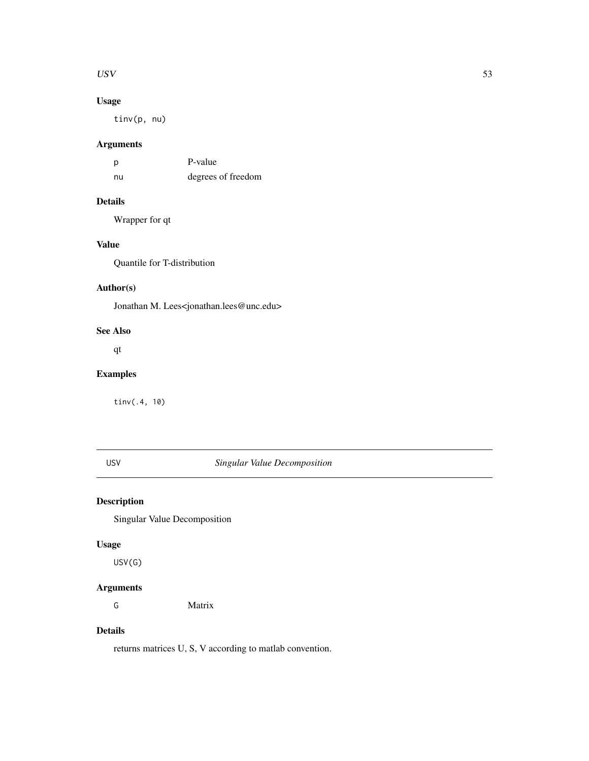## Usage

```
tinv(p, nu)
```

## Arguments

| | |
|---|---|
| p | P-value |
| nu | degrees of freedom |

## Details

Wrapper for qt

## Value

Quantile for T-distribution

## Author(s)

Jonathan M. Lees<jonathan.lees@unc.edu>

## See Also

qt

## Examples

```
tinv(.4, 10)
```

---

# USV — *Singular Value Decomposition*

---

## Description

Singular Value Decomposition

## Usage

```
USV(G)
```

## Arguments

| | |
|---|---|
| G | Matrix |

## Details

returns matrices U, S, V according to matlab convention.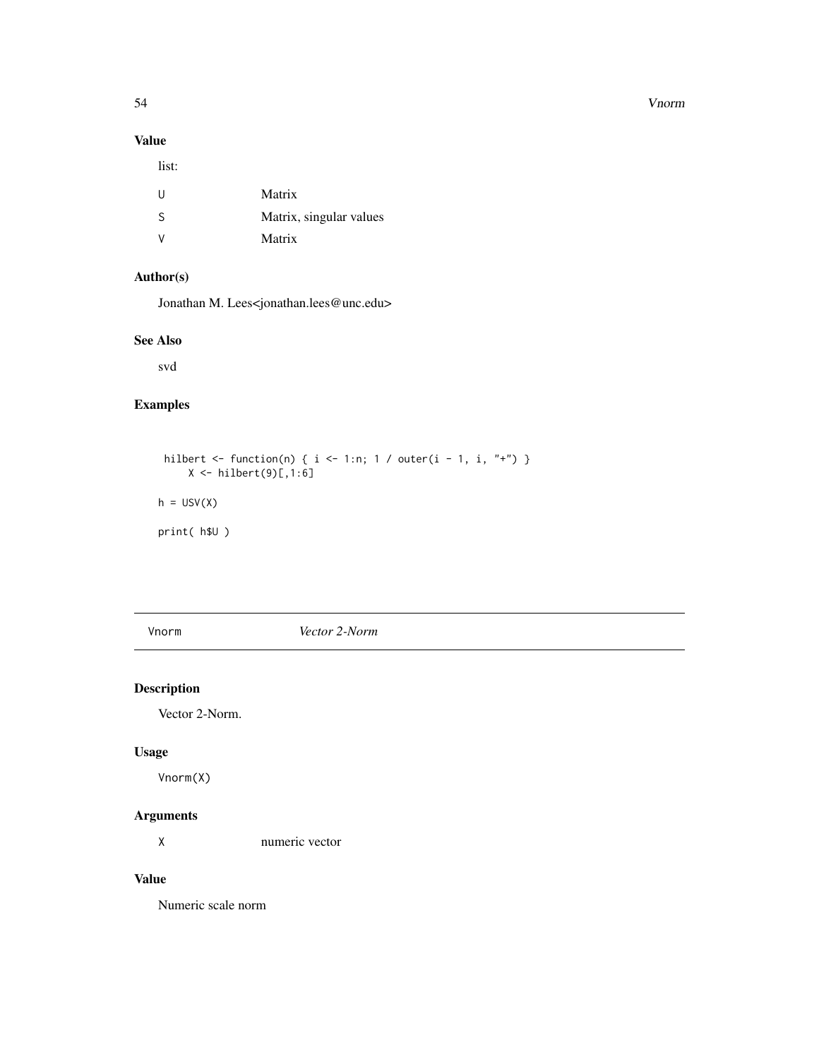## Value

list:

| | |
|---|---|
| U | Matrix |
| S | Matrix, singular values |
| V | Matrix |

## Author(s)

Jonathan M. Lees<jonathan.lees@unc.edu>

## See Also

svd

## Examples

```
 hilbert <- function(n) { i <- 1:n; 1 / outer(i - 1, i, "+") }
     X <- hilbert(9)[,1:6]

h = USV(X)

print( h$U )
```

---

# Vnorm — *Vector 2-Norm*

## Description

Vector 2-Norm.

## Usage

```
Vnorm(X)
```

## Arguments

| | |
|---|---|
| X | numeric vector |

## Value

Numeric scale norm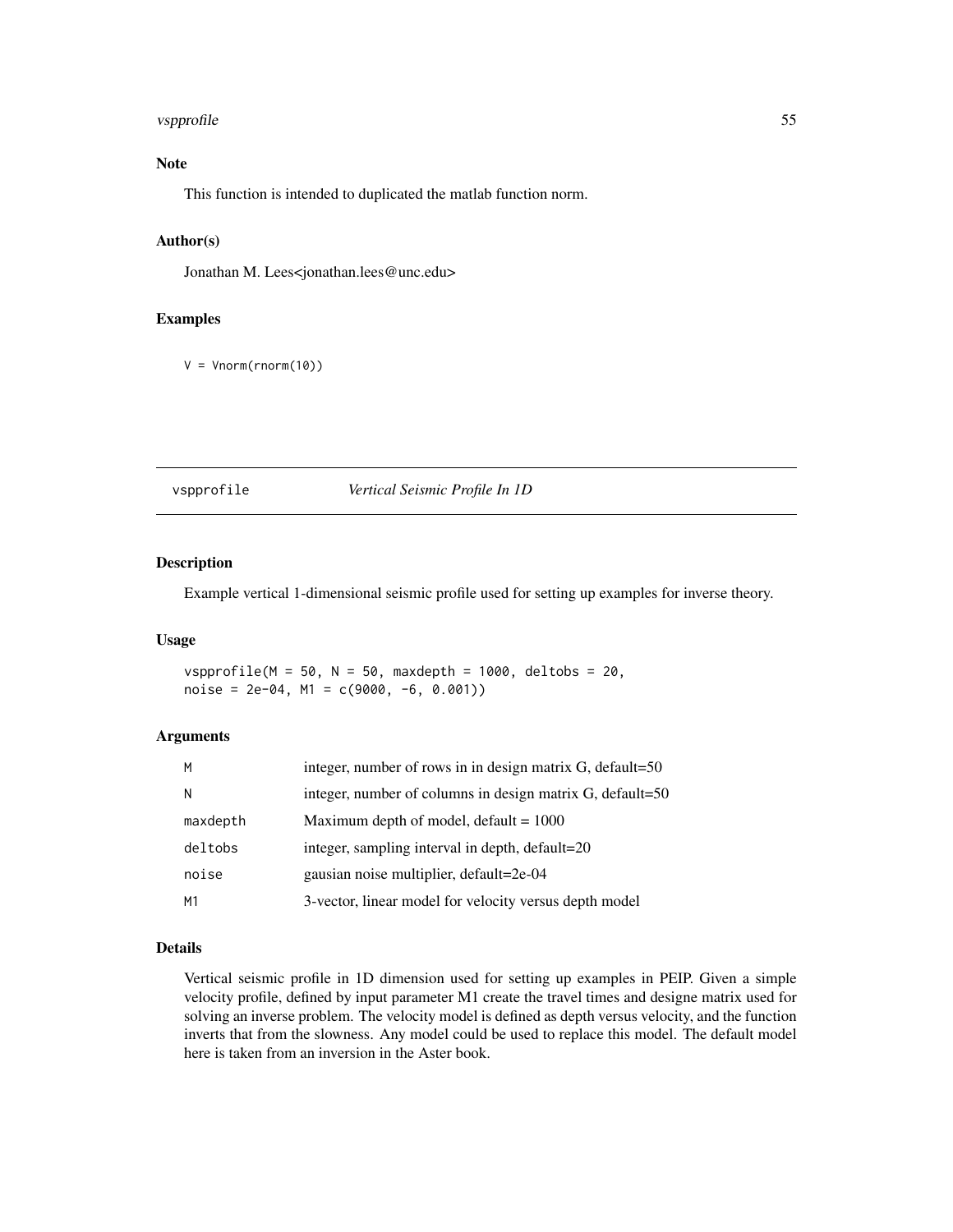### Note

This function is intended to duplicated the matlab function norm.

### Author(s)

Jonathan M. Lees<jonathan.lees@unc.edu>

### Examples

```
V = Vnorm(rnorm(10))
```

---

## vspprofile — *Vertical Seismic Profile In 1D*

### Description

Example vertical 1-dimensional seismic profile used for setting up examples for inverse theory.

### Usage

```
vspprofile(M = 50, N = 50, maxdepth = 1000, deltobs = 20,
noise = 2e-04, M1 = c(9000, -6, 0.001))
```

### Arguments

| | |
|---|---|
| M | integer, number of rows in in design matrix G, default=50 |
| N | integer, number of columns in design matrix G, default=50 |
| maxdepth | Maximum depth of model, default = 1000 |
| deltobs | integer, sampling interval in depth, default=20 |
| noise | gausian noise multiplier, default=2e-04 |
| M1 | 3-vector, linear model for velocity versus depth model |

### Details

Vertical seismic profile in 1D dimension used for setting up examples in PEIP. Given a simple velocity profile, defined by input parameter M1 create the travel times and designe matrix used for solving an inverse problem. The velocity model is defined as depth versus velocity, and the function inverts that from the slowness. Any model could be used to replace this model. The default model here is taken from an inversion in the Aster book.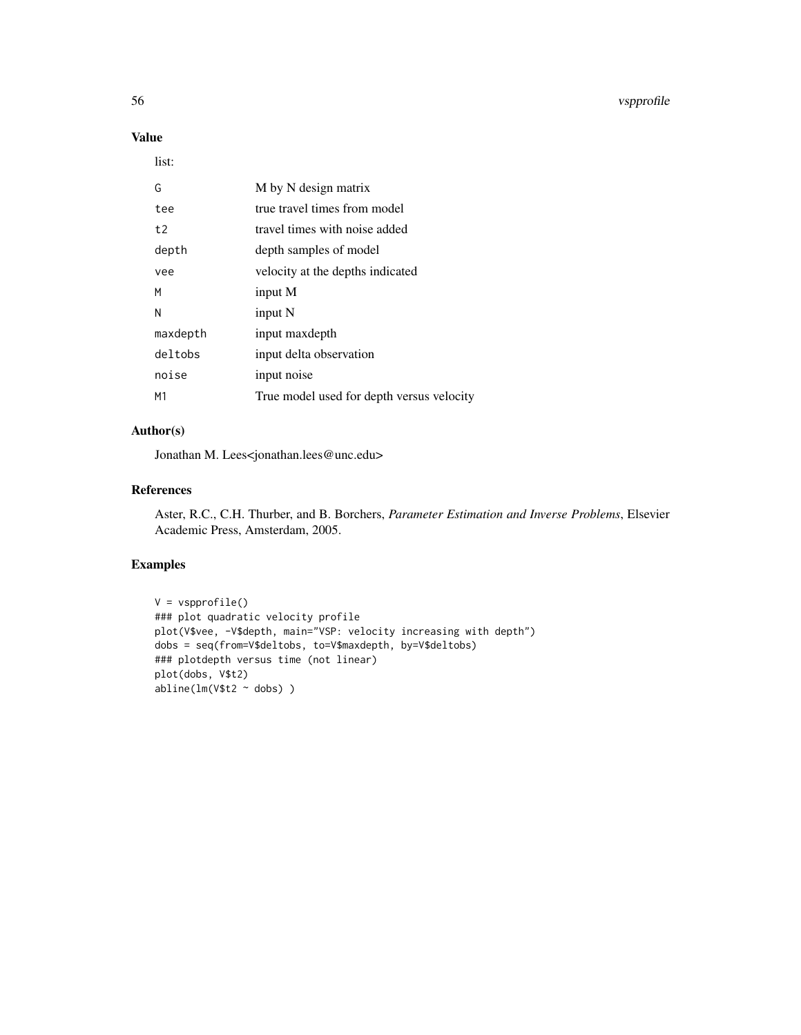## Value

list:

| | |
|---|---|
| G | M by N design matrix |
| tee | true travel times from model |
| t2 | travel times with noise added |
| depth | depth samples of model |
| vee | velocity at the depths indicated |
| M | input M |
| N | input N |
| maxdepth | input maxdepth |
| deltobs | input delta observation |
| noise | input noise |
| M1 | True model used for depth versus velocity |

## Author(s)

Jonathan M. Lees<jonathan.lees@unc.edu>

## References

Aster, R.C., C.H. Thurber, and B. Borchers, *Parameter Estimation and Inverse Problems*, Elsevier Academic Press, Amsterdam, 2005.

## Examples

```
V = vspprofile()
### plot quadratic velocity profile
plot(V$vee, -V$depth, main="VSP: velocity increasing with depth")
dobs = seq(from=V$deltobs, to=V$maxdepth, by=V$deltobs)
### plotdepth versus time (not linear)
plot(dobs, V$t2)
abline(lm(V$t2 ~ dobs) )
```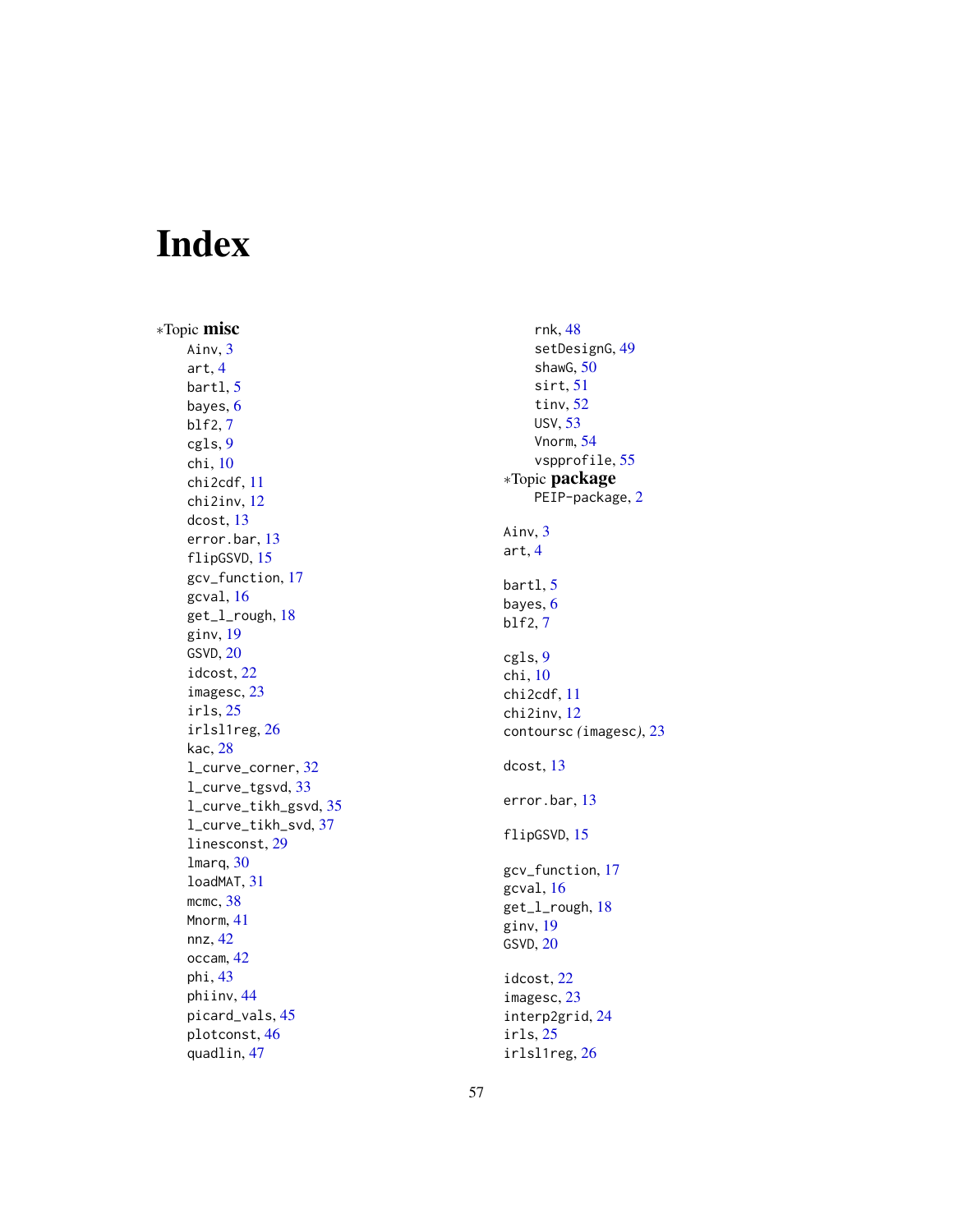# Index

*Topic **misc**

- Ainv, 3
- art, 4
- bartl, 5
- bayes, 6
- blf2, 7
- cgls, 9
- chi, 10
- chi2cdf, 11
- chi2inv, 12
- dcost, 13
- error.bar, 13
- flipGSVD, 15
- gcv_function, 17
- gcval, 16
- get_l_rough, 18
- ginv, 19
- GSVD, 20
- idcost, 22
- imagesc, 23
- irls, 25
- irlsl1reg, 26
- kac, 28
- l_curve_corner, 32
- l_curve_tgsvd, 33
- l_curve_tikh_gsvd, 35
- l_curve_tikh_svd, 37
- linesconst, 29
- lmarq, 30
- loadMAT, 31
- mcmc, 38
- Mnorm, 41
- nnz, 42
- occam, 42
- phi, 43
- phiinv, 44
- picard_vals, 45
- plotconst, 46
- quadlin, 47
- rnk, 48
- setDesignG, 49
- shawG, 50
- sirt, 51
- tinv, 52
- USV, 53
- Vnorm, 54
- vspprofile, 55

*Topic **package**

- PEIP-package, 2

Ainv, 3
art, 4

bartl, 5
bayes, 6
blf2, 7

cgls, 9
chi, 10
chi2cdf, 11
chi2inv, 12
contoursc *(imagesc)*, 23

dcost, 13

error.bar, 13

flipGSVD, 15

gcv_function, 17
gcval, 16
get_l_rough, 18
ginv, 19
GSVD, 20

idcost, 22
imagesc, 23
interp2grid, 24
irls, 25
irlsl1reg, 26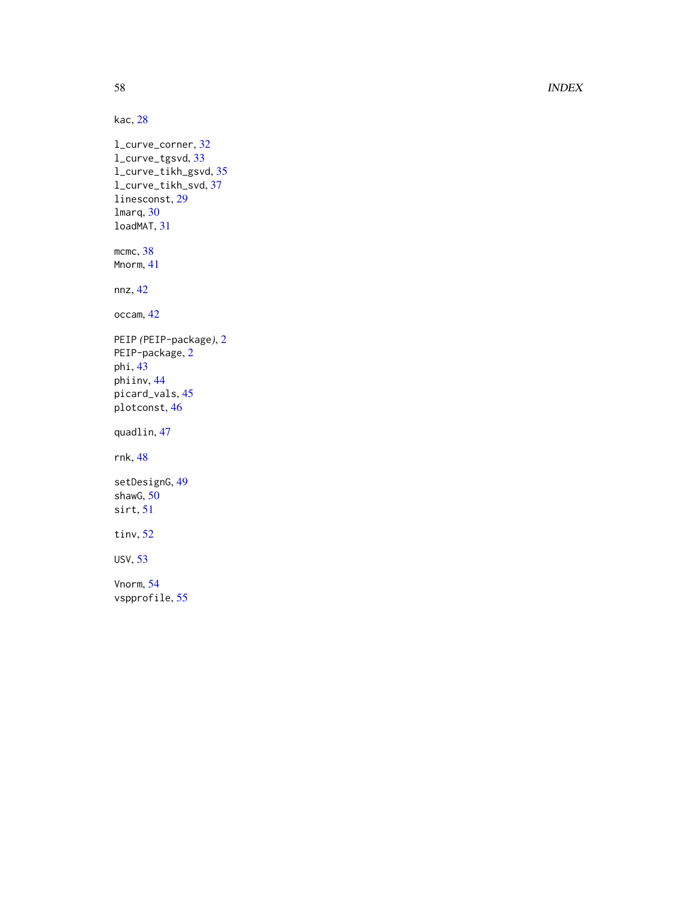kac, 28

l_curve_corner, 32
l_curve_tgsvd, 33
l_curve_tikh_gsvd, 35
l_curve_tikh_svd, 37
linesconst, 29
lmarq, 30
loadMAT, 31

mcmc, 38
Mnorm, 41

nnz, 42

occam, 42

PEIP (PEIP-package), 2
PEIP-package, 2
phi, 43
phiinv, 44
picard_vals, 45
plotconst, 46

quadlin, 47

rnk, 48

setDesignG, 49
shawG, 50
sirt, 51

tinv, 52

USV, 53

Vnorm, 54
vspprofile, 55